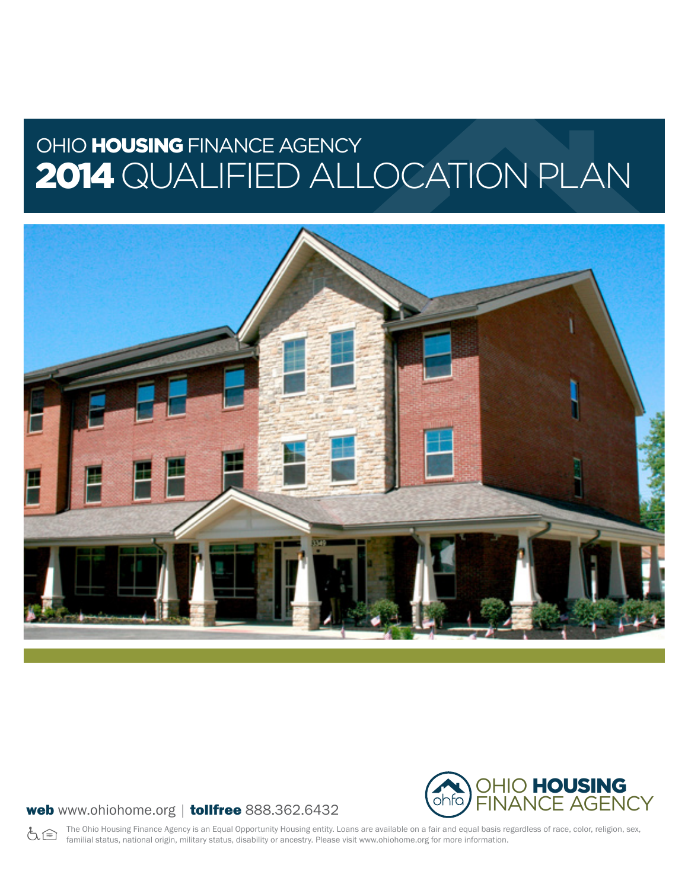# OHIO HOUSING FINANCE AGENCY
# 2014 QUALIFIED ALLOCATION PLAN

**web** www.ohiohome.org | **tollfree** 888.362.6432

OHIO **HOUSING** FINANCE AGENCY

The Ohio Housing Finance Agency is an Equal Opportunity Housing entity. Loans are available on a fair and equal basis regardless of race, color, religion, sex, familial status, national origin, military status, disability or ancestry. Please visit www.ohiohome.org for more information.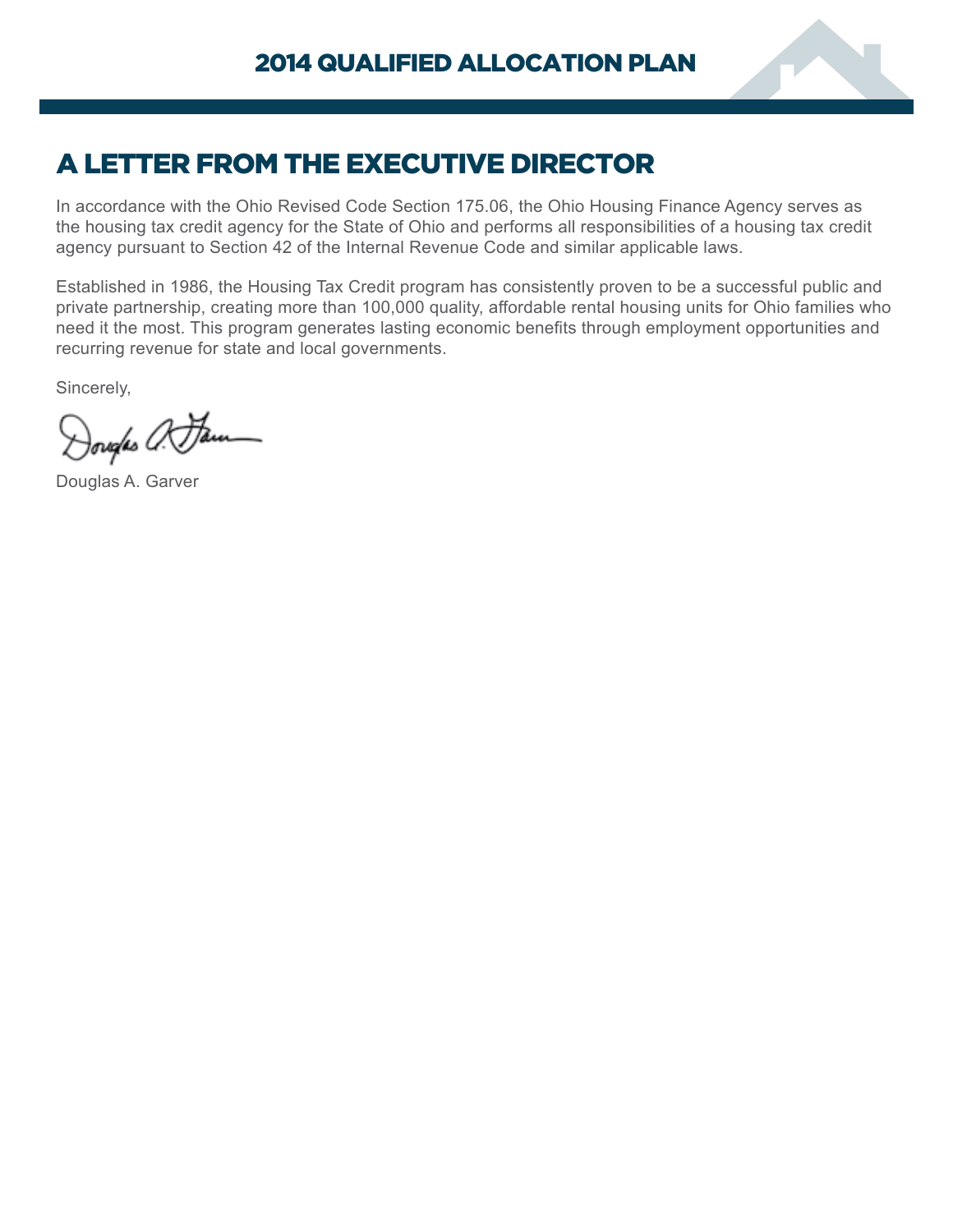# A LETTER FROM THE EXECUTIVE DIRECTOR

In accordance with the Ohio Revised Code Section 175.06, the Ohio Housing Finance Agency serves as the housing tax credit agency for the State of Ohio and performs all responsibilities of a housing tax credit agency pursuant to Section 42 of the Internal Revenue Code and similar applicable laws.

Established in 1986, the Housing Tax Credit program has consistently proven to be a successful public and private partnership, creating more than 100,000 quality, affordable rental housing units for Ohio families who need it the most. This program generates lasting economic benefits through employment opportunities and recurring revenue for state and local governments.

Sincerely,

Douglas A. Garver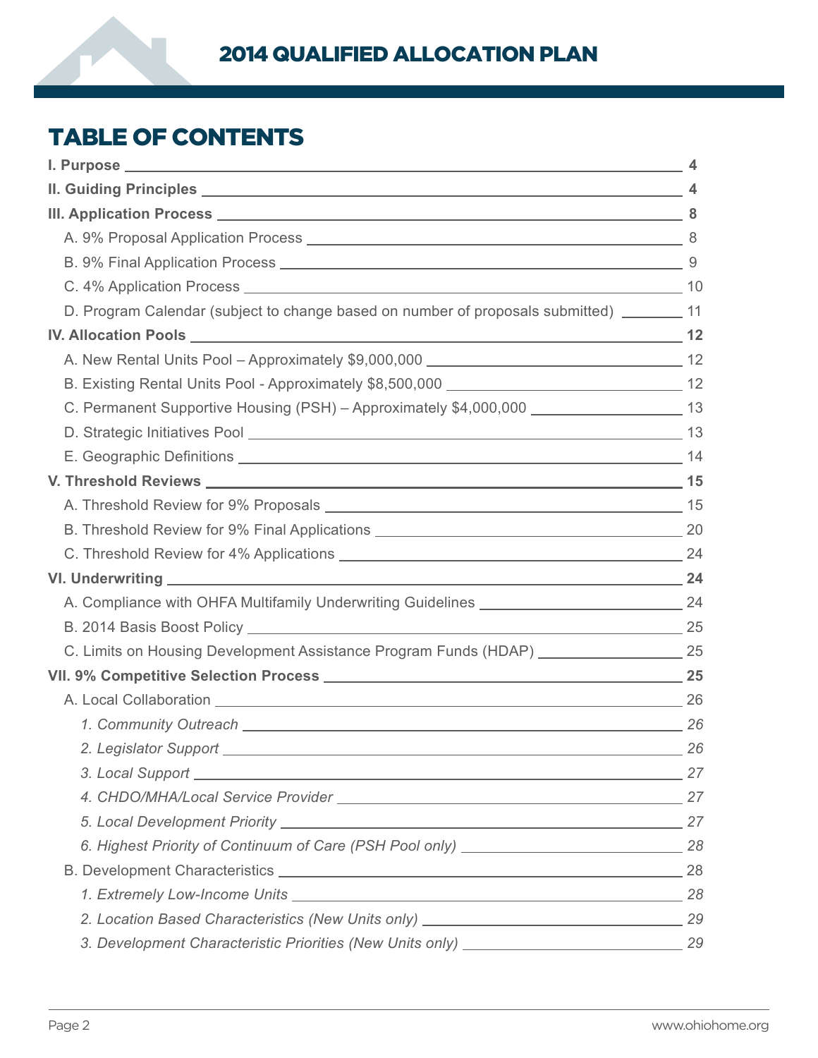## TABLE OF CONTENTS

**I. Purpose** ____ **4**

**II. Guiding Principles** ____ **4**

**III. Application Process** ____ **8**

- A. 9% Proposal Application Process ____ 8
- B. 9% Final Application Process ____ 9
- C. 4% Application Process ____ 10
- D. Program Calendar (subject to change based on number of proposals submitted) ____ 11

**IV. Allocation Pools** ____ **12**

- A. New Rental Units Pool – Approximately $9,000,000 ____ 12
- B. Existing Rental Units Pool - Approximately $8,500,000 ____ 12
- C. Permanent Supportive Housing (PSH) – Approximately $4,000,000 ____ 13
- D. Strategic Initiatives Pool ____ 13
- E. Geographic Definitions ____ 14

**V. Threshold Reviews** ____ **15**

- A. Threshold Review for 9% Proposals ____ 15
- B. Threshold Review for 9% Final Applications ____ 20
- C. Threshold Review for 4% Applications ____ 24

**VI. Underwriting** ____ **24**

- A. Compliance with OHFA Multifamily Underwriting Guidelines ____ 24
- B. 2014 Basis Boost Policy ____ 25
- C. Limits on Housing Development Assistance Program Funds (HDAP) ____ 25

**VII. 9% Competitive Selection Process** ____ **25**

- A. Local Collaboration ____ 26
  - *1. Community Outreach* ____ *26*
  - *2. Legislator Support* ____ *26*
  - *3. Local Support* ____ *27*
  - *4. CHDO/MHA/Local Service Provider* ____ *27*
  - *5. Local Development Priority* ____ *27*
  - *6. Highest Priority of Continuum of Care (PSH Pool only)* ____ *28*
- B. Development Characteristics ____ 28
  - *1. Extremely Low-Income Units* ____ *28*
  - *2. Location Based Characteristics (New Units only)* ____ *29*
  - *3. Development Characteristic Priorities (New Units only)* ____ *29*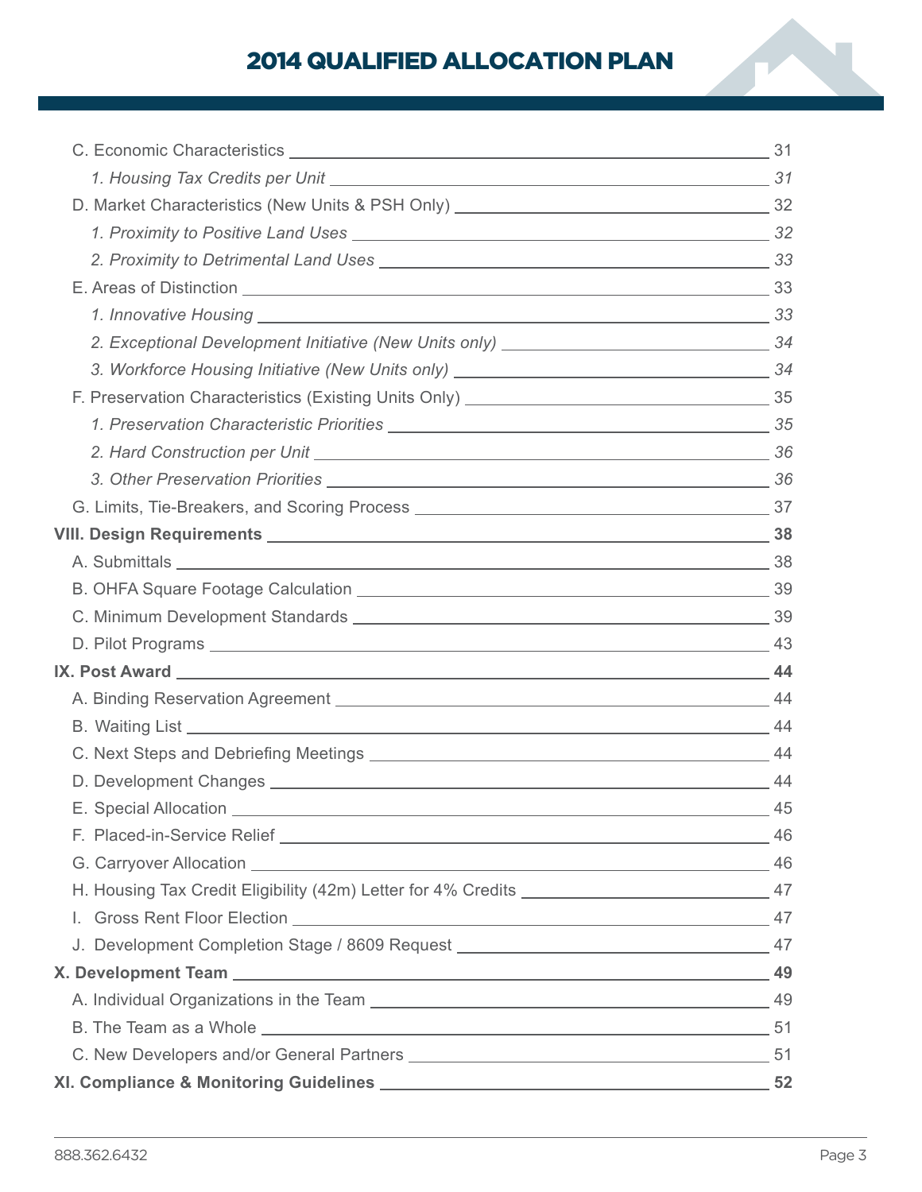C. Economic Characteristics ........ 31

*1. Housing Tax Credits per Unit ........ 31*

D. Market Characteristics (New Units & PSH Only) ........ 32

*1. Proximity to Positive Land Uses ........ 32*

*2. Proximity to Detrimental Land Uses ........ 33*

E. Areas of Distinction ........ 33

*1. Innovative Housing ........ 33*

*2. Exceptional Development Initiative (New Units only) ........ 34*

*3. Workforce Housing Initiative (New Units only) ........ 34*

F. Preservation Characteristics (Existing Units Only) ........ 35

*1. Preservation Characteristic Priorities ........ 35*

*2. Hard Construction per Unit ........ 36*

*3. Other Preservation Priorities ........ 36*

G. Limits, Tie-Breakers, and Scoring Process ........ 37

**VIII. Design Requirements ........ 38**

A. Submittals ........ 38

B. OHFA Square Footage Calculation ........ 39

C. Minimum Development Standards ........ 39

D. Pilot Programs ........ 43

**IX. Post Award ........ 44**

A. Binding Reservation Agreement ........ 44

B. Waiting List ........ 44

C. Next Steps and Debriefing Meetings ........ 44

D. Development Changes ........ 44

E. Special Allocation ........ 45

F. Placed-in-Service Relief ........ 46

G. Carryover Allocation ........ 46

H. Housing Tax Credit Eligibility (42m) Letter for 4% Credits ........ 47

I. Gross Rent Floor Election ........ 47

J. Development Completion Stage / 8609 Request ........ 47

**X. Development Team ........ 49**

A. Individual Organizations in the Team ........ 49

B. The Team as a Whole ........ 51

C. New Developers and/or General Partners ........ 51

**XI. Compliance & Monitoring Guidelines ........ 52**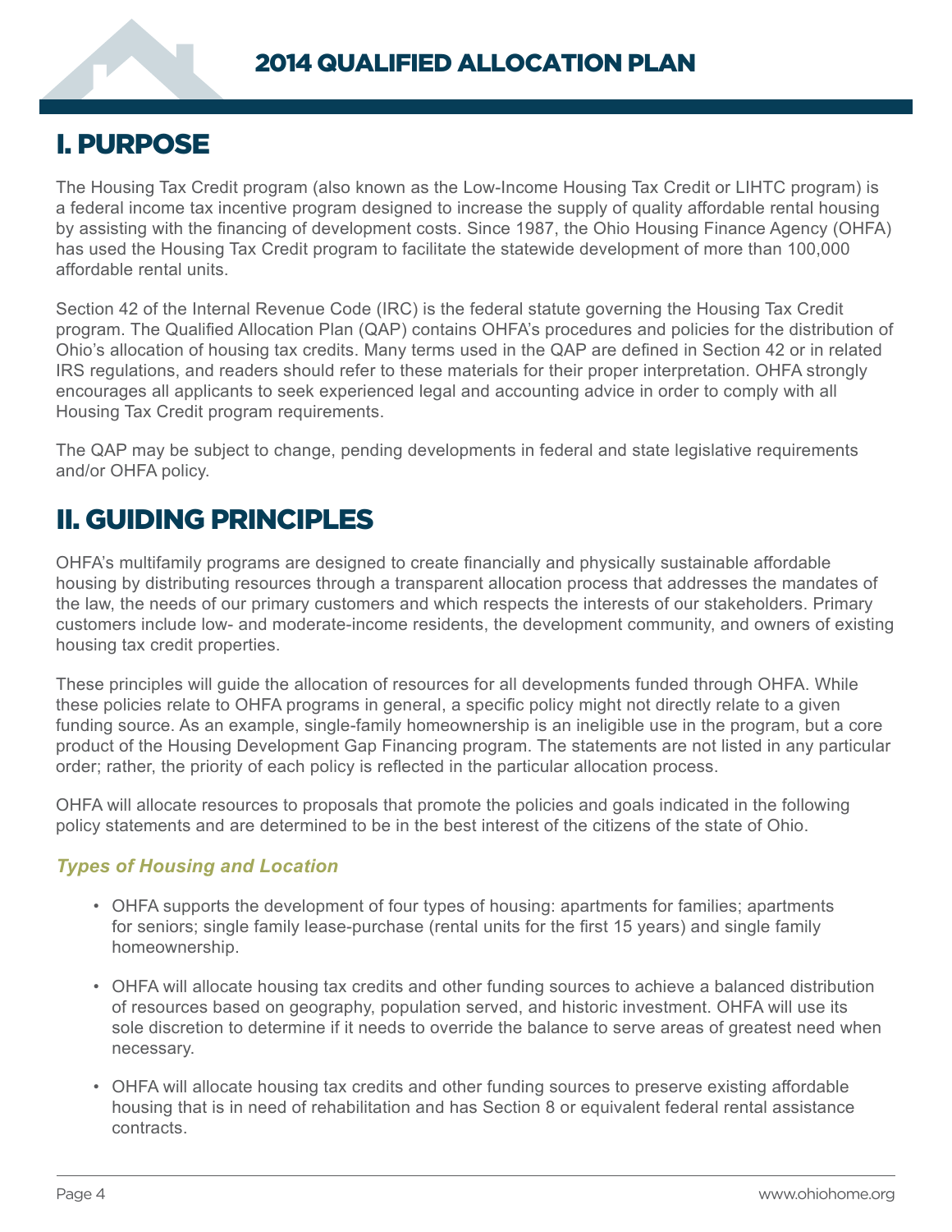# I. PURPOSE

The Housing Tax Credit program (also known as the Low-Income Housing Tax Credit or LIHTC program) is a federal income tax incentive program designed to increase the supply of quality affordable rental housing by assisting with the financing of development costs. Since 1987, the Ohio Housing Finance Agency (OHFA) has used the Housing Tax Credit program to facilitate the statewide development of more than 100,000 affordable rental units.

Section 42 of the Internal Revenue Code (IRC) is the federal statute governing the Housing Tax Credit program. The Qualified Allocation Plan (QAP) contains OHFA's procedures and policies for the distribution of Ohio's allocation of housing tax credits. Many terms used in the QAP are defined in Section 42 or in related IRS regulations, and readers should refer to these materials for their proper interpretation. OHFA strongly encourages all applicants to seek experienced legal and accounting advice in order to comply with all Housing Tax Credit program requirements.

The QAP may be subject to change, pending developments in federal and state legislative requirements and/or OHFA policy.

# II. GUIDING PRINCIPLES

OHFA's multifamily programs are designed to create financially and physically sustainable affordable housing by distributing resources through a transparent allocation process that addresses the mandates of the law, the needs of our primary customers and which respects the interests of our stakeholders. Primary customers include low- and moderate-income residents, the development community, and owners of existing housing tax credit properties.

These principles will guide the allocation of resources for all developments funded through OHFA. While these policies relate to OHFA programs in general, a specific policy might not directly relate to a given funding source. As an example, single-family homeownership is an ineligible use in the program, but a core product of the Housing Development Gap Financing program. The statements are not listed in any particular order; rather, the priority of each policy is reflected in the particular allocation process.

OHFA will allocate resources to proposals that promote the policies and goals indicated in the following policy statements and are determined to be in the best interest of the citizens of the state of Ohio.

### *Types of Housing and Location*

- OHFA supports the development of four types of housing: apartments for families; apartments for seniors; single family lease-purchase (rental units for the first 15 years) and single family homeownership.
- OHFA will allocate housing tax credits and other funding sources to achieve a balanced distribution of resources based on geography, population served, and historic investment. OHFA will use its sole discretion to determine if it needs to override the balance to serve areas of greatest need when necessary.
- OHFA will allocate housing tax credits and other funding sources to preserve existing affordable housing that is in need of rehabilitation and has Section 8 or equivalent federal rental assistance contracts.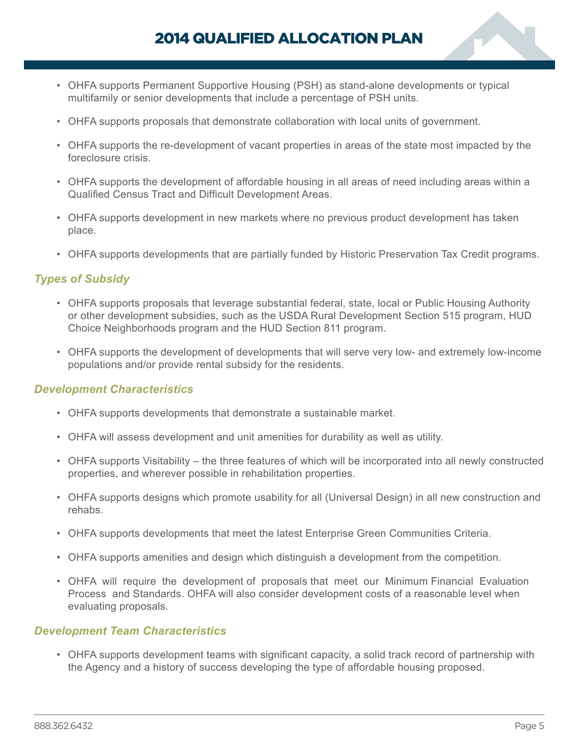- OHFA supports Permanent Supportive Housing (PSH) as stand-alone developments or typical multifamily or senior developments that include a percentage of PSH units.
- OHFA supports proposals that demonstrate collaboration with local units of government.
- OHFA supports the re-development of vacant properties in areas of the state most impacted by the foreclosure crisis.
- OHFA supports the development of affordable housing in all areas of need including areas within a Qualified Census Tract and Difficult Development Areas.
- OHFA supports development in new markets where no previous product development has taken place.
- OHFA supports developments that are partially funded by Historic Preservation Tax Credit programs.

### *Types of Subsidy*

- OHFA supports proposals that leverage substantial federal, state, local or Public Housing Authority or other development subsidies, such as the USDA Rural Development Section 515 program, HUD Choice Neighborhoods program and the HUD Section 811 program.
- OHFA supports the development of developments that will serve very low- and extremely low-income populations and/or provide rental subsidy for the residents.

### *Development Characteristics*

- OHFA supports developments that demonstrate a sustainable market.
- OHFA will assess development and unit amenities for durability as well as utility.
- OHFA supports Visitability – the three features of which will be incorporated into all newly constructed properties, and wherever possible in rehabilitation properties.
- OHFA supports designs which promote usability for all (Universal Design) in all new construction and rehabs.
- OHFA supports developments that meet the latest Enterprise Green Communities Criteria.
- OHFA supports amenities and design which distinguish a development from the competition.
- OHFA will require the development of proposals that meet our Minimum Financial Evaluation Process and Standards. OHFA will also consider development costs of a reasonable level when evaluating proposals.

### *Development Team Characteristics*

- OHFA supports development teams with significant capacity, a solid track record of partnership with the Agency and a history of success developing the type of affordable housing proposed.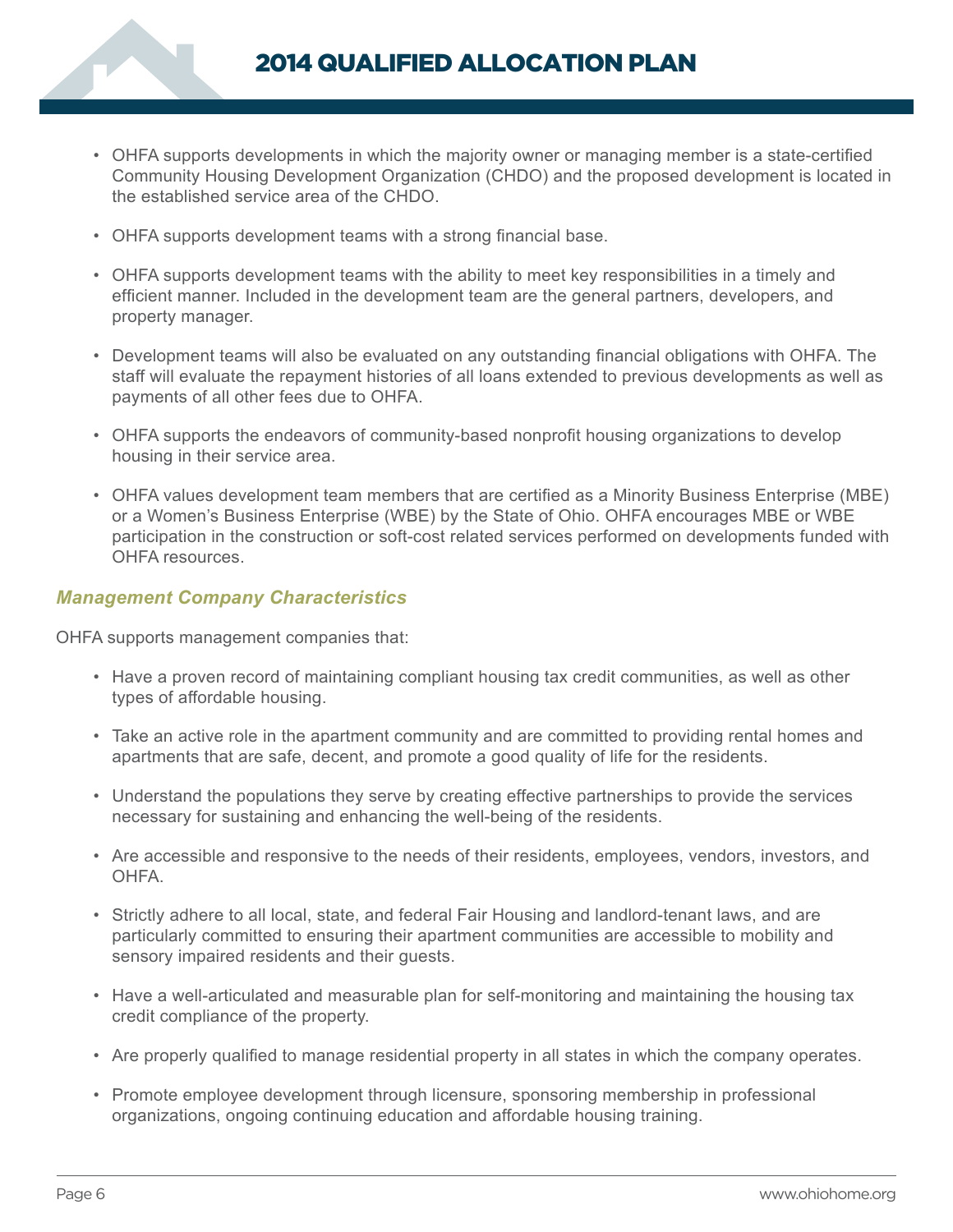- OHFA supports developments in which the majority owner or managing member is a state-certified Community Housing Development Organization (CHDO) and the proposed development is located in the established service area of the CHDO.
- OHFA supports development teams with a strong financial base.
- OHFA supports development teams with the ability to meet key responsibilities in a timely and efficient manner. Included in the development team are the general partners, developers, and property manager.
- Development teams will also be evaluated on any outstanding financial obligations with OHFA. The staff will evaluate the repayment histories of all loans extended to previous developments as well as payments of all other fees due to OHFA.
- OHFA supports the endeavors of community-based nonprofit housing organizations to develop housing in their service area.
- OHFA values development team members that are certified as a Minority Business Enterprise (MBE) or a Women's Business Enterprise (WBE) by the State of Ohio. OHFA encourages MBE or WBE participation in the construction or soft-cost related services performed on developments funded with OHFA resources.

### *Management Company Characteristics*

OHFA supports management companies that:

- Have a proven record of maintaining compliant housing tax credit communities, as well as other types of affordable housing.
- Take an active role in the apartment community and are committed to providing rental homes and apartments that are safe, decent, and promote a good quality of life for the residents.
- Understand the populations they serve by creating effective partnerships to provide the services necessary for sustaining and enhancing the well-being of the residents.
- Are accessible and responsive to the needs of their residents, employees, vendors, investors, and OHFA.
- Strictly adhere to all local, state, and federal Fair Housing and landlord-tenant laws, and are particularly committed to ensuring their apartment communities are accessible to mobility and sensory impaired residents and their guests.
- Have a well-articulated and measurable plan for self-monitoring and maintaining the housing tax credit compliance of the property.
- Are properly qualified to manage residential property in all states in which the company operates.
- Promote employee development through licensure, sponsoring membership in professional organizations, ongoing continuing education and affordable housing training.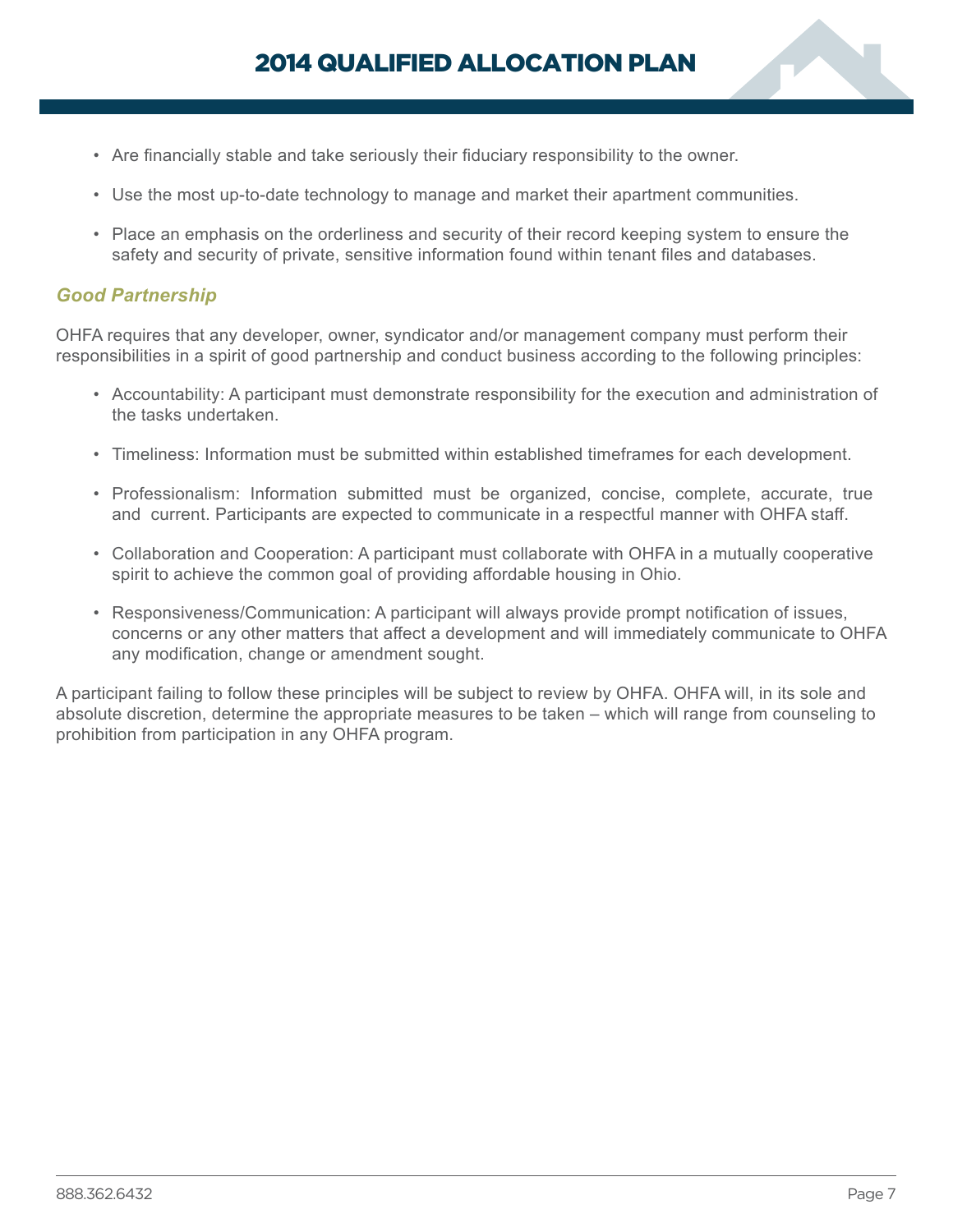- Are financially stable and take seriously their fiduciary responsibility to the owner.
- Use the most up-to-date technology to manage and market their apartment communities.
- Place an emphasis on the orderliness and security of their record keeping system to ensure the safety and security of private, sensitive information found within tenant files and databases.

### *Good Partnership*

OHFA requires that any developer, owner, syndicator and/or management company must perform their responsibilities in a spirit of good partnership and conduct business according to the following principles:

- Accountability: A participant must demonstrate responsibility for the execution and administration of the tasks undertaken.
- Timeliness: Information must be submitted within established timeframes for each development.
- Professionalism: Information submitted must be organized, concise, complete, accurate, true and current. Participants are expected to communicate in a respectful manner with OHFA staff.
- Collaboration and Cooperation: A participant must collaborate with OHFA in a mutually cooperative spirit to achieve the common goal of providing affordable housing in Ohio.
- Responsiveness/Communication: A participant will always provide prompt notification of issues, concerns or any other matters that affect a development and will immediately communicate to OHFA any modification, change or amendment sought.

A participant failing to follow these principles will be subject to review by OHFA. OHFA will, in its sole and absolute discretion, determine the appropriate measures to be taken – which will range from counseling to prohibition from participation in any OHFA program.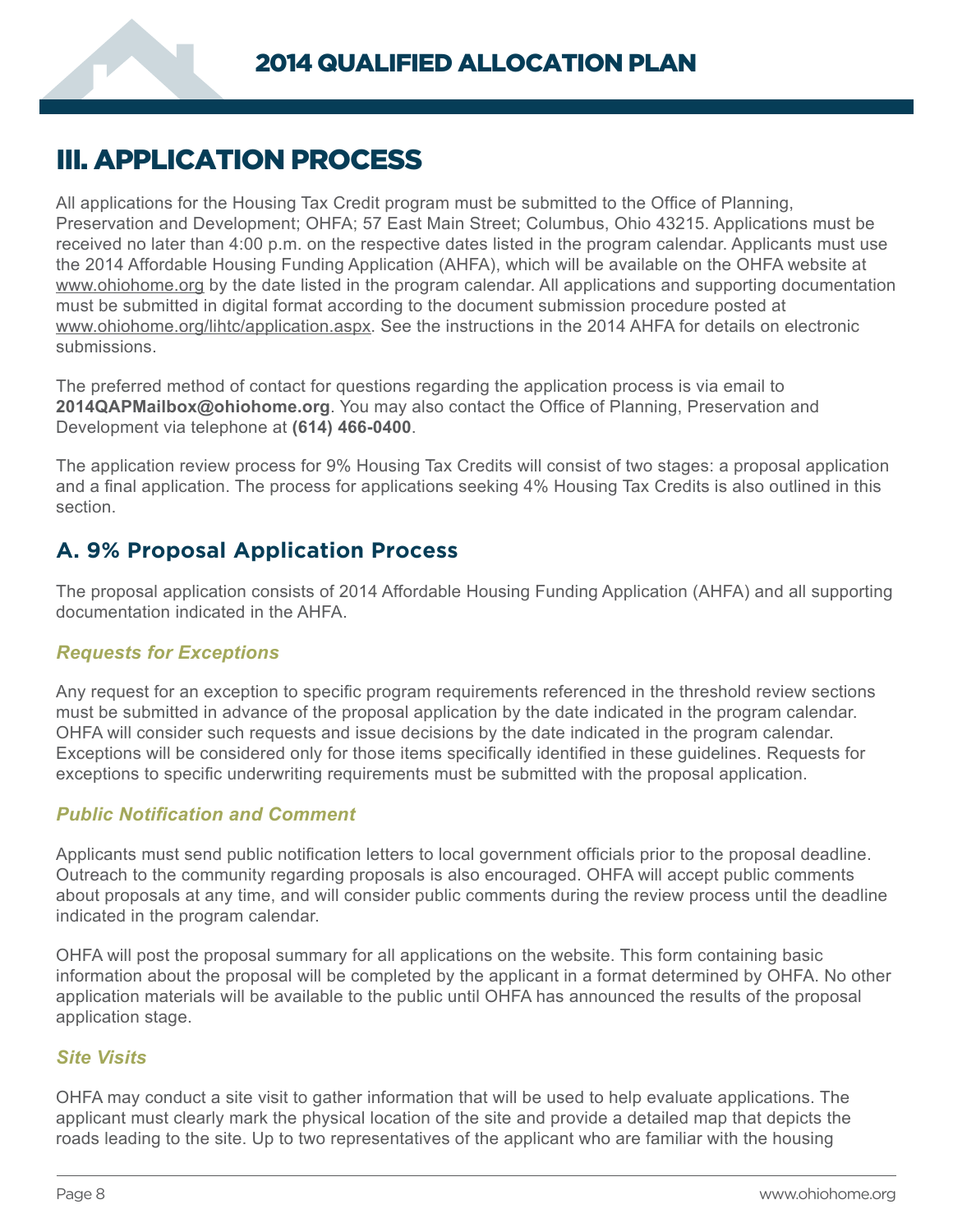# III. APPLICATION PROCESS

All applications for the Housing Tax Credit program must be submitted to the Office of Planning, Preservation and Development; OHFA; 57 East Main Street; Columbus, Ohio 43215. Applications must be received no later than 4:00 p.m. on the respective dates listed in the program calendar. Applicants must use the 2014 Affordable Housing Funding Application (AHFA), which will be available on the OHFA website at www.ohiohome.org by the date listed in the program calendar. All applications and supporting documentation must be submitted in digital format according to the document submission procedure posted at www.ohiohome.org/lihtc/application.aspx. See the instructions in the 2014 AHFA for details on electronic submissions.

The preferred method of contact for questions regarding the application process is via email to **2014QAPMailbox@ohiohome.org**. You may also contact the Office of Planning, Preservation and Development via telephone at **(614) 466-0400**.

The application review process for 9% Housing Tax Credits will consist of two stages: a proposal application and a final application. The process for applications seeking 4% Housing Tax Credits is also outlined in this section.

## A. 9% Proposal Application Process

The proposal application consists of 2014 Affordable Housing Funding Application (AHFA) and all supporting documentation indicated in the AHFA.

### *Requests for Exceptions*

Any request for an exception to specific program requirements referenced in the threshold review sections must be submitted in advance of the proposal application by the date indicated in the program calendar. OHFA will consider such requests and issue decisions by the date indicated in the program calendar. Exceptions will be considered only for those items specifically identified in these guidelines. Requests for exceptions to specific underwriting requirements must be submitted with the proposal application.

### *Public Notification and Comment*

Applicants must send public notification letters to local government officials prior to the proposal deadline. Outreach to the community regarding proposals is also encouraged. OHFA will accept public comments about proposals at any time, and will consider public comments during the review process until the deadline indicated in the program calendar.

OHFA will post the proposal summary for all applications on the website. This form containing basic information about the proposal will be completed by the applicant in a format determined by OHFA. No other application materials will be available to the public until OHFA has announced the results of the proposal application stage.

### *Site Visits*

OHFA may conduct a site visit to gather information that will be used to help evaluate applications. The applicant must clearly mark the physical location of the site and provide a detailed map that depicts the roads leading to the site. Up to two representatives of the applicant who are familiar with the housing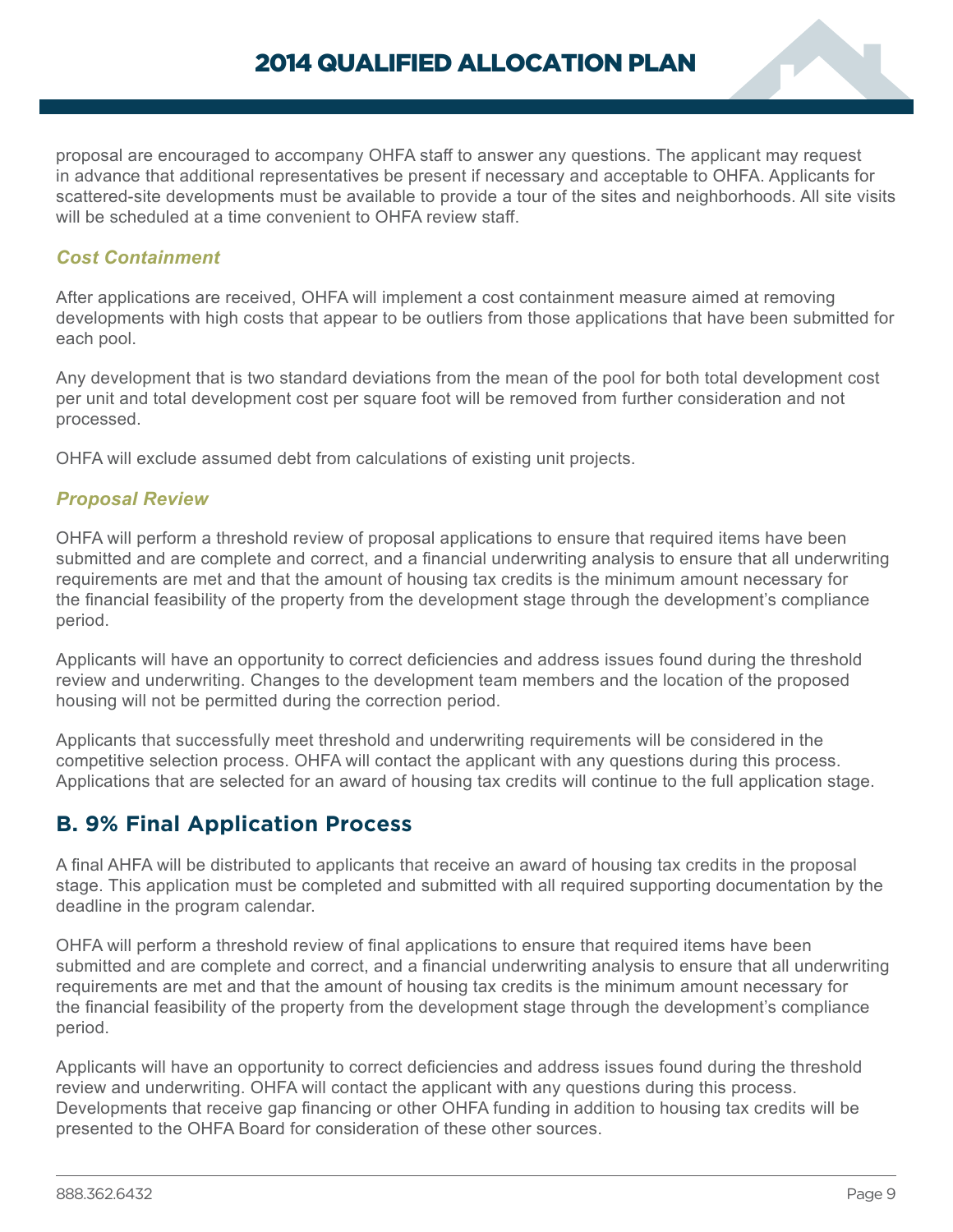proposal are encouraged to accompany OHFA staff to answer any questions. The applicant may request in advance that additional representatives be present if necessary and acceptable to OHFA. Applicants for scattered-site developments must be available to provide a tour of the sites and neighborhoods. All site visits will be scheduled at a time convenient to OHFA review staff.

### *Cost Containment*

After applications are received, OHFA will implement a cost containment measure aimed at removing developments with high costs that appear to be outliers from those applications that have been submitted for each pool.

Any development that is two standard deviations from the mean of the pool for both total development cost per unit and total development cost per square foot will be removed from further consideration and not processed.

OHFA will exclude assumed debt from calculations of existing unit projects.

### *Proposal Review*

OHFA will perform a threshold review of proposal applications to ensure that required items have been submitted and are complete and correct, and a financial underwriting analysis to ensure that all underwriting requirements are met and that the amount of housing tax credits is the minimum amount necessary for the financial feasibility of the property from the development stage through the development's compliance period.

Applicants will have an opportunity to correct deficiencies and address issues found during the threshold review and underwriting. Changes to the development team members and the location of the proposed housing will not be permitted during the correction period.

Applicants that successfully meet threshold and underwriting requirements will be considered in the competitive selection process. OHFA will contact the applicant with any questions during this process. Applications that are selected for an award of housing tax credits will continue to the full application stage.

## B. 9% Final Application Process

A final AHFA will be distributed to applicants that receive an award of housing tax credits in the proposal stage. This application must be completed and submitted with all required supporting documentation by the deadline in the program calendar.

OHFA will perform a threshold review of final applications to ensure that required items have been submitted and are complete and correct, and a financial underwriting analysis to ensure that all underwriting requirements are met and that the amount of housing tax credits is the minimum amount necessary for the financial feasibility of the property from the development stage through the development's compliance period.

Applicants will have an opportunity to correct deficiencies and address issues found during the threshold review and underwriting. OHFA will contact the applicant with any questions during this process. Developments that receive gap financing or other OHFA funding in addition to housing tax credits will be presented to the OHFA Board for consideration of these other sources.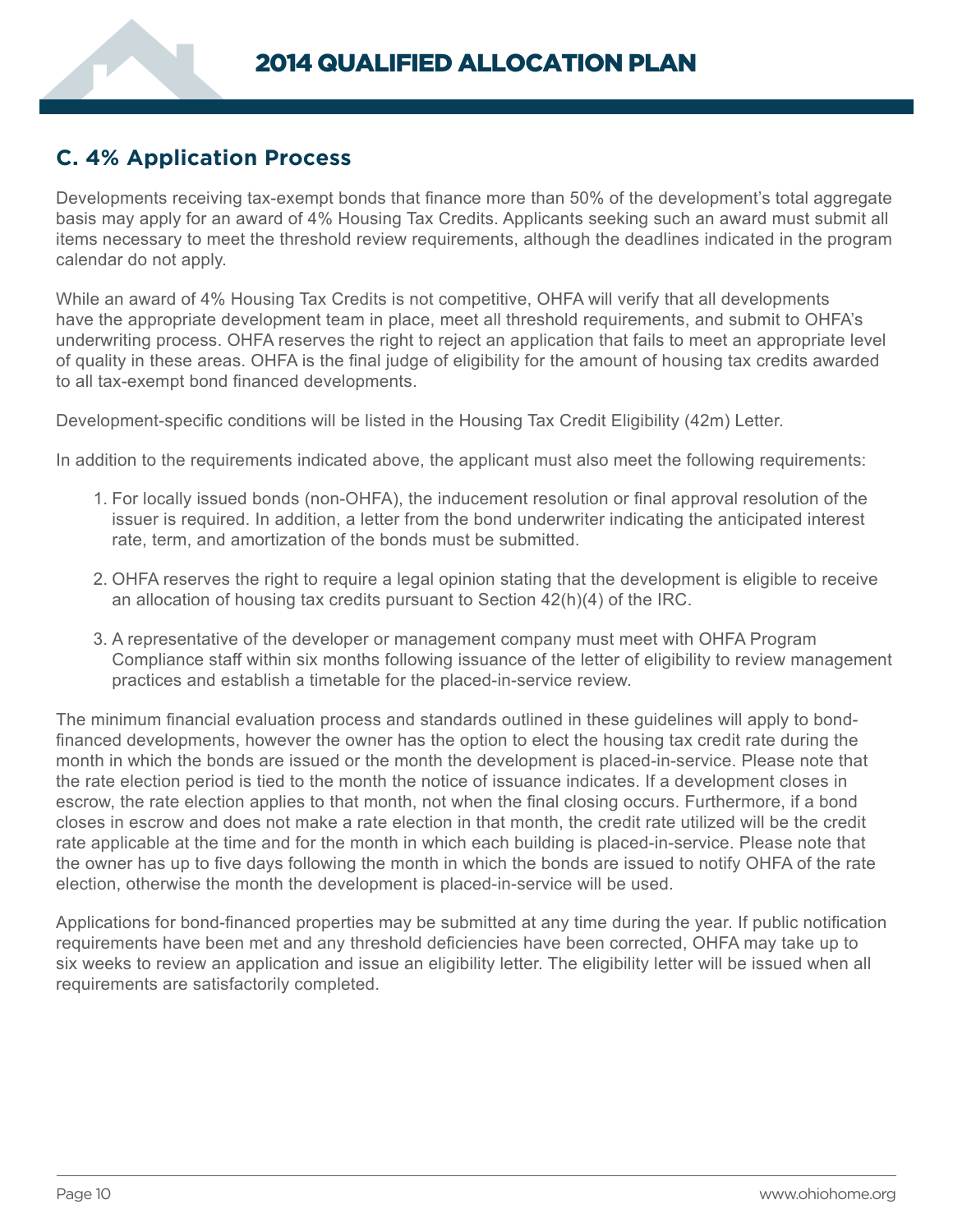## C. 4% Application Process

Developments receiving tax-exempt bonds that finance more than 50% of the development's total aggregate basis may apply for an award of 4% Housing Tax Credits. Applicants seeking such an award must submit all items necessary to meet the threshold review requirements, although the deadlines indicated in the program calendar do not apply.

While an award of 4% Housing Tax Credits is not competitive, OHFA will verify that all developments have the appropriate development team in place, meet all threshold requirements, and submit to OHFA's underwriting process. OHFA reserves the right to reject an application that fails to meet an appropriate level of quality in these areas. OHFA is the final judge of eligibility for the amount of housing tax credits awarded to all tax-exempt bond financed developments.

Development-specific conditions will be listed in the Housing Tax Credit Eligibility (42m) Letter.

In addition to the requirements indicated above, the applicant must also meet the following requirements:

1. For locally issued bonds (non-OHFA), the inducement resolution or final approval resolution of the issuer is required. In addition, a letter from the bond underwriter indicating the anticipated interest rate, term, and amortization of the bonds must be submitted.

2. OHFA reserves the right to require a legal opinion stating that the development is eligible to receive an allocation of housing tax credits pursuant to Section 42(h)(4) of the IRC.

3. A representative of the developer or management company must meet with OHFA Program Compliance staff within six months following issuance of the letter of eligibility to review management practices and establish a timetable for the placed-in-service review.

The minimum financial evaluation process and standards outlined in these guidelines will apply to bond-financed developments, however the owner has the option to elect the housing tax credit rate during the month in which the bonds are issued or the month the development is placed-in-service. Please note that the rate election period is tied to the month the notice of issuance indicates. If a development closes in escrow, the rate election applies to that month, not when the final closing occurs. Furthermore, if a bond closes in escrow and does not make a rate election in that month, the credit rate utilized will be the credit rate applicable at the time and for the month in which each building is placed-in-service. Please note that the owner has up to five days following the month in which the bonds are issued to notify OHFA of the rate election, otherwise the month the development is placed-in-service will be used.

Applications for bond-financed properties may be submitted at any time during the year. If public notification requirements have been met and any threshold deficiencies have been corrected, OHFA may take up to six weeks to review an application and issue an eligibility letter. The eligibility letter will be issued when all requirements are satisfactorily completed.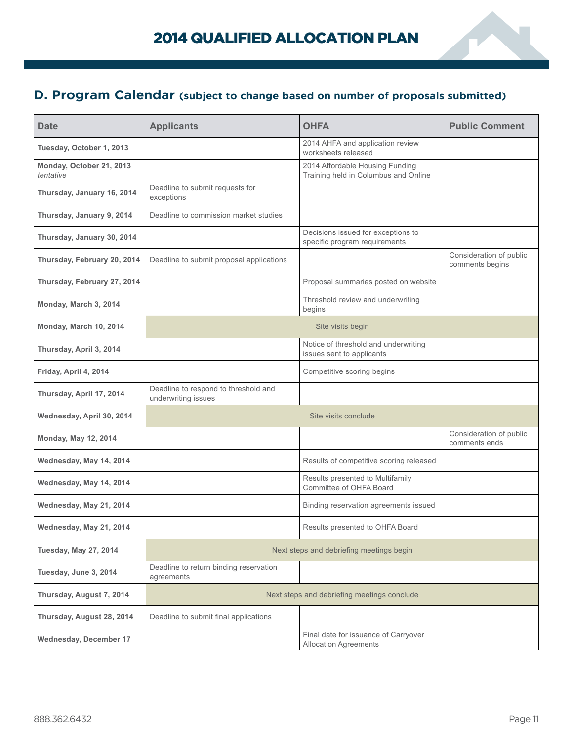## D. Program Calendar (subject to change based on number of proposals submitted)

| Date | Applicants | OHFA | Public Comment |
|---|---|---|---|
| **Tuesday, October 1, 2013** | | 2014 AHFA and application review worksheets released | |
| **Monday, October 21, 2013** *tentative* | | 2014 Affordable Housing Funding Training held in Columbus and Online | |
| **Thursday, January 16, 2014** | Deadline to submit requests for exceptions | | |
| **Thursday, January 9, 2014** | Deadline to commission market studies | | |
| **Thursday, January 30, 2014** | | Decisions issued for exceptions to specific program requirements | |
| **Thursday, February 20, 2014** | Deadline to submit proposal applications | | Consideration of public comments begins |
| **Thursday, February 27, 2014** | | Proposal summaries posted on website | |
| **Monday, March 3, 2014** | | Threshold review and underwriting begins | |
| **Monday, March 10, 2014** | Site visits begin | | |
| **Thursday, April 3, 2014** | | Notice of threshold and underwriting issues sent to applicants | |
| **Friday, April 4, 2014** | | Competitive scoring begins | |
| **Thursday, April 17, 2014** | Deadline to respond to threshold and underwriting issues | | |
| **Wednesday, April 30, 2014** | Site visits conclude | | |
| **Monday, May 12, 2014** | | | Consideration of public comments ends |
| **Wednesday, May 14, 2014** | | Results of competitive scoring released | |
| **Wednesday, May 14, 2014** | | Results presented to Multifamily Committee of OHFA Board | |
| **Wednesday, May 21, 2014** | | Binding reservation agreements issued | |
| **Wednesday, May 21, 2014** | | Results presented to OHFA Board | |
| **Tuesday, May 27, 2014** | Next steps and debriefing meetings begin | | |
| **Tuesday, June 3, 2014** | Deadline to return binding reservation agreements | | |
| **Thursday, August 7, 2014** | Next steps and debriefing meetings conclude | | |
| **Thursday, August 28, 2014** | Deadline to submit final applications | | |
| **Wednesday, December 17** | | Final date for issuance of Carryover Allocation Agreements | |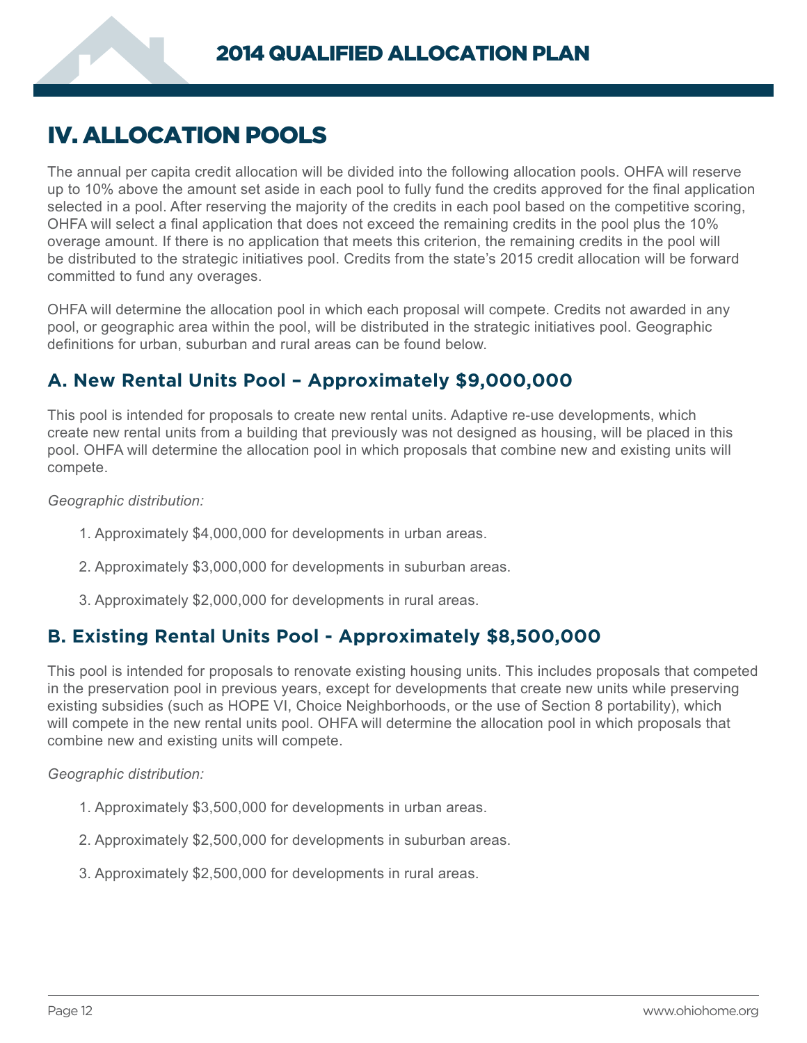# IV. ALLOCATION POOLS

The annual per capita credit allocation will be divided into the following allocation pools. OHFA will reserve up to 10% above the amount set aside in each pool to fully fund the credits approved for the final application selected in a pool. After reserving the majority of the credits in each pool based on the competitive scoring, OHFA will select a final application that does not exceed the remaining credits in the pool plus the 10% overage amount. If there is no application that meets this criterion, the remaining credits in the pool will be distributed to the strategic initiatives pool. Credits from the state's 2015 credit allocation will be forward committed to fund any overages.

OHFA will determine the allocation pool in which each proposal will compete. Credits not awarded in any pool, or geographic area within the pool, will be distributed in the strategic initiatives pool. Geographic definitions for urban, suburban and rural areas can be found below.

## A. New Rental Units Pool – Approximately $9,000,000

This pool is intended for proposals to create new rental units. Adaptive re-use developments, which create new rental units from a building that previously was not designed as housing, will be placed in this pool. OHFA will determine the allocation pool in which proposals that combine new and existing units will compete.

*Geographic distribution:*

1. Approximately $4,000,000 for developments in urban areas.
2. Approximately $3,000,000 for developments in suburban areas.
3. Approximately $2,000,000 for developments in rural areas.

## B. Existing Rental Units Pool - Approximately $8,500,000

This pool is intended for proposals to renovate existing housing units. This includes proposals that competed in the preservation pool in previous years, except for developments that create new units while preserving existing subsidies (such as HOPE VI, Choice Neighborhoods, or the use of Section 8 portability), which will compete in the new rental units pool. OHFA will determine the allocation pool in which proposals that combine new and existing units will compete.

*Geographic distribution:*

1. Approximately $3,500,000 for developments in urban areas.
2. Approximately $2,500,000 for developments in suburban areas.
3. Approximately $2,500,000 for developments in rural areas.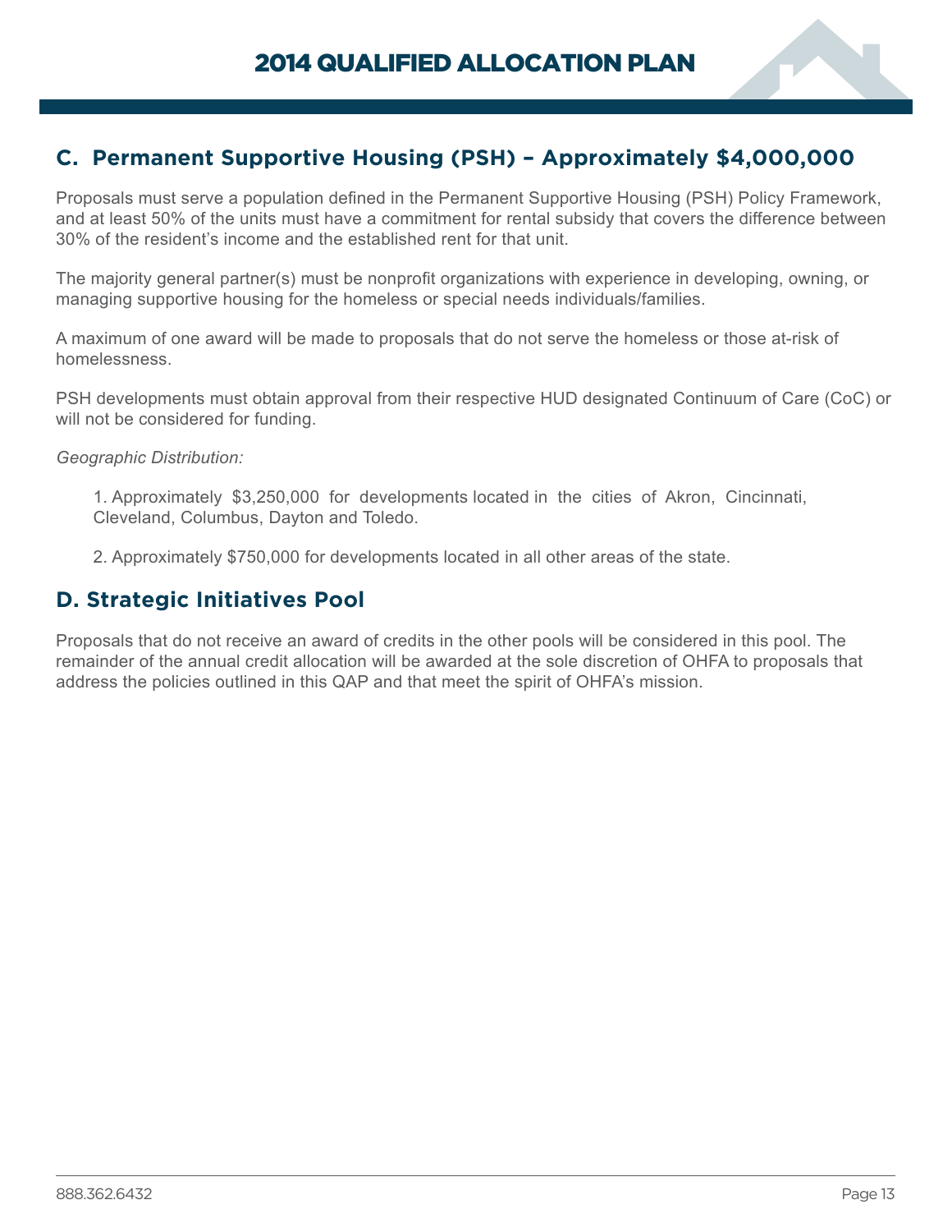## C. Permanent Supportive Housing (PSH) – Approximately $4,000,000

Proposals must serve a population defined in the Permanent Supportive Housing (PSH) Policy Framework, and at least 50% of the units must have a commitment for rental subsidy that covers the difference between 30% of the resident's income and the established rent for that unit.

The majority general partner(s) must be nonprofit organizations with experience in developing, owning, or managing supportive housing for the homeless or special needs individuals/families.

A maximum of one award will be made to proposals that do not serve the homeless or those at-risk of homelessness.

PSH developments must obtain approval from their respective HUD designated Continuum of Care (CoC) or will not be considered for funding.

*Geographic Distribution:*

1. Approximately $3,250,000 for developments located in the cities of Akron, Cincinnati, Cleveland, Columbus, Dayton and Toledo.

2. Approximately $750,000 for developments located in all other areas of the state.

## D. Strategic Initiatives Pool

Proposals that do not receive an award of credits in the other pools will be considered in this pool. The remainder of the annual credit allocation will be awarded at the sole discretion of OHFA to proposals that address the policies outlined in this QAP and that meet the spirit of OHFA's mission.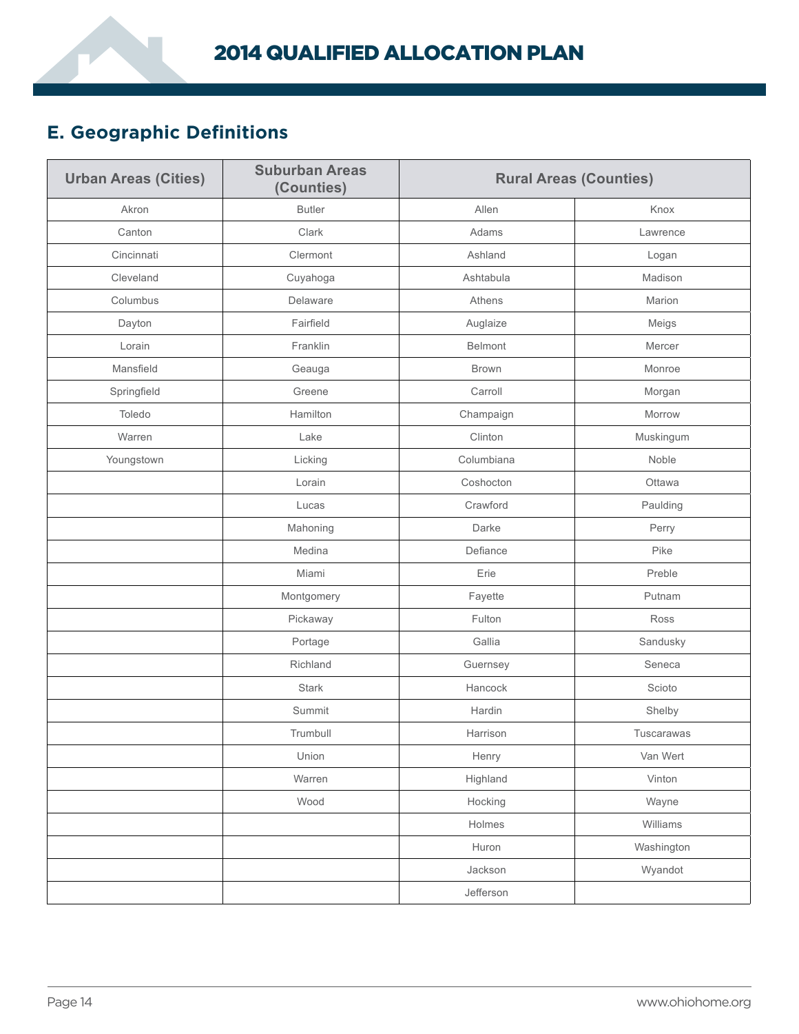## E. Geographic Definitions

| Urban Areas (Cities) | Suburban Areas (Counties) | Rural Areas (Counties) | |
|---|---|---|---|
| Akron | Butler | Allen | Knox |
| Canton | Clark | Adams | Lawrence |
| Cincinnati | Clermont | Ashland | Logan |
| Cleveland | Cuyahoga | Ashtabula | Madison |
| Columbus | Delaware | Athens | Marion |
| Dayton | Fairfield | Auglaize | Meigs |
| Lorain | Franklin | Belmont | Mercer |
| Mansfield | Geauga | Brown | Monroe |
| Springfield | Greene | Carroll | Morgan |
| Toledo | Hamilton | Champaign | Morrow |
| Warren | Lake | Clinton | Muskingum |
| Youngstown | Licking | Columbiana | Noble |
| | Lorain | Coshocton | Ottawa |
| | Lucas | Crawford | Paulding |
| | Mahoning | Darke | Perry |
| | Medina | Defiance | Pike |
| | Miami | Erie | Preble |
| | Montgomery | Fayette | Putnam |
| | Pickaway | Fulton | Ross |
| | Portage | Gallia | Sandusky |
| | Richland | Guernsey | Seneca |
| | Stark | Hancock | Scioto |
| | Summit | Hardin | Shelby |
| | Trumbull | Harrison | Tuscarawas |
| | Union | Henry | Van Wert |
| | Warren | Highland | Vinton |
| | Wood | Hocking | Wayne |
| | | Holmes | Williams |
| | | Huron | Washington |
| | | Jackson | Wyandot |
| | | Jefferson | |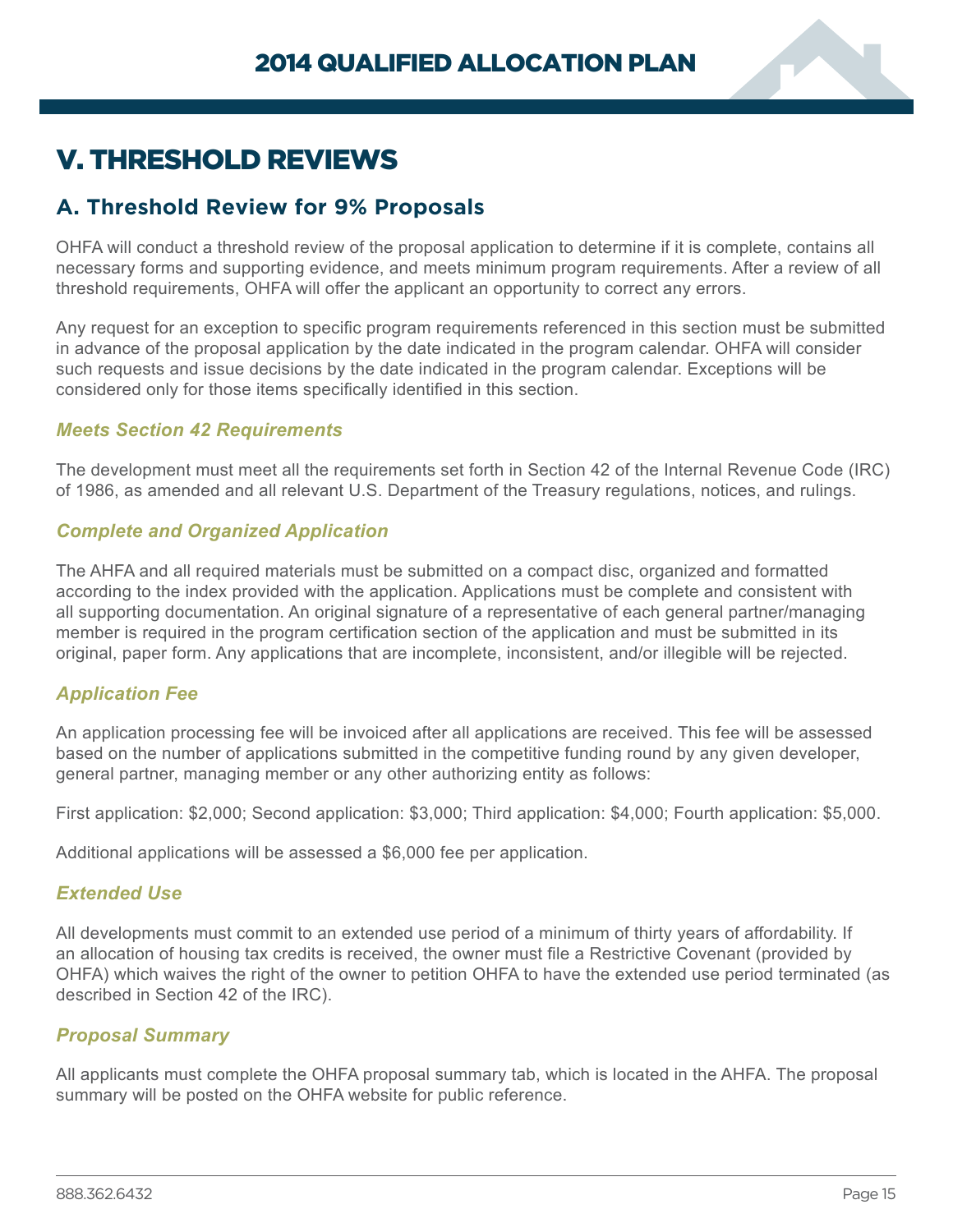# V. THRESHOLD REVIEWS

## A. Threshold Review for 9% Proposals

OHFA will conduct a threshold review of the proposal application to determine if it is complete, contains all necessary forms and supporting evidence, and meets minimum program requirements. After a review of all threshold requirements, OHFA will offer the applicant an opportunity to correct any errors.

Any request for an exception to specific program requirements referenced in this section must be submitted in advance of the proposal application by the date indicated in the program calendar. OHFA will consider such requests and issue decisions by the date indicated in the program calendar. Exceptions will be considered only for those items specifically identified in this section.

### *Meets Section 42 Requirements*

The development must meet all the requirements set forth in Section 42 of the Internal Revenue Code (IRC) of 1986, as amended and all relevant U.S. Department of the Treasury regulations, notices, and rulings.

### *Complete and Organized Application*

The AHFA and all required materials must be submitted on a compact disc, organized and formatted according to the index provided with the application. Applications must be complete and consistent with all supporting documentation. An original signature of a representative of each general partner/managing member is required in the program certification section of the application and must be submitted in its original, paper form. Any applications that are incomplete, inconsistent, and/or illegible will be rejected.

### *Application Fee*

An application processing fee will be invoiced after all applications are received. This fee will be assessed based on the number of applications submitted in the competitive funding round by any given developer, general partner, managing member or any other authorizing entity as follows:

First application: $2,000; Second application: $3,000; Third application: $4,000; Fourth application: $5,000.

Additional applications will be assessed a $6,000 fee per application.

### *Extended Use*

All developments must commit to an extended use period of a minimum of thirty years of affordability. If an allocation of housing tax credits is received, the owner must file a Restrictive Covenant (provided by OHFA) which waives the right of the owner to petition OHFA to have the extended use period terminated (as described in Section 42 of the IRC).

### *Proposal Summary*

All applicants must complete the OHFA proposal summary tab, which is located in the AHFA. The proposal summary will be posted on the OHFA website for public reference.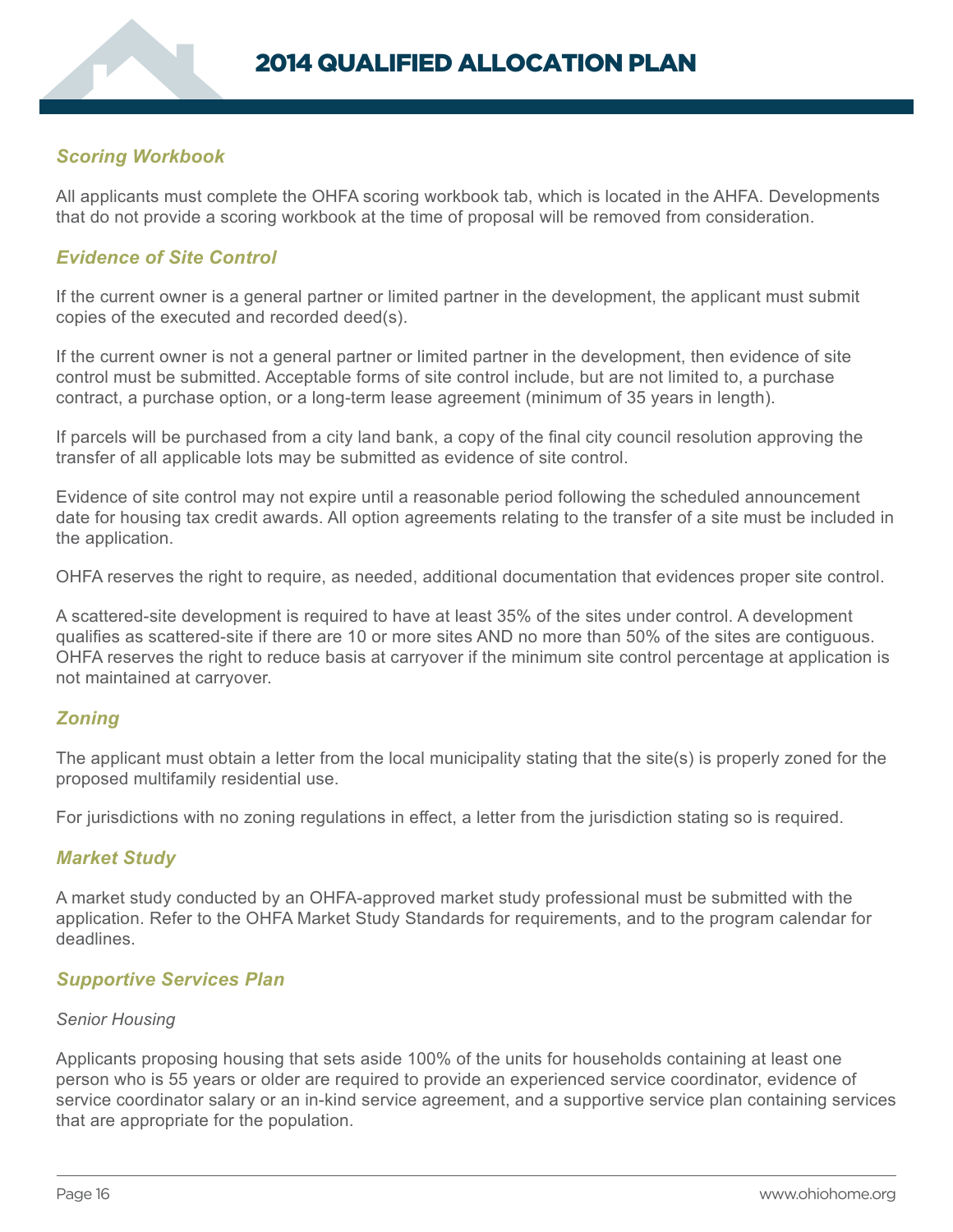### *Scoring Workbook*

All applicants must complete the OHFA scoring workbook tab, which is located in the AHFA. Developments that do not provide a scoring workbook at the time of proposal will be removed from consideration.

### *Evidence of Site Control*

If the current owner is a general partner or limited partner in the development, the applicant must submit copies of the executed and recorded deed(s).

If the current owner is not a general partner or limited partner in the development, then evidence of site control must be submitted. Acceptable forms of site control include, but are not limited to, a purchase contract, a purchase option, or a long-term lease agreement (minimum of 35 years in length).

If parcels will be purchased from a city land bank, a copy of the final city council resolution approving the transfer of all applicable lots may be submitted as evidence of site control.

Evidence of site control may not expire until a reasonable period following the scheduled announcement date for housing tax credit awards. All option agreements relating to the transfer of a site must be included in the application.

OHFA reserves the right to require, as needed, additional documentation that evidences proper site control.

A scattered-site development is required to have at least 35% of the sites under control. A development qualifies as scattered-site if there are 10 or more sites AND no more than 50% of the sites are contiguous. OHFA reserves the right to reduce basis at carryover if the minimum site control percentage at application is not maintained at carryover.

### *Zoning*

The applicant must obtain a letter from the local municipality stating that the site(s) is properly zoned for the proposed multifamily residential use.

For jurisdictions with no zoning regulations in effect, a letter from the jurisdiction stating so is required.

### *Market Study*

A market study conducted by an OHFA-approved market study professional must be submitted with the application. Refer to the OHFA Market Study Standards for requirements, and to the program calendar for deadlines.

### *Supportive Services Plan*

*Senior Housing*

Applicants proposing housing that sets aside 100% of the units for households containing at least one person who is 55 years or older are required to provide an experienced service coordinator, evidence of service coordinator salary or an in-kind service agreement, and a supportive service plan containing services that are appropriate for the population.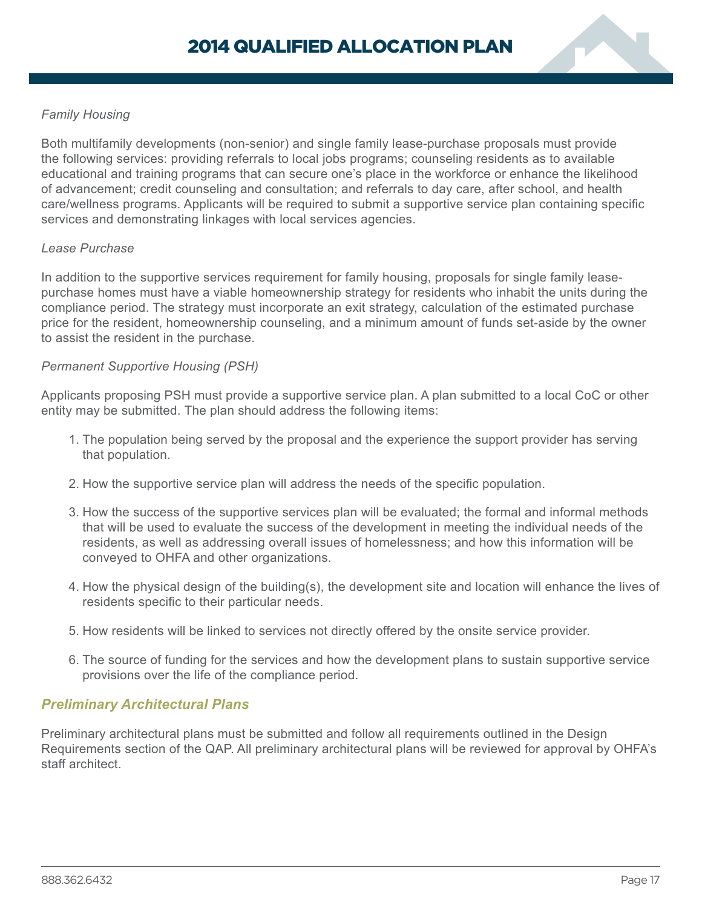*Family Housing*

Both multifamily developments (non-senior) and single family lease-purchase proposals must provide the following services: providing referrals to local jobs programs; counseling residents as to available educational and training programs that can secure one's place in the workforce or enhance the likelihood of advancement; credit counseling and consultation; and referrals to day care, after school, and health care/wellness programs. Applicants will be required to submit a supportive service plan containing specific services and demonstrating linkages with local services agencies.

*Lease Purchase*

In addition to the supportive services requirement for family housing, proposals for single family lease-purchase homes must have a viable homeownership strategy for residents who inhabit the units during the compliance period. The strategy must incorporate an exit strategy, calculation of the estimated purchase price for the resident, homeownership counseling, and a minimum amount of funds set-aside by the owner to assist the resident in the purchase.

*Permanent Supportive Housing (PSH)*

Applicants proposing PSH must provide a supportive service plan. A plan submitted to a local CoC or other entity may be submitted. The plan should address the following items:

1. The population being served by the proposal and the experience the support provider has serving that population.

2. How the supportive service plan will address the needs of the specific population.

3. How the success of the supportive services plan will be evaluated; the formal and informal methods that will be used to evaluate the success of the development in meeting the individual needs of the residents, as well as addressing overall issues of homelessness; and how this information will be conveyed to OHFA and other organizations.

4. How the physical design of the building(s), the development site and location will enhance the lives of residents specific to their particular needs.

5. How residents will be linked to services not directly offered by the onsite service provider.

6. The source of funding for the services and how the development plans to sustain supportive service provisions over the life of the compliance period.

### *Preliminary Architectural Plans*

Preliminary architectural plans must be submitted and follow all requirements outlined in the Design Requirements section of the QAP. All preliminary architectural plans will be reviewed for approval by OHFA's staff architect.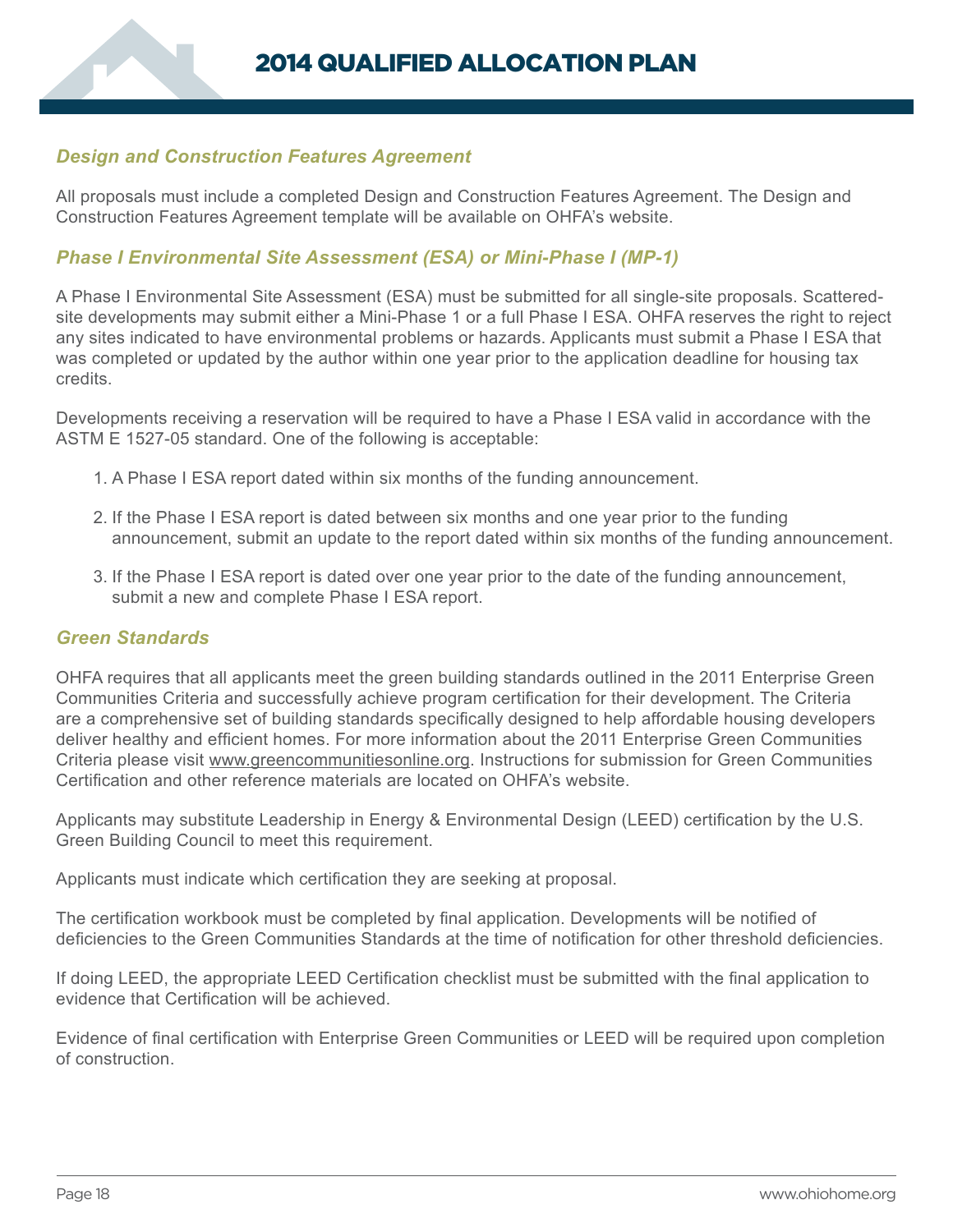### *Design and Construction Features Agreement*

All proposals must include a completed Design and Construction Features Agreement. The Design and Construction Features Agreement template will be available on OHFA's website.

### *Phase I Environmental Site Assessment (ESA) or Mini-Phase I (MP-1)*

A Phase I Environmental Site Assessment (ESA) must be submitted for all single-site proposals. Scattered-site developments may submit either a Mini-Phase 1 or a full Phase I ESA. OHFA reserves the right to reject any sites indicated to have environmental problems or hazards. Applicants must submit a Phase I ESA that was completed or updated by the author within one year prior to the application deadline for housing tax credits.

Developments receiving a reservation will be required to have a Phase I ESA valid in accordance with the ASTM E 1527-05 standard. One of the following is acceptable:

1. A Phase I ESA report dated within six months of the funding announcement.
2. If the Phase I ESA report is dated between six months and one year prior to the funding announcement, submit an update to the report dated within six months of the funding announcement.
3. If the Phase I ESA report is dated over one year prior to the date of the funding announcement, submit a new and complete Phase I ESA report.

### *Green Standards*

OHFA requires that all applicants meet the green building standards outlined in the 2011 Enterprise Green Communities Criteria and successfully achieve program certification for their development. The Criteria are a comprehensive set of building standards specifically designed to help affordable housing developers deliver healthy and efficient homes. For more information about the 2011 Enterprise Green Communities Criteria please visit www.greencommunitiesonline.org. Instructions for submission for Green Communities Certification and other reference materials are located on OHFA's website.

Applicants may substitute Leadership in Energy & Environmental Design (LEED) certification by the U.S. Green Building Council to meet this requirement.

Applicants must indicate which certification they are seeking at proposal.

The certification workbook must be completed by final application. Developments will be notified of deficiencies to the Green Communities Standards at the time of notification for other threshold deficiencies.

If doing LEED, the appropriate LEED Certification checklist must be submitted with the final application to evidence that Certification will be achieved.

Evidence of final certification with Enterprise Green Communities or LEED will be required upon completion of construction.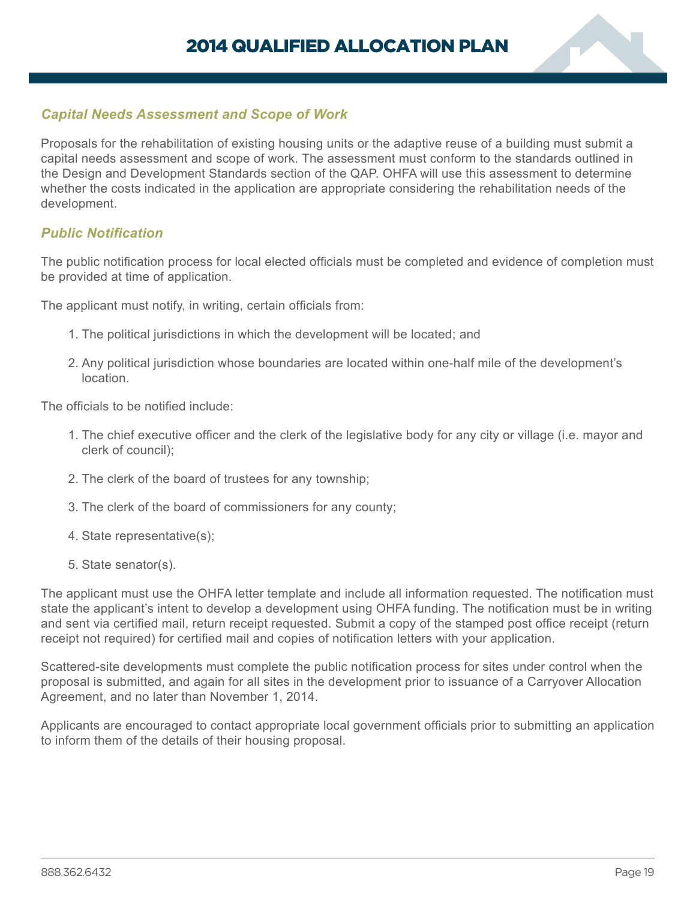### *Capital Needs Assessment and Scope of Work*

Proposals for the rehabilitation of existing housing units or the adaptive reuse of a building must submit a capital needs assessment and scope of work. The assessment must conform to the standards outlined in the Design and Development Standards section of the QAP. OHFA will use this assessment to determine whether the costs indicated in the application are appropriate considering the rehabilitation needs of the development.

### *Public Notification*

The public notification process for local elected officials must be completed and evidence of completion must be provided at time of application.

The applicant must notify, in writing, certain officials from:

1. The political jurisdictions in which the development will be located; and
2. Any political jurisdiction whose boundaries are located within one-half mile of the development's location.

The officials to be notified include:

1. The chief executive officer and the clerk of the legislative body for any city or village (i.e. mayor and clerk of council);
2. The clerk of the board of trustees for any township;
3. The clerk of the board of commissioners for any county;
4. State representative(s);
5. State senator(s).

The applicant must use the OHFA letter template and include all information requested. The notification must state the applicant's intent to develop a development using OHFA funding. The notification must be in writing and sent via certified mail, return receipt requested. Submit a copy of the stamped post office receipt (return receipt not required) for certified mail and copies of notification letters with your application.

Scattered-site developments must complete the public notification process for sites under control when the proposal is submitted, and again for all sites in the development prior to issuance of a Carryover Allocation Agreement, and no later than November 1, 2014.

Applicants are encouraged to contact appropriate local government officials prior to submitting an application to inform them of the details of their housing proposal.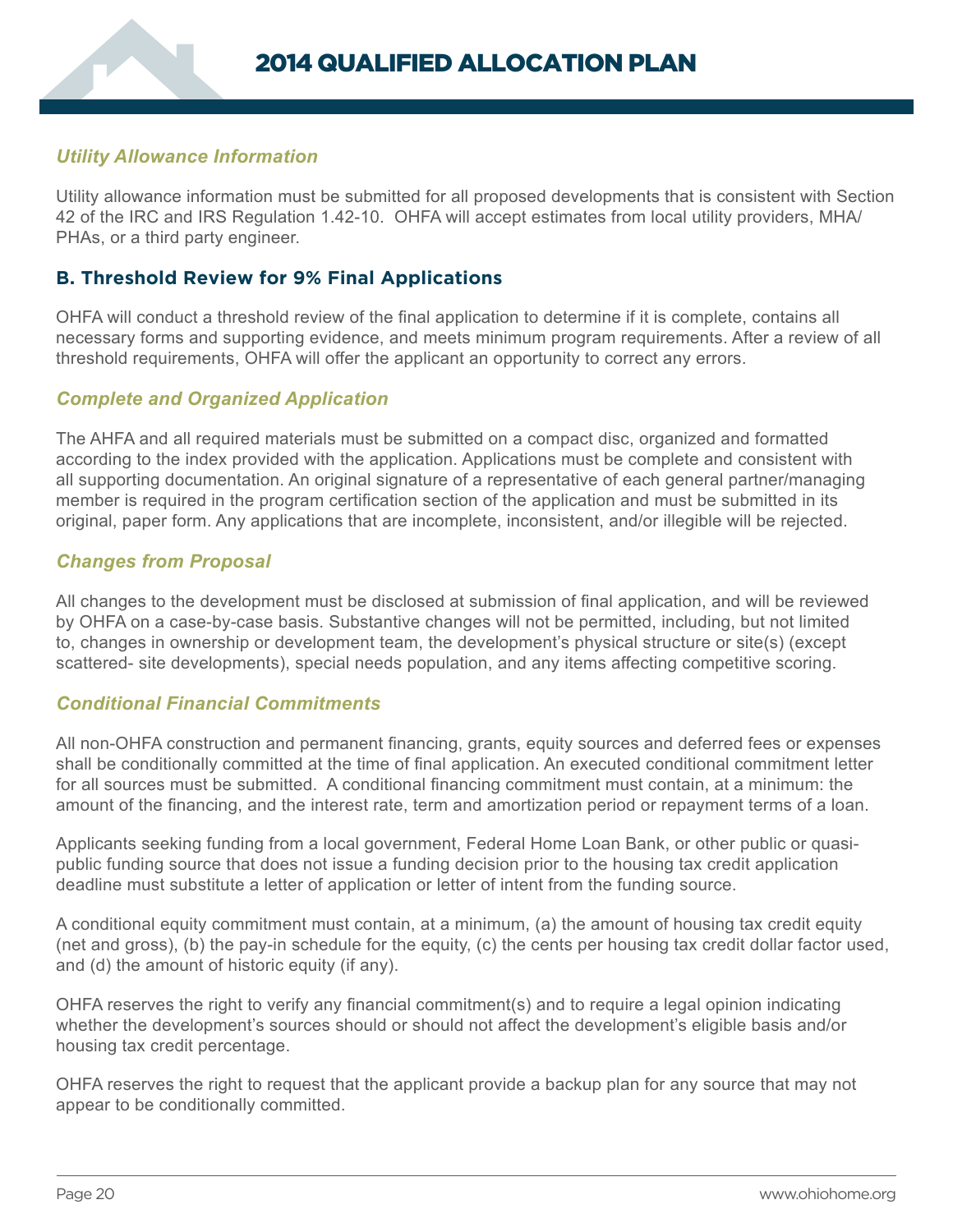### *Utility Allowance Information*

Utility allowance information must be submitted for all proposed developments that is consistent with Section 42 of the IRC and IRS Regulation 1.42-10. OHFA will accept estimates from local utility providers, MHA/PHAs, or a third party engineer.

## B. Threshold Review for 9% Final Applications

OHFA will conduct a threshold review of the final application to determine if it is complete, contains all necessary forms and supporting evidence, and meets minimum program requirements. After a review of all threshold requirements, OHFA will offer the applicant an opportunity to correct any errors.

### *Complete and Organized Application*

The AHFA and all required materials must be submitted on a compact disc, organized and formatted according to the index provided with the application. Applications must be complete and consistent with all supporting documentation. An original signature of a representative of each general partner/managing member is required in the program certification section of the application and must be submitted in its original, paper form. Any applications that are incomplete, inconsistent, and/or illegible will be rejected.

### *Changes from Proposal*

All changes to the development must be disclosed at submission of final application, and will be reviewed by OHFA on a case-by-case basis. Substantive changes will not be permitted, including, but not limited to, changes in ownership or development team, the development's physical structure or site(s) (except scattered- site developments), special needs population, and any items affecting competitive scoring.

### *Conditional Financial Commitments*

All non-OHFA construction and permanent financing, grants, equity sources and deferred fees or expenses shall be conditionally committed at the time of final application. An executed conditional commitment letter for all sources must be submitted. A conditional financing commitment must contain, at a minimum: the amount of the financing, and the interest rate, term and amortization period or repayment terms of a loan.

Applicants seeking funding from a local government, Federal Home Loan Bank, or other public or quasi-public funding source that does not issue a funding decision prior to the housing tax credit application deadline must substitute a letter of application or letter of intent from the funding source.

A conditional equity commitment must contain, at a minimum, (a) the amount of housing tax credit equity (net and gross), (b) the pay-in schedule for the equity, (c) the cents per housing tax credit dollar factor used, and (d) the amount of historic equity (if any).

OHFA reserves the right to verify any financial commitment(s) and to require a legal opinion indicating whether the development's sources should or should not affect the development's eligible basis and/or housing tax credit percentage.

OHFA reserves the right to request that the applicant provide a backup plan for any source that may not appear to be conditionally committed.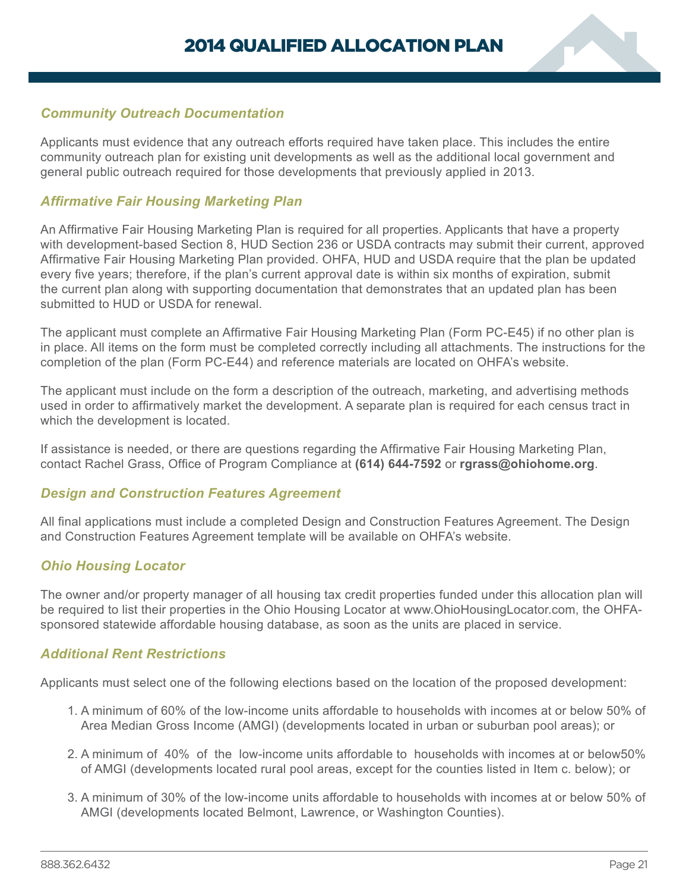### *Community Outreach Documentation*

Applicants must evidence that any outreach efforts required have taken place. This includes the entire community outreach plan for existing unit developments as well as the additional local government and general public outreach required for those developments that previously applied in 2013.

### *Affirmative Fair Housing Marketing Plan*

An Affirmative Fair Housing Marketing Plan is required for all properties. Applicants that have a property with development-based Section 8, HUD Section 236 or USDA contracts may submit their current, approved Affirmative Fair Housing Marketing Plan provided. OHFA, HUD and USDA require that the plan be updated every five years; therefore, if the plan's current approval date is within six months of expiration, submit the current plan along with supporting documentation that demonstrates that an updated plan has been submitted to HUD or USDA for renewal.

The applicant must complete an Affirmative Fair Housing Marketing Plan (Form PC-E45) if no other plan is in place. All items on the form must be completed correctly including all attachments. The instructions for the completion of the plan (Form PC-E44) and reference materials are located on OHFA's website.

The applicant must include on the form a description of the outreach, marketing, and advertising methods used in order to affirmatively market the development. A separate plan is required for each census tract in which the development is located.

If assistance is needed, or there are questions regarding the Affirmative Fair Housing Marketing Plan, contact Rachel Grass, Office of Program Compliance at **(614) 644-7592** or **rgrass@ohiohome.org**.

### *Design and Construction Features Agreement*

All final applications must include a completed Design and Construction Features Agreement. The Design and Construction Features Agreement template will be available on OHFA's website.

### *Ohio Housing Locator*

The owner and/or property manager of all housing tax credit properties funded under this allocation plan will be required to list their properties in the Ohio Housing Locator at www.OhioHousingLocator.com, the OHFA-sponsored statewide affordable housing database, as soon as the units are placed in service.

### *Additional Rent Restrictions*

Applicants must select one of the following elections based on the location of the proposed development:

1. A minimum of 60% of the low-income units affordable to households with incomes at or below 50% of Area Median Gross Income (AMGI) (developments located in urban or suburban pool areas); or
2. A minimum of 40% of the low-income units affordable to households with incomes at or below50% of AMGI (developments located rural pool areas, except for the counties listed in Item c. below); or
3. A minimum of 30% of the low-income units affordable to households with incomes at or below 50% of AMGI (developments located Belmont, Lawrence, or Washington Counties).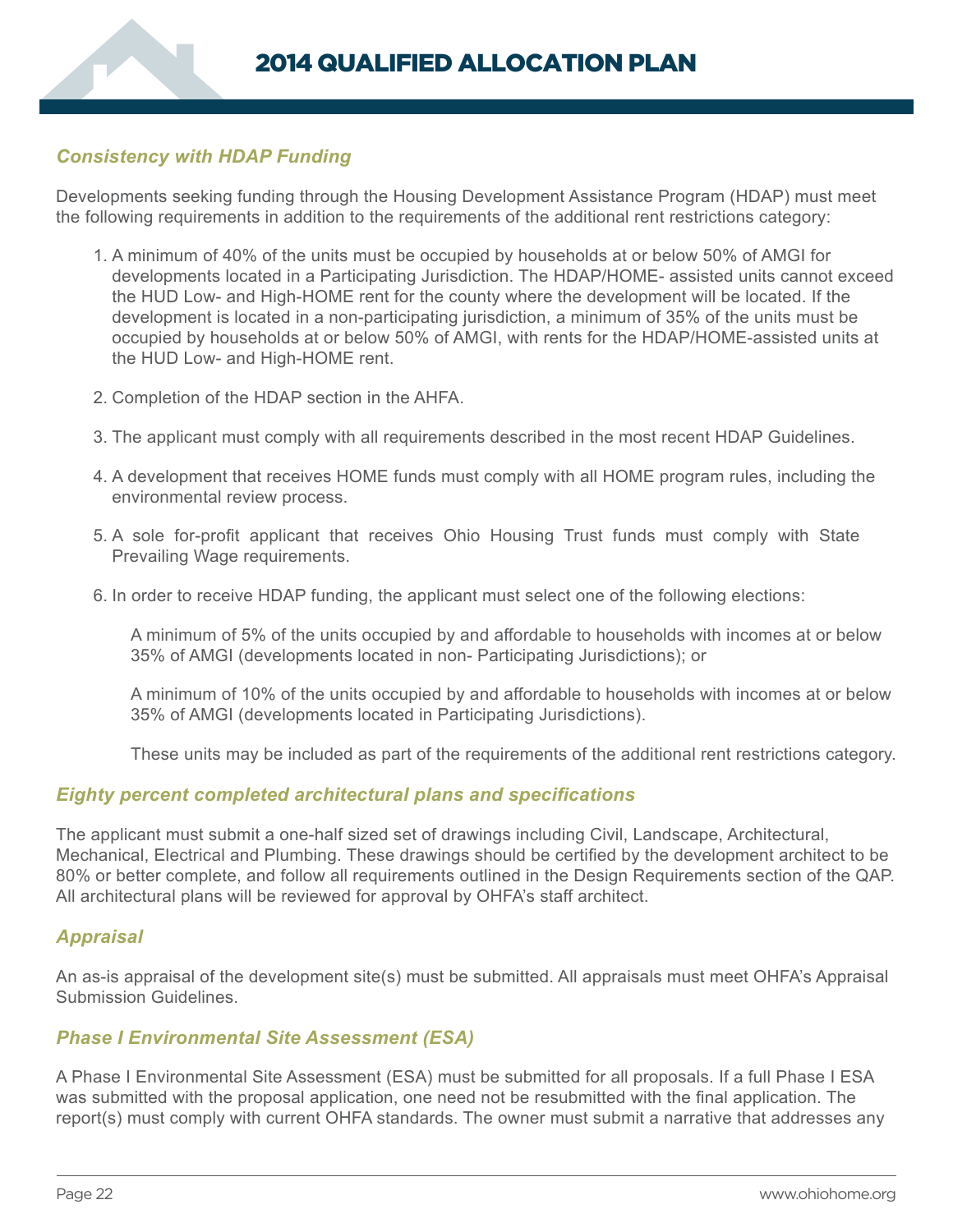### *Consistency with HDAP Funding*

Developments seeking funding through the Housing Development Assistance Program (HDAP) must meet the following requirements in addition to the requirements of the additional rent restrictions category:

1. A minimum of 40% of the units must be occupied by households at or below 50% of AMGI for developments located in a Participating Jurisdiction. The HDAP/HOME- assisted units cannot exceed the HUD Low- and High-HOME rent for the county where the development will be located. If the development is located in a non-participating jurisdiction, a minimum of 35% of the units must be occupied by households at or below 50% of AMGI, with rents for the HDAP/HOME-assisted units at the HUD Low- and High-HOME rent.

2. Completion of the HDAP section in the AHFA.

3. The applicant must comply with all requirements described in the most recent HDAP Guidelines.

4. A development that receives HOME funds must comply with all HOME program rules, including the environmental review process.

5. A sole for-profit applicant that receives Ohio Housing Trust funds must comply with State Prevailing Wage requirements.

6. In order to receive HDAP funding, the applicant must select one of the following elections:

   A minimum of 5% of the units occupied by and affordable to households with incomes at or below 35% of AMGI (developments located in non- Participating Jurisdictions); or

   A minimum of 10% of the units occupied by and affordable to households with incomes at or below 35% of AMGI (developments located in Participating Jurisdictions).

   These units may be included as part of the requirements of the additional rent restrictions category.

### *Eighty percent completed architectural plans and specifications*

The applicant must submit a one-half sized set of drawings including Civil, Landscape, Architectural, Mechanical, Electrical and Plumbing. These drawings should be certified by the development architect to be 80% or better complete, and follow all requirements outlined in the Design Requirements section of the QAP. All architectural plans will be reviewed for approval by OHFA's staff architect.

### *Appraisal*

An as-is appraisal of the development site(s) must be submitted. All appraisals must meet OHFA's Appraisal Submission Guidelines.

### *Phase I Environmental Site Assessment (ESA)*

A Phase I Environmental Site Assessment (ESA) must be submitted for all proposals. If a full Phase I ESA was submitted with the proposal application, one need not be resubmitted with the final application. The report(s) must comply with current OHFA standards. The owner must submit a narrative that addresses any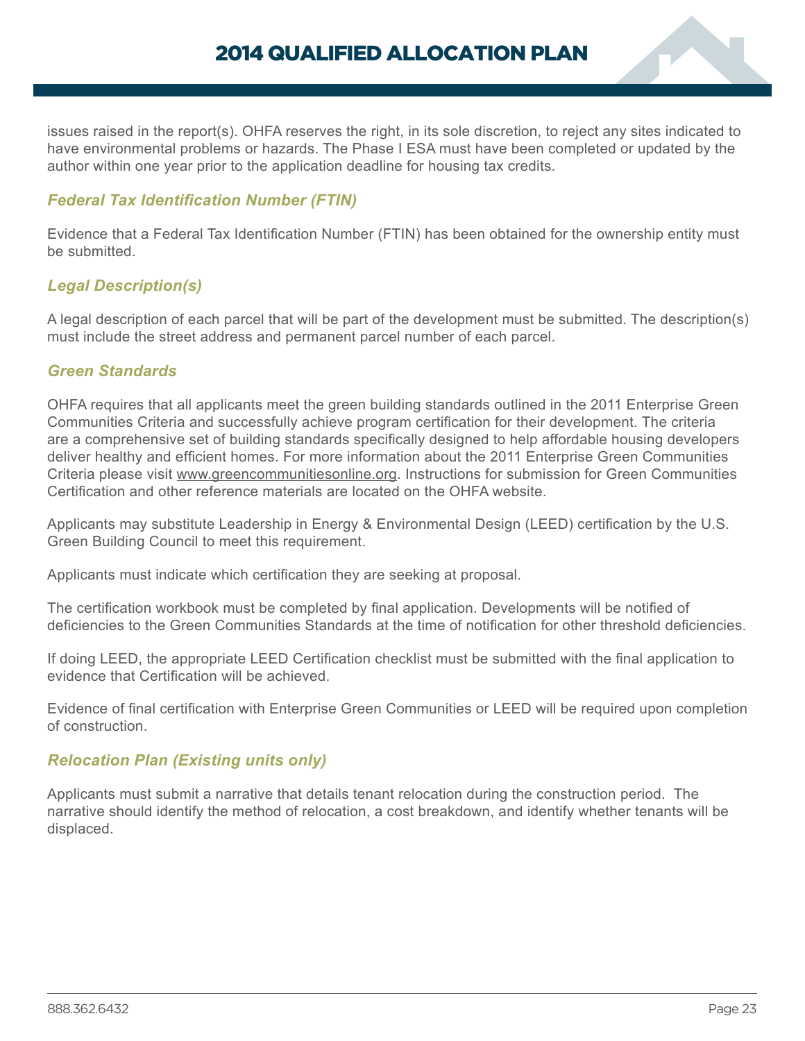issues raised in the report(s). OHFA reserves the right, in its sole discretion, to reject any sites indicated to have environmental problems or hazards. The Phase I ESA must have been completed or updated by the author within one year prior to the application deadline for housing tax credits.

### *Federal Tax Identification Number (FTIN)*

Evidence that a Federal Tax Identification Number (FTIN) has been obtained for the ownership entity must be submitted.

### *Legal Description(s)*

A legal description of each parcel that will be part of the development must be submitted. The description(s) must include the street address and permanent parcel number of each parcel.

### *Green Standards*

OHFA requires that all applicants meet the green building standards outlined in the 2011 Enterprise Green Communities Criteria and successfully achieve program certification for their development. The criteria are a comprehensive set of building standards specifically designed to help affordable housing developers deliver healthy and efficient homes. For more information about the 2011 Enterprise Green Communities Criteria please visit www.greencommunitiesonline.org. Instructions for submission for Green Communities Certification and other reference materials are located on the OHFA website.

Applicants may substitute Leadership in Energy & Environmental Design (LEED) certification by the U.S. Green Building Council to meet this requirement.

Applicants must indicate which certification they are seeking at proposal.

The certification workbook must be completed by final application. Developments will be notified of deficiencies to the Green Communities Standards at the time of notification for other threshold deficiencies.

If doing LEED, the appropriate LEED Certification checklist must be submitted with the final application to evidence that Certification will be achieved.

Evidence of final certification with Enterprise Green Communities or LEED will be required upon completion of construction.

### *Relocation Plan (Existing units only)*

Applicants must submit a narrative that details tenant relocation during the construction period. The narrative should identify the method of relocation, a cost breakdown, and identify whether tenants will be displaced.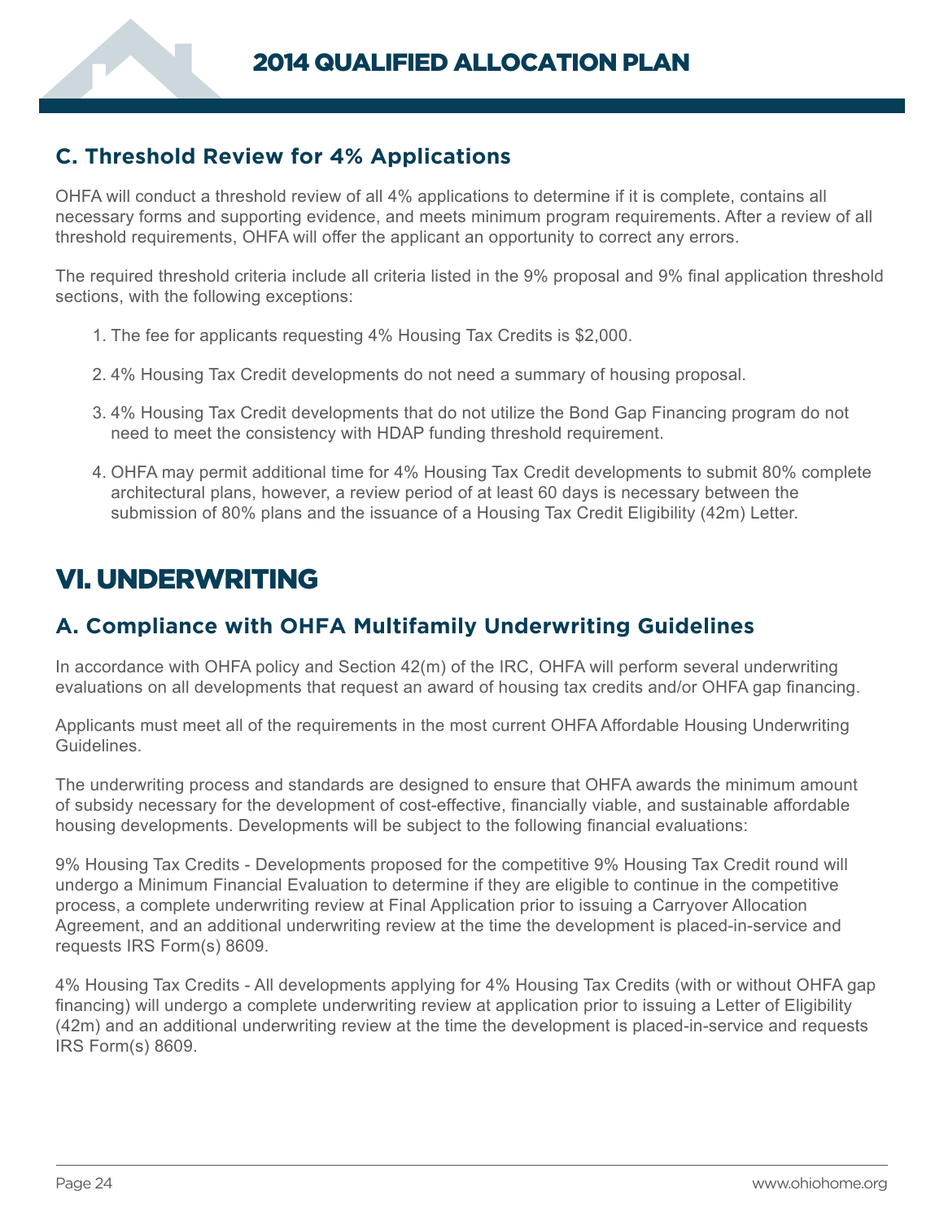## C. Threshold Review for 4% Applications

OHFA will conduct a threshold review of all 4% applications to determine if it is complete, contains all necessary forms and supporting evidence, and meets minimum program requirements. After a review of all threshold requirements, OHFA will offer the applicant an opportunity to correct any errors.

The required threshold criteria include all criteria listed in the 9% proposal and 9% final application threshold sections, with the following exceptions:

1. The fee for applicants requesting 4% Housing Tax Credits is $2,000.
2. 4% Housing Tax Credit developments do not need a summary of housing proposal.
3. 4% Housing Tax Credit developments that do not utilize the Bond Gap Financing program do not need to meet the consistency with HDAP funding threshold requirement.
4. OHFA may permit additional time for 4% Housing Tax Credit developments to submit 80% complete architectural plans, however, a review period of at least 60 days is necessary between the submission of 80% plans and the issuance of a Housing Tax Credit Eligibility (42m) Letter.

# VI. UNDERWRITING

## A. Compliance with OHFA Multifamily Underwriting Guidelines

In accordance with OHFA policy and Section 42(m) of the IRC, OHFA will perform several underwriting evaluations on all developments that request an award of housing tax credits and/or OHFA gap financing.

Applicants must meet all of the requirements in the most current OHFA Affordable Housing Underwriting Guidelines.

The underwriting process and standards are designed to ensure that OHFA awards the minimum amount of subsidy necessary for the development of cost-effective, financially viable, and sustainable affordable housing developments. Developments will be subject to the following financial evaluations:

9% Housing Tax Credits - Developments proposed for the competitive 9% Housing Tax Credit round will undergo a Minimum Financial Evaluation to determine if they are eligible to continue in the competitive process, a complete underwriting review at Final Application prior to issuing a Carryover Allocation Agreement, and an additional underwriting review at the time the development is placed-in-service and requests IRS Form(s) 8609.

4% Housing Tax Credits - All developments applying for 4% Housing Tax Credits (with or without OHFA gap financing) will undergo a complete underwriting review at application prior to issuing a Letter of Eligibility (42m) and an additional underwriting review at the time the development is placed-in-service and requests IRS Form(s) 8609.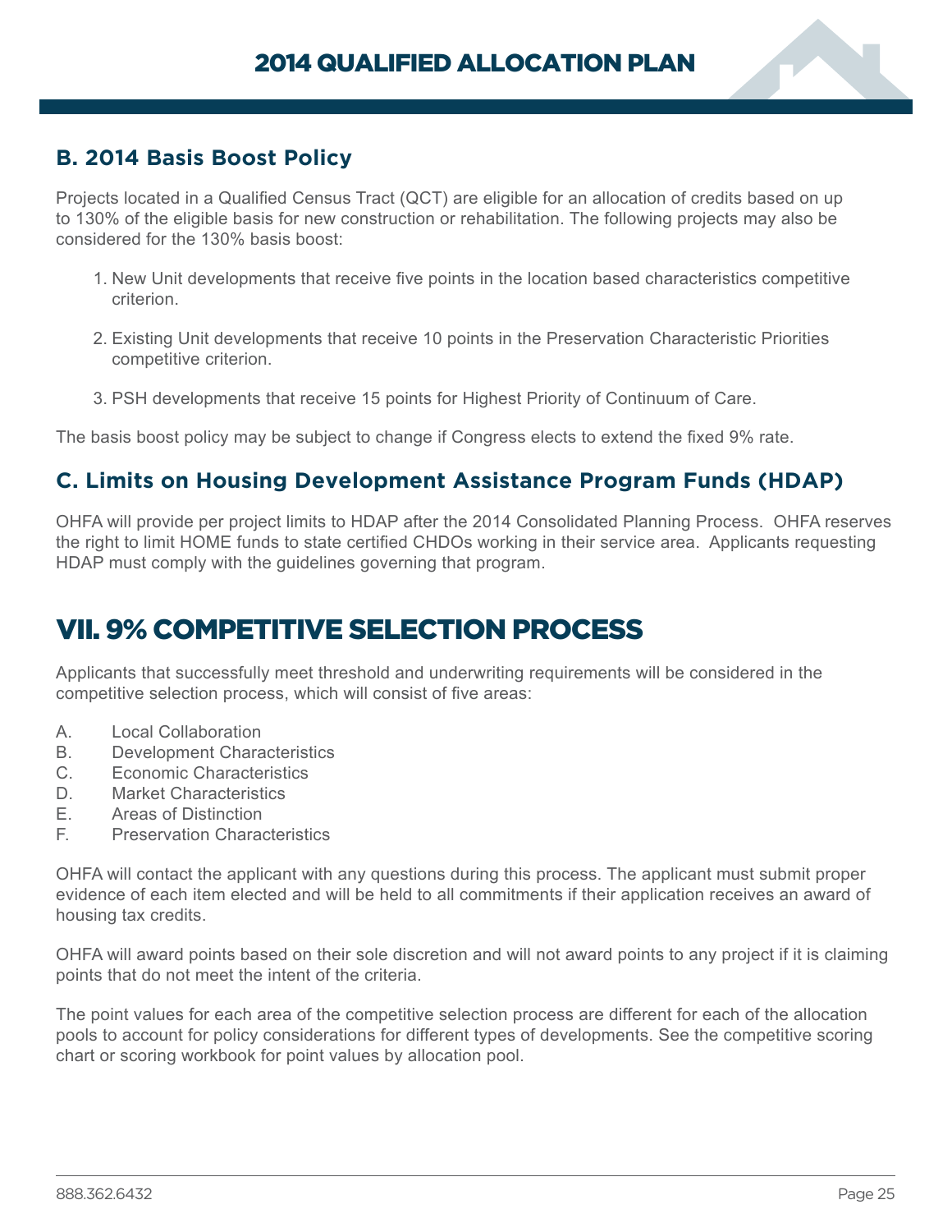## B. 2014 Basis Boost Policy

Projects located in a Qualified Census Tract (QCT) are eligible for an allocation of credits based on up to 130% of the eligible basis for new construction or rehabilitation. The following projects may also be considered for the 130% basis boost:

1. New Unit developments that receive five points in the location based characteristics competitive criterion.
2. Existing Unit developments that receive 10 points in the Preservation Characteristic Priorities competitive criterion.
3. PSH developments that receive 15 points for Highest Priority of Continuum of Care.

The basis boost policy may be subject to change if Congress elects to extend the fixed 9% rate.

## C. Limits on Housing Development Assistance Program Funds (HDAP)

OHFA will provide per project limits to HDAP after the 2014 Consolidated Planning Process. OHFA reserves the right to limit HOME funds to state certified CHDOs working in their service area. Applicants requesting HDAP must comply with the guidelines governing that program.

# VII. 9% COMPETITIVE SELECTION PROCESS

Applicants that successfully meet threshold and underwriting requirements will be considered in the competitive selection process, which will consist of five areas:

A. Local Collaboration
B. Development Characteristics
C. Economic Characteristics
D. Market Characteristics
E. Areas of Distinction
F. Preservation Characteristics

OHFA will contact the applicant with any questions during this process. The applicant must submit proper evidence of each item elected and will be held to all commitments if their application receives an award of housing tax credits.

OHFA will award points based on their sole discretion and will not award points to any project if it is claiming points that do not meet the intent of the criteria.

The point values for each area of the competitive selection process are different for each of the allocation pools to account for policy considerations for different types of developments. See the competitive scoring chart or scoring workbook for point values by allocation pool.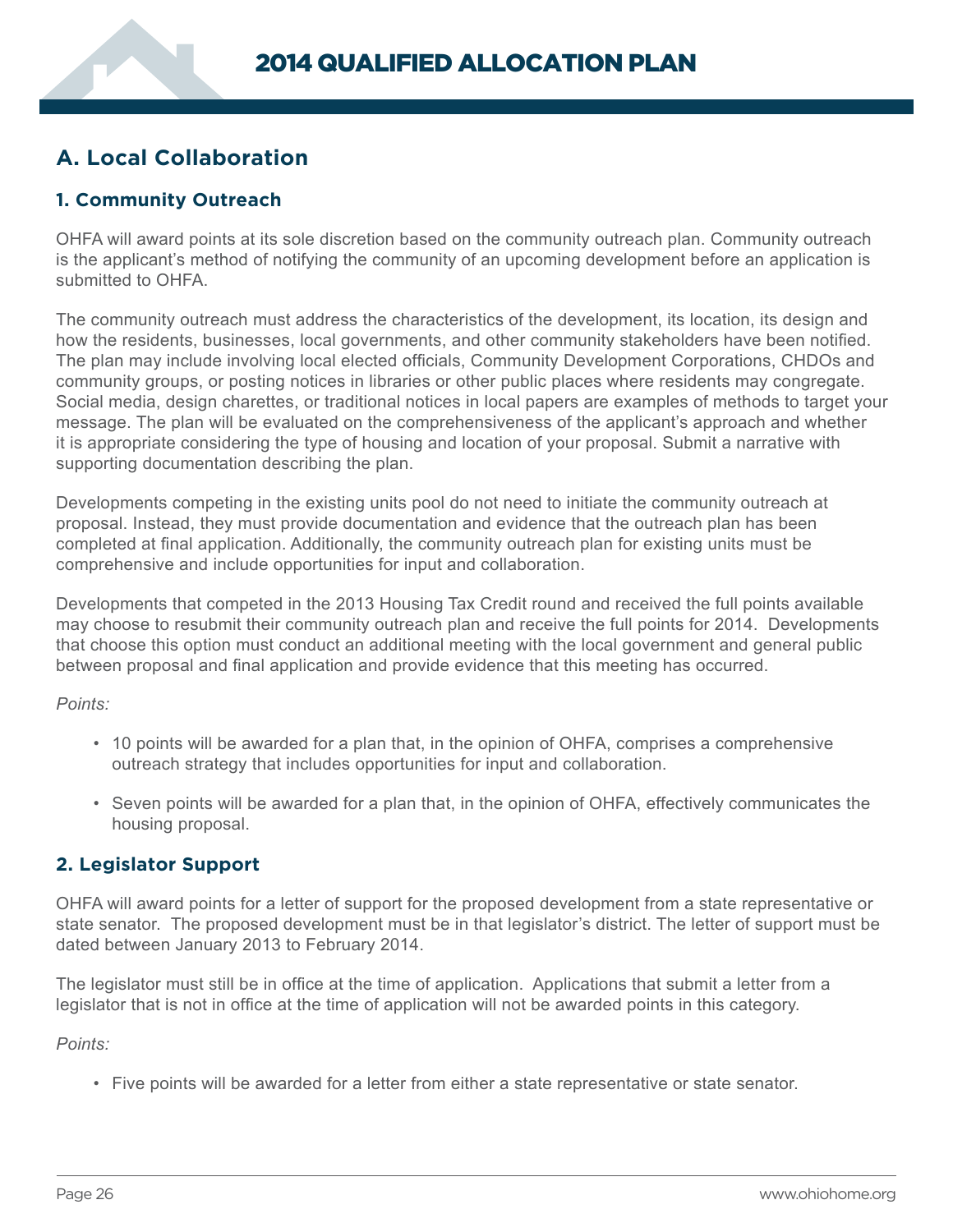## A. Local Collaboration

### 1. Community Outreach

OHFA will award points at its sole discretion based on the community outreach plan. Community outreach is the applicant's method of notifying the community of an upcoming development before an application is submitted to OHFA.

The community outreach must address the characteristics of the development, its location, its design and how the residents, businesses, local governments, and other community stakeholders have been notified. The plan may include involving local elected officials, Community Development Corporations, CHDOs and community groups, or posting notices in libraries or other public places where residents may congregate. Social media, design charettes, or traditional notices in local papers are examples of methods to target your message. The plan will be evaluated on the comprehensiveness of the applicant's approach and whether it is appropriate considering the type of housing and location of your proposal. Submit a narrative with supporting documentation describing the plan.

Developments competing in the existing units pool do not need to initiate the community outreach at proposal. Instead, they must provide documentation and evidence that the outreach plan has been completed at final application. Additionally, the community outreach plan for existing units must be comprehensive and include opportunities for input and collaboration.

Developments that competed in the 2013 Housing Tax Credit round and received the full points available may choose to resubmit their community outreach plan and receive the full points for 2014. Developments that choose this option must conduct an additional meeting with the local government and general public between proposal and final application and provide evidence that this meeting has occurred.

*Points:*

- 10 points will be awarded for a plan that, in the opinion of OHFA, comprises a comprehensive outreach strategy that includes opportunities for input and collaboration.
- Seven points will be awarded for a plan that, in the opinion of OHFA, effectively communicates the housing proposal.

### 2. Legislator Support

OHFA will award points for a letter of support for the proposed development from a state representative or state senator. The proposed development must be in that legislator's district. The letter of support must be dated between January 2013 to February 2014.

The legislator must still be in office at the time of application. Applications that submit a letter from a legislator that is not in office at the time of application will not be awarded points in this category.

*Points:*

- Five points will be awarded for a letter from either a state representative or state senator.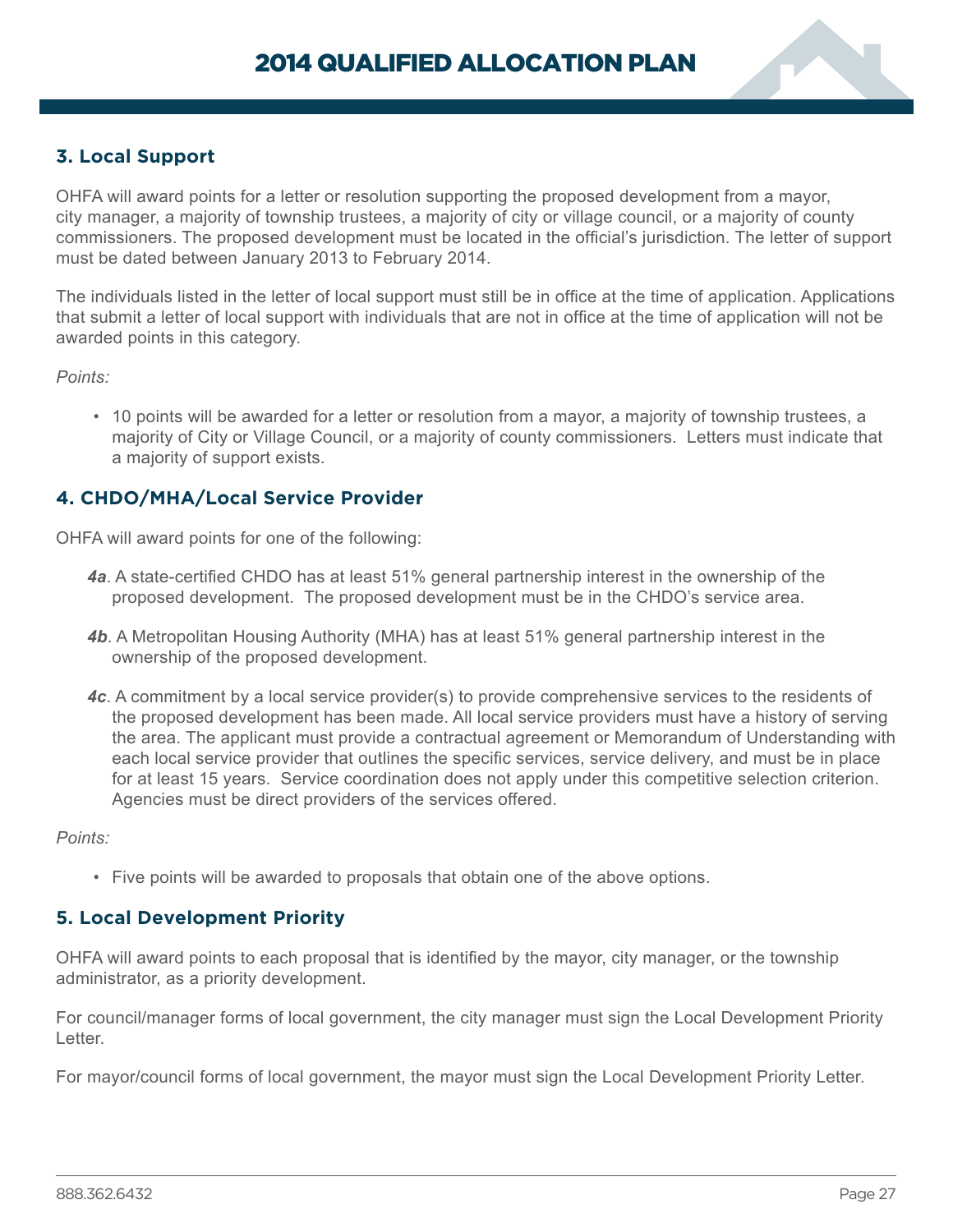### 3. Local Support

OHFA will award points for a letter or resolution supporting the proposed development from a mayor, city manager, a majority of township trustees, a majority of city or village council, or a majority of county commissioners. The proposed development must be located in the official's jurisdiction. The letter of support must be dated between January 2013 to February 2014.

The individuals listed in the letter of local support must still be in office at the time of application. Applications that submit a letter of local support with individuals that are not in office at the time of application will not be awarded points in this category.

*Points:*

- 10 points will be awarded for a letter or resolution from a mayor, a majority of township trustees, a majority of City or Village Council, or a majority of county commissioners. Letters must indicate that a majority of support exists.

### 4. CHDO/MHA/Local Service Provider

OHFA will award points for one of the following:

***4a***. A state-certified CHDO has at least 51% general partnership interest in the ownership of the proposed development. The proposed development must be in the CHDO's service area.

***4b***. A Metropolitan Housing Authority (MHA) has at least 51% general partnership interest in the ownership of the proposed development.

***4c***. A commitment by a local service provider(s) to provide comprehensive services to the residents of the proposed development has been made. All local service providers must have a history of serving the area. The applicant must provide a contractual agreement or Memorandum of Understanding with each local service provider that outlines the specific services, service delivery, and must be in place for at least 15 years. Service coordination does not apply under this competitive selection criterion. Agencies must be direct providers of the services offered.

*Points:*

- Five points will be awarded to proposals that obtain one of the above options.

### 5. Local Development Priority

OHFA will award points to each proposal that is identified by the mayor, city manager, or the township administrator, as a priority development.

For council/manager forms of local government, the city manager must sign the Local Development Priority Letter.

For mayor/council forms of local government, the mayor must sign the Local Development Priority Letter.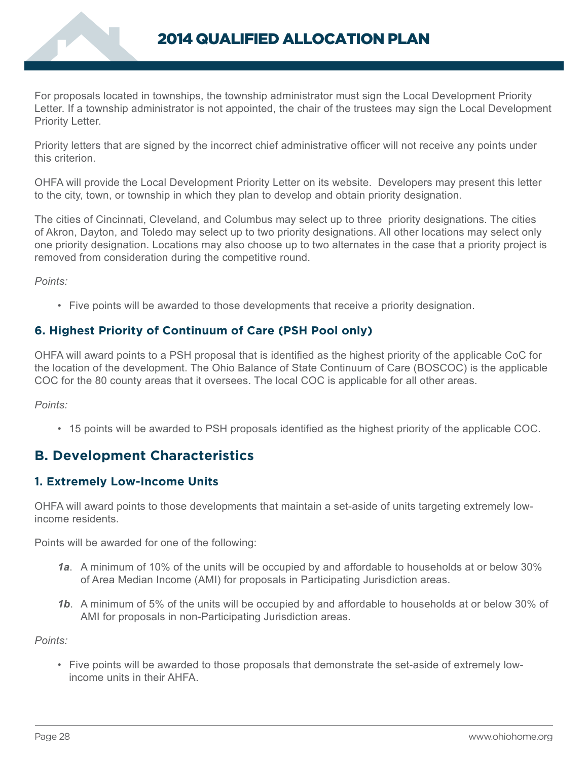For proposals located in townships, the township administrator must sign the Local Development Priority Letter. If a township administrator is not appointed, the chair of the trustees may sign the Local Development Priority Letter.

Priority letters that are signed by the incorrect chief administrative officer will not receive any points under this criterion.

OHFA will provide the Local Development Priority Letter on its website. Developers may present this letter to the city, town, or township in which they plan to develop and obtain priority designation.

The cities of Cincinnati, Cleveland, and Columbus may select up to three priority designations. The cities of Akron, Dayton, and Toledo may select up to two priority designations. All other locations may select only one priority designation. Locations may also choose up to two alternates in the case that a priority project is removed from consideration during the competitive round.

*Points:*

- Five points will be awarded to those developments that receive a priority designation.

### 6. Highest Priority of Continuum of Care (PSH Pool only)

OHFA will award points to a PSH proposal that is identified as the highest priority of the applicable CoC for the location of the development. The Ohio Balance of State Continuum of Care (BOSCOC) is the applicable COC for the 80 county areas that it oversees. The local COC is applicable for all other areas.

*Points:*

- 15 points will be awarded to PSH proposals identified as the highest priority of the applicable COC.

## B. Development Characteristics

### 1. Extremely Low-Income Units

OHFA will award points to those developments that maintain a set-aside of units targeting extremely low-income residents.

Points will be awarded for one of the following:

- ***1a***. A minimum of 10% of the units will be occupied by and affordable to households at or below 30% of Area Median Income (AMI) for proposals in Participating Jurisdiction areas.
- ***1b***. A minimum of 5% of the units will be occupied by and affordable to households at or below 30% of AMI for proposals in non-Participating Jurisdiction areas.

*Points:*

- Five points will be awarded to those proposals that demonstrate the set-aside of extremely low-income units in their AHFA.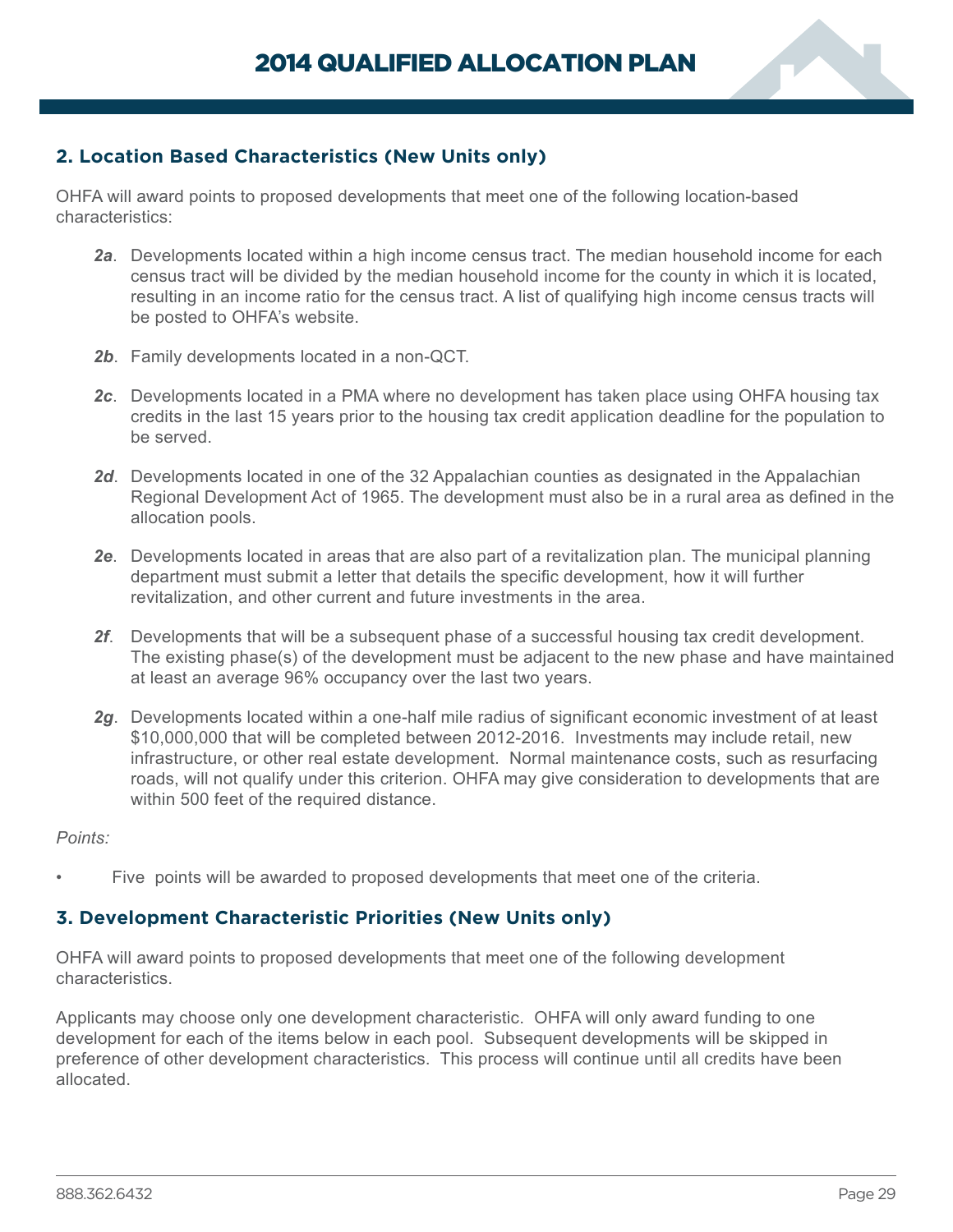## 2. Location Based Characteristics (New Units only)

OHFA will award points to proposed developments that meet one of the following location-based characteristics:

- ***2a***. Developments located within a high income census tract. The median household income for each census tract will be divided by the median household income for the county in which it is located, resulting in an income ratio for the census tract. A list of qualifying high income census tracts will be posted to OHFA's website.
- ***2b***. Family developments located in a non-QCT.
- ***2c***. Developments located in a PMA where no development has taken place using OHFA housing tax credits in the last 15 years prior to the housing tax credit application deadline for the population to be served.
- ***2d***. Developments located in one of the 32 Appalachian counties as designated in the Appalachian Regional Development Act of 1965. The development must also be in a rural area as defined in the allocation pools.
- ***2e***. Developments located in areas that are also part of a revitalization plan. The municipal planning department must submit a letter that details the specific development, how it will further revitalization, and other current and future investments in the area.
- ***2f***. Developments that will be a subsequent phase of a successful housing tax credit development. The existing phase(s) of the development must be adjacent to the new phase and have maintained at least an average 96% occupancy over the last two years.
- ***2g***. Developments located within a one-half mile radius of significant economic investment of at least $10,000,000 that will be completed between 2012-2016. Investments may include retail, new infrastructure, or other real estate development. Normal maintenance costs, such as resurfacing roads, will not qualify under this criterion. OHFA may give consideration to developments that are within 500 feet of the required distance.

*Points:*

- Five points will be awarded to proposed developments that meet one of the criteria.

## 3. Development Characteristic Priorities (New Units only)

OHFA will award points to proposed developments that meet one of the following development characteristics.

Applicants may choose only one development characteristic. OHFA will only award funding to one development for each of the items below in each pool. Subsequent developments will be skipped in preference of other development characteristics. This process will continue until all credits have been allocated.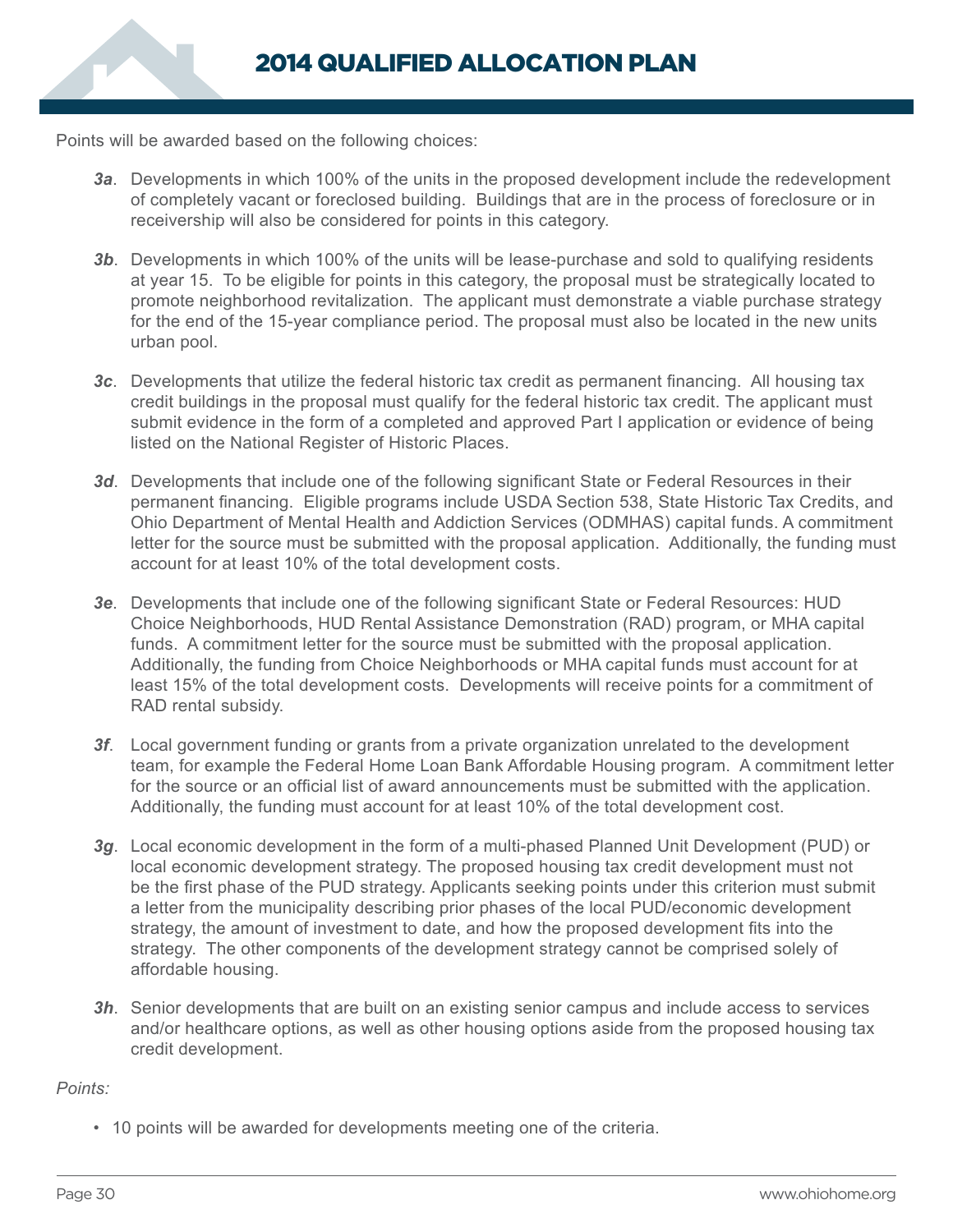Points will be awarded based on the following choices:

- ***3a***. Developments in which 100% of the units in the proposed development include the redevelopment of completely vacant or foreclosed building. Buildings that are in the process of foreclosure or in receivership will also be considered for points in this category.

- ***3b***. Developments in which 100% of the units will be lease-purchase and sold to qualifying residents at year 15. To be eligible for points in this category, the proposal must be strategically located to promote neighborhood revitalization. The applicant must demonstrate a viable purchase strategy for the end of the 15-year compliance period. The proposal must also be located in the new units urban pool.

- ***3c***. Developments that utilize the federal historic tax credit as permanent financing. All housing tax credit buildings in the proposal must qualify for the federal historic tax credit. The applicant must submit evidence in the form of a completed and approved Part I application or evidence of being listed on the National Register of Historic Places.

- ***3d***. Developments that include one of the following significant State or Federal Resources in their permanent financing. Eligible programs include USDA Section 538, State Historic Tax Credits, and Ohio Department of Mental Health and Addiction Services (ODMHAS) capital funds. A commitment letter for the source must be submitted with the proposal application. Additionally, the funding must account for at least 10% of the total development costs.

- ***3e***. Developments that include one of the following significant State or Federal Resources: HUD Choice Neighborhoods, HUD Rental Assistance Demonstration (RAD) program, or MHA capital funds. A commitment letter for the source must be submitted with the proposal application. Additionally, the funding from Choice Neighborhoods or MHA capital funds must account for at least 15% of the total development costs. Developments will receive points for a commitment of RAD rental subsidy.

- ***3f***. Local government funding or grants from a private organization unrelated to the development team, for example the Federal Home Loan Bank Affordable Housing program. A commitment letter for the source or an official list of award announcements must be submitted with the application. Additionally, the funding must account for at least 10% of the total development cost.

- ***3g***. Local economic development in the form of a multi-phased Planned Unit Development (PUD) or local economic development strategy. The proposed housing tax credit development must not be the first phase of the PUD strategy. Applicants seeking points under this criterion must submit a letter from the municipality describing prior phases of the local PUD/economic development strategy, the amount of investment to date, and how the proposed development fits into the strategy. The other components of the development strategy cannot be comprised solely of affordable housing.

- ***3h***. Senior developments that are built on an existing senior campus and include access to services and/or healthcare options, as well as other housing options aside from the proposed housing tax credit development.

*Points:*

- 10 points will be awarded for developments meeting one of the criteria.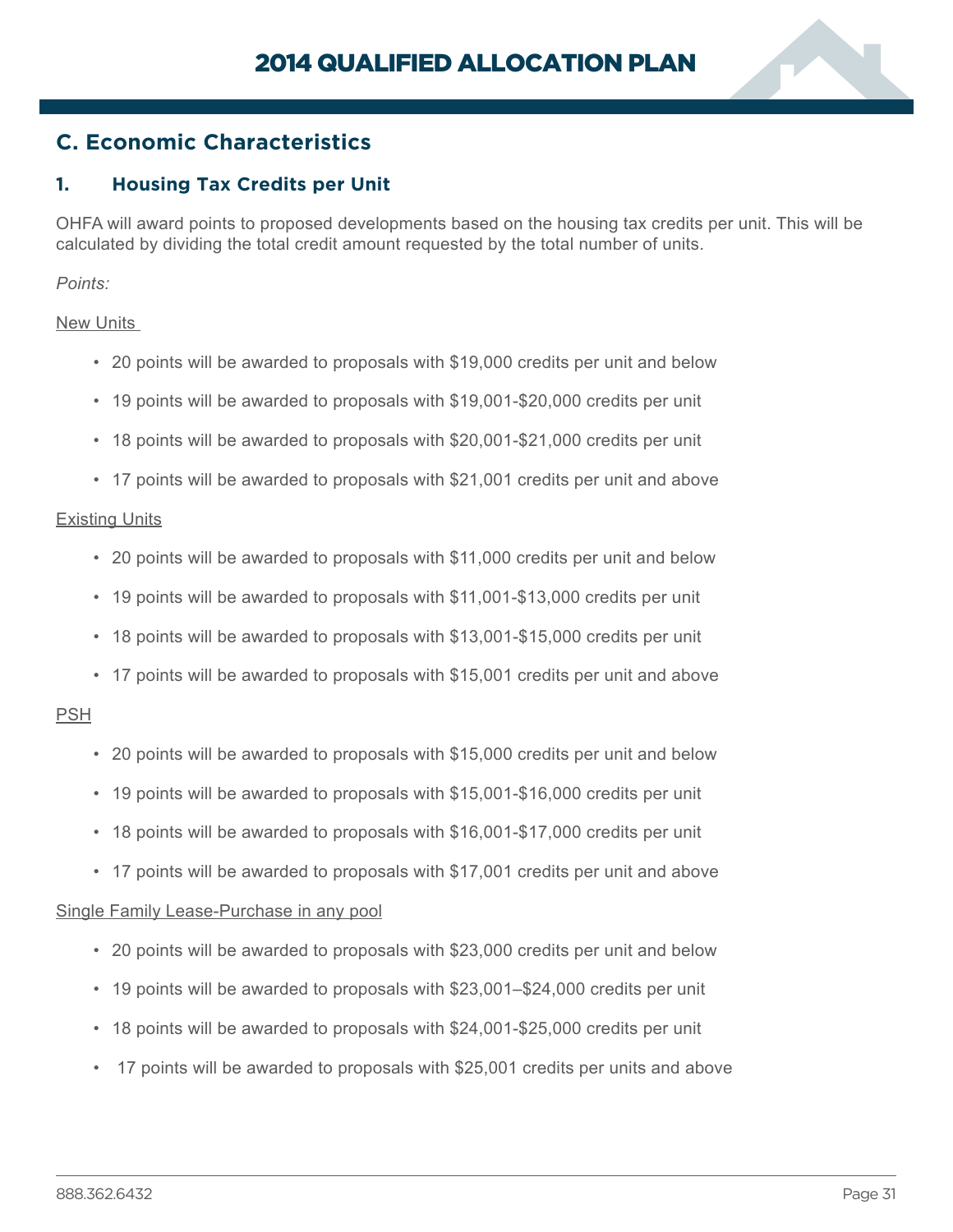## C. Economic Characteristics

### 1. Housing Tax Credits per Unit

OHFA will award points to proposed developments based on the housing tax credits per unit. This will be calculated by dividing the total credit amount requested by the total number of units.

*Points:*

New Units

- 20 points will be awarded to proposals with $19,000 credits per unit and below
- 19 points will be awarded to proposals with $19,001-$20,000 credits per unit
- 18 points will be awarded to proposals with $20,001-$21,000 credits per unit
- 17 points will be awarded to proposals with $21,001 credits per unit and above

Existing Units

- 20 points will be awarded to proposals with $11,000 credits per unit and below
- 19 points will be awarded to proposals with $11,001-$13,000 credits per unit
- 18 points will be awarded to proposals with $13,001-$15,000 credits per unit
- 17 points will be awarded to proposals with $15,001 credits per unit and above

PSH

- 20 points will be awarded to proposals with $15,000 credits per unit and below
- 19 points will be awarded to proposals with $15,001-$16,000 credits per unit
- 18 points will be awarded to proposals with $16,001-$17,000 credits per unit
- 17 points will be awarded to proposals with $17,001 credits per unit and above

Single Family Lease-Purchase in any pool

- 20 points will be awarded to proposals with $23,000 credits per unit and below
- 19 points will be awarded to proposals with $23,001–$24,000 credits per unit
- 18 points will be awarded to proposals with $24,001-$25,000 credits per unit
- 17 points will be awarded to proposals with $25,001 credits per units and above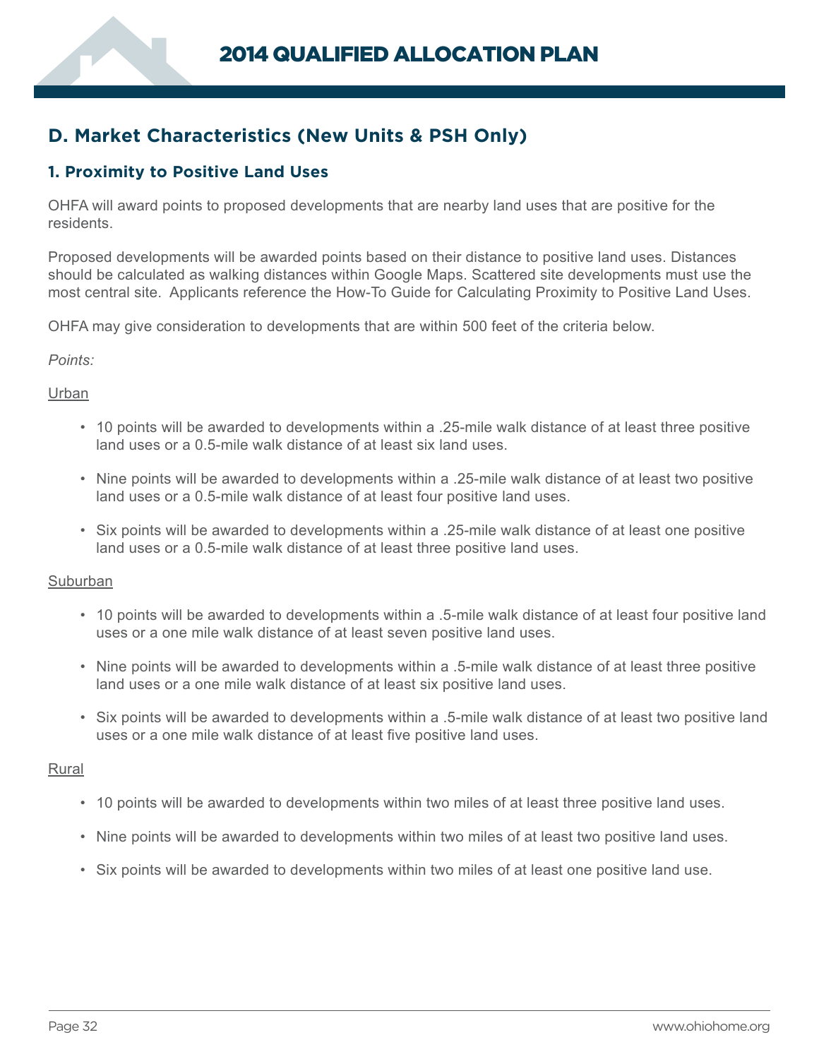## D. Market Characteristics (New Units & PSH Only)

### 1. Proximity to Positive Land Uses

OHFA will award points to proposed developments that are nearby land uses that are positive for the residents.

Proposed developments will be awarded points based on their distance to positive land uses. Distances should be calculated as walking distances within Google Maps. Scattered site developments must use the most central site. Applicants reference the How-To Guide for Calculating Proximity to Positive Land Uses.

OHFA may give consideration to developments that are within 500 feet of the criteria below.

*Points:*

<u>Urban</u>

- 10 points will be awarded to developments within a .25-mile walk distance of at least three positive land uses or a 0.5-mile walk distance of at least six land uses.
- Nine points will be awarded to developments within a .25-mile walk distance of at least two positive land uses or a 0.5-mile walk distance of at least four positive land uses.
- Six points will be awarded to developments within a .25-mile walk distance of at least one positive land uses or a 0.5-mile walk distance of at least three positive land uses.

<u>Suburban</u>

- 10 points will be awarded to developments within a .5-mile walk distance of at least four positive land uses or a one mile walk distance of at least seven positive land uses.
- Nine points will be awarded to developments within a .5-mile walk distance of at least three positive land uses or a one mile walk distance of at least six positive land uses.
- Six points will be awarded to developments within a .5-mile walk distance of at least two positive land uses or a one mile walk distance of at least five positive land uses.

<u>Rural</u>

- 10 points will be awarded to developments within two miles of at least three positive land uses.
- Nine points will be awarded to developments within two miles of at least two positive land uses.
- Six points will be awarded to developments within two miles of at least one positive land use.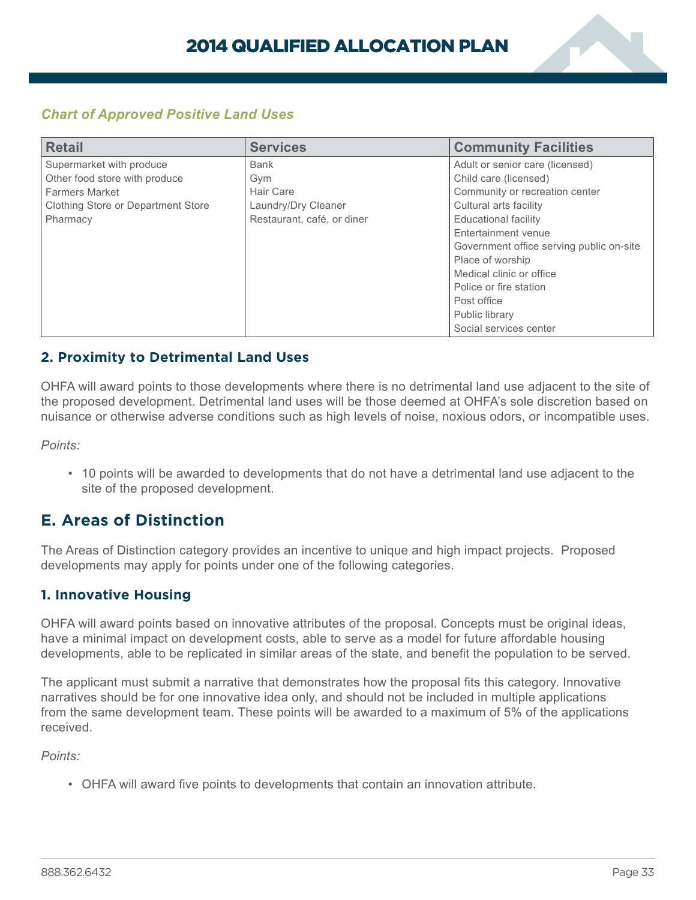*Chart of Approved Positive Land Uses*

| Retail | Services | Community Facilities |
| --- | --- | --- |
| Supermarket with produce | Bank | Adult or senior care (licensed) |
| Other food store with produce | Gym | Child care (licensed) |
| Farmers Market | Hair Care | Community or recreation center |
| Clothing Store or Department Store | Laundry/Dry Cleaner | Cultural arts facility |
| Pharmacy | Restaurant, café, or diner | Educational facility |
| | | Entertainment venue |
| | | Government office serving public on-site |
| | | Place of worship |
| | | Medical clinic or office |
| | | Police or fire station |
| | | Post office |
| | | Public library |
| | | Social services center |

### 2. Proximity to Detrimental Land Uses

OHFA will award points to those developments where there is no detrimental land use adjacent to the site of the proposed development. Detrimental land uses will be those deemed at OHFA's sole discretion based on nuisance or otherwise adverse conditions such as high levels of noise, noxious odors, or incompatible uses.

*Points:*

- 10 points will be awarded to developments that do not have a detrimental land use adjacent to the site of the proposed development.

## E. Areas of Distinction

The Areas of Distinction category provides an incentive to unique and high impact projects. Proposed developments may apply for points under one of the following categories.

### 1. Innovative Housing

OHFA will award points based on innovative attributes of the proposal. Concepts must be original ideas, have a minimal impact on development costs, able to serve as a model for future affordable housing developments, able to be replicated in similar areas of the state, and benefit the population to be served.

The applicant must submit a narrative that demonstrates how the proposal fits this category. Innovative narratives should be for one innovative idea only, and should not be included in multiple applications from the same development team. These points will be awarded to a maximum of 5% of the applications received.

*Points:*

- OHFA will award five points to developments that contain an innovation attribute.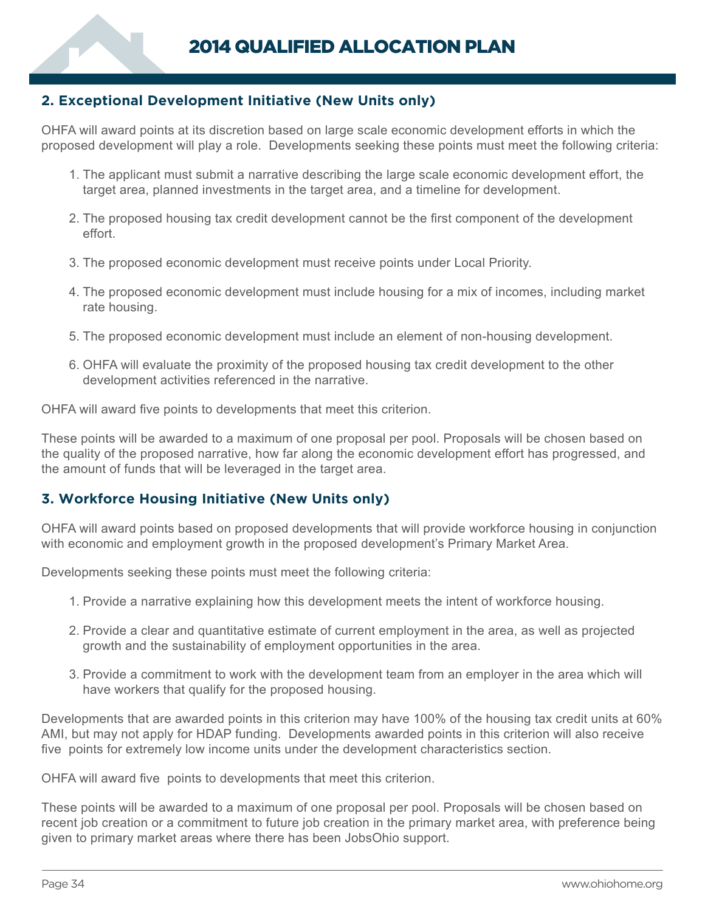## 2. Exceptional Development Initiative (New Units only)

OHFA will award points at its discretion based on large scale economic development efforts in which the proposed development will play a role. Developments seeking these points must meet the following criteria:

1. The applicant must submit a narrative describing the large scale economic development effort, the target area, planned investments in the target area, and a timeline for development.

2. The proposed housing tax credit development cannot be the first component of the development effort.

3. The proposed economic development must receive points under Local Priority.

4. The proposed economic development must include housing for a mix of incomes, including market rate housing.

5. The proposed economic development must include an element of non-housing development.

6. OHFA will evaluate the proximity of the proposed housing tax credit development to the other development activities referenced in the narrative.

OHFA will award five points to developments that meet this criterion.

These points will be awarded to a maximum of one proposal per pool. Proposals will be chosen based on the quality of the proposed narrative, how far along the economic development effort has progressed, and the amount of funds that will be leveraged in the target area.

## 3. Workforce Housing Initiative (New Units only)

OHFA will award points based on proposed developments that will provide workforce housing in conjunction with economic and employment growth in the proposed development's Primary Market Area.

Developments seeking these points must meet the following criteria:

1. Provide a narrative explaining how this development meets the intent of workforce housing.

2. Provide a clear and quantitative estimate of current employment in the area, as well as projected growth and the sustainability of employment opportunities in the area.

3. Provide a commitment to work with the development team from an employer in the area which will have workers that qualify for the proposed housing.

Developments that are awarded points in this criterion may have 100% of the housing tax credit units at 60% AMI, but may not apply for HDAP funding. Developments awarded points in this criterion will also receive five points for extremely low income units under the development characteristics section.

OHFA will award five points to developments that meet this criterion.

These points will be awarded to a maximum of one proposal per pool. Proposals will be chosen based on recent job creation or a commitment to future job creation in the primary market area, with preference being given to primary market areas where there has been JobsOhio support.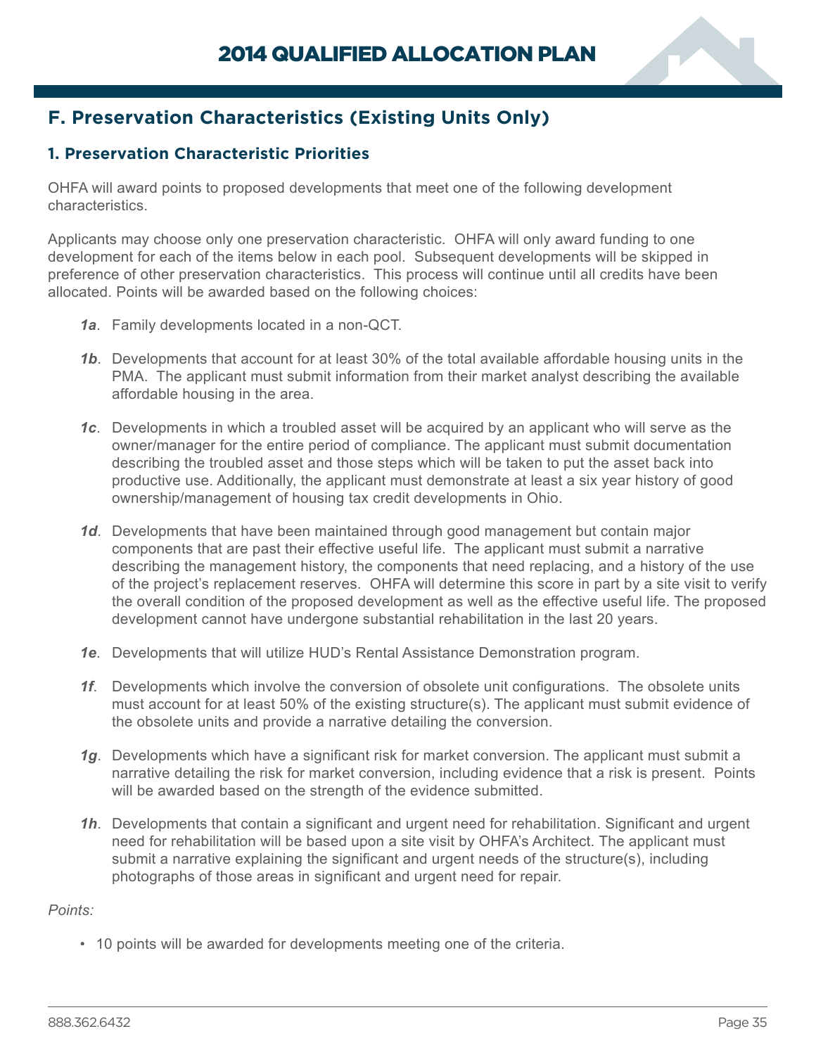## F. Preservation Characteristics (Existing Units Only)

### 1. Preservation Characteristic Priorities

OHFA will award points to proposed developments that meet one of the following development characteristics.

Applicants may choose only one preservation characteristic. OHFA will only award funding to one development for each of the items below in each pool. Subsequent developments will be skipped in preference of other preservation characteristics. This process will continue until all credits have been allocated. Points will be awarded based on the following choices:

***1a***. Family developments located in a non-QCT.

***1b***. Developments that account for at least 30% of the total available affordable housing units in the PMA. The applicant must submit information from their market analyst describing the available affordable housing in the area.

***1c***. Developments in which a troubled asset will be acquired by an applicant who will serve as the owner/manager for the entire period of compliance. The applicant must submit documentation describing the troubled asset and those steps which will be taken to put the asset back into productive use. Additionally, the applicant must demonstrate at least a six year history of good ownership/management of housing tax credit developments in Ohio.

***1d***. Developments that have been maintained through good management but contain major components that are past their effective useful life. The applicant must submit a narrative describing the management history, the components that need replacing, and a history of the use of the project's replacement reserves. OHFA will determine this score in part by a site visit to verify the overall condition of the proposed development as well as the effective useful life. The proposed development cannot have undergone substantial rehabilitation in the last 20 years.

***1e***. Developments that will utilize HUD's Rental Assistance Demonstration program.

***1f***. Developments which involve the conversion of obsolete unit configurations. The obsolete units must account for at least 50% of the existing structure(s). The applicant must submit evidence of the obsolete units and provide a narrative detailing the conversion.

***1g***. Developments which have a significant risk for market conversion. The applicant must submit a narrative detailing the risk for market conversion, including evidence that a risk is present. Points will be awarded based on the strength of the evidence submitted.

***1h***. Developments that contain a significant and urgent need for rehabilitation. Significant and urgent need for rehabilitation will be based upon a site visit by OHFA's Architect. The applicant must submit a narrative explaining the significant and urgent needs of the structure(s), including photographs of those areas in significant and urgent need for repair.

*Points:*

- 10 points will be awarded for developments meeting one of the criteria.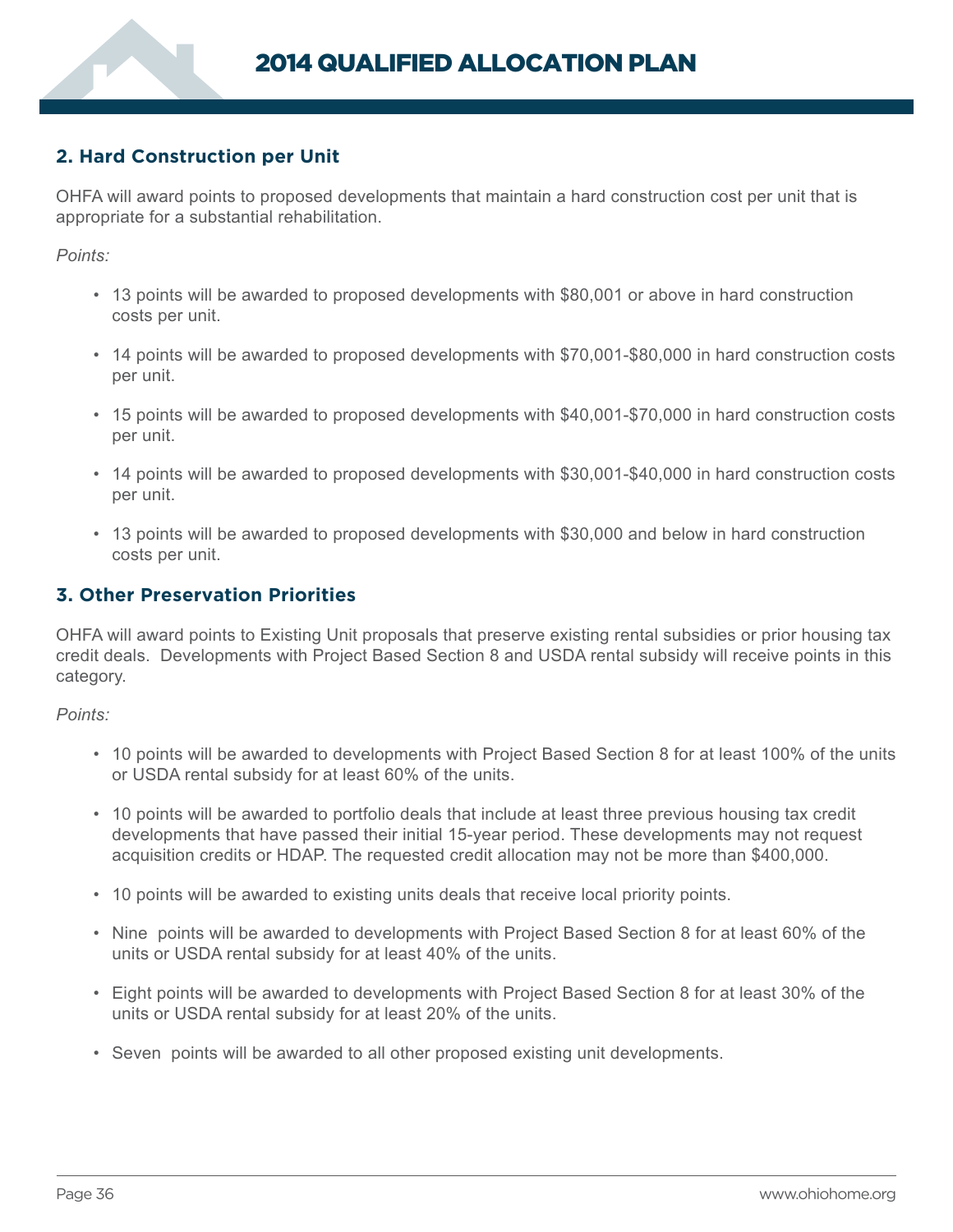## 2. Hard Construction per Unit

OHFA will award points to proposed developments that maintain a hard construction cost per unit that is appropriate for a substantial rehabilitation.

*Points:*

- 13 points will be awarded to proposed developments with $80,001 or above in hard construction costs per unit.
- 14 points will be awarded to proposed developments with $70,001-$80,000 in hard construction costs per unit.
- 15 points will be awarded to proposed developments with $40,001-$70,000 in hard construction costs per unit.
- 14 points will be awarded to proposed developments with $30,001-$40,000 in hard construction costs per unit.
- 13 points will be awarded to proposed developments with $30,000 and below in hard construction costs per unit.

## 3. Other Preservation Priorities

OHFA will award points to Existing Unit proposals that preserve existing rental subsidies or prior housing tax credit deals. Developments with Project Based Section 8 and USDA rental subsidy will receive points in this category.

*Points:*

- 10 points will be awarded to developments with Project Based Section 8 for at least 100% of the units or USDA rental subsidy for at least 60% of the units.
- 10 points will be awarded to portfolio deals that include at least three previous housing tax credit developments that have passed their initial 15-year period. These developments may not request acquisition credits or HDAP. The requested credit allocation may not be more than $400,000.
- 10 points will be awarded to existing units deals that receive local priority points.
- Nine points will be awarded to developments with Project Based Section 8 for at least 60% of the units or USDA rental subsidy for at least 40% of the units.
- Eight points will be awarded to developments with Project Based Section 8 for at least 30% of the units or USDA rental subsidy for at least 20% of the units.
- Seven points will be awarded to all other proposed existing unit developments.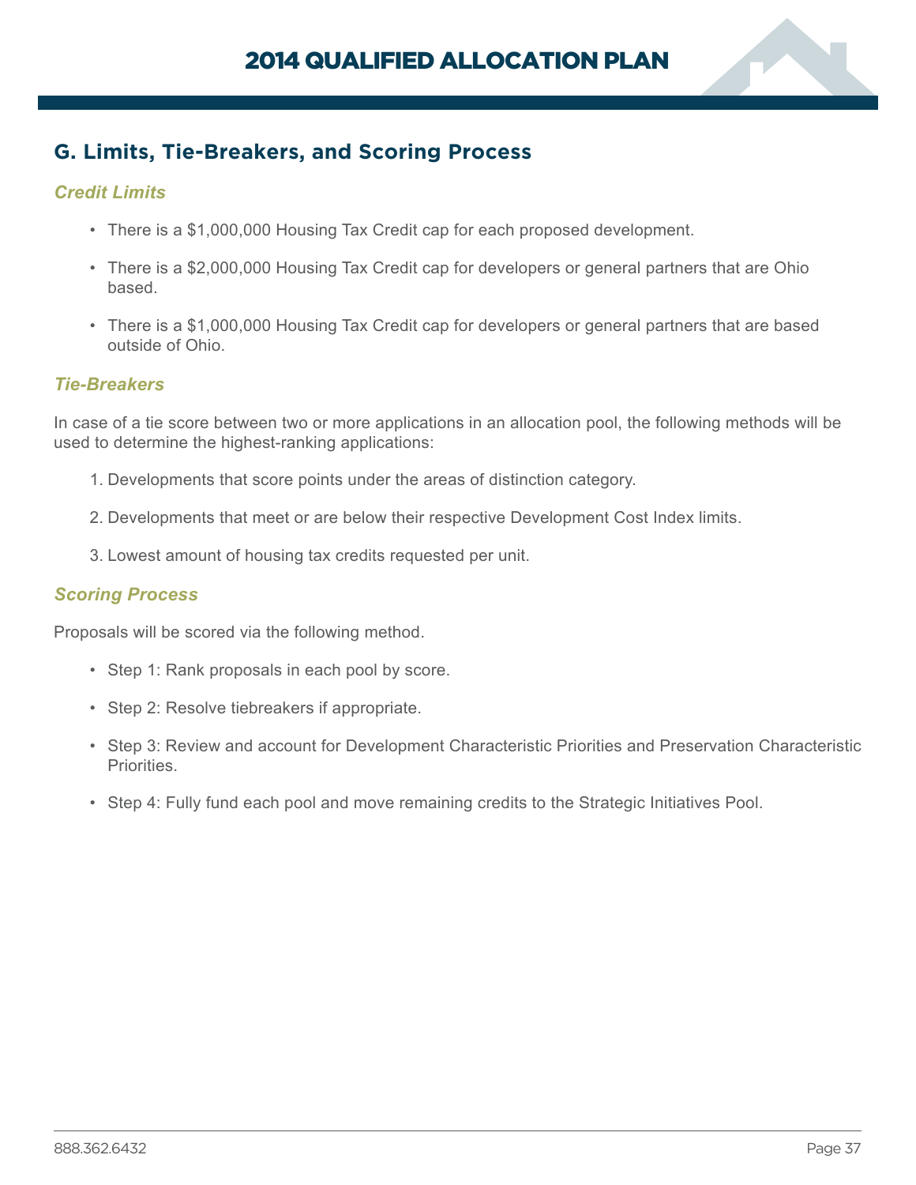## G. Limits, Tie-Breakers, and Scoring Process

### *Credit Limits*

- There is a $1,000,000 Housing Tax Credit cap for each proposed development.
- There is a $2,000,000 Housing Tax Credit cap for developers or general partners that are Ohio based.
- There is a $1,000,000 Housing Tax Credit cap for developers or general partners that are based outside of Ohio.

### *Tie-Breakers*

In case of a tie score between two or more applications in an allocation pool, the following methods will be used to determine the highest-ranking applications:

1. Developments that score points under the areas of distinction category.
2. Developments that meet or are below their respective Development Cost Index limits.
3. Lowest amount of housing tax credits requested per unit.

### *Scoring Process*

Proposals will be scored via the following method.

- Step 1: Rank proposals in each pool by score.
- Step 2: Resolve tiebreakers if appropriate.
- Step 3: Review and account for Development Characteristic Priorities and Preservation Characteristic Priorities.
- Step 4: Fully fund each pool and move remaining credits to the Strategic Initiatives Pool.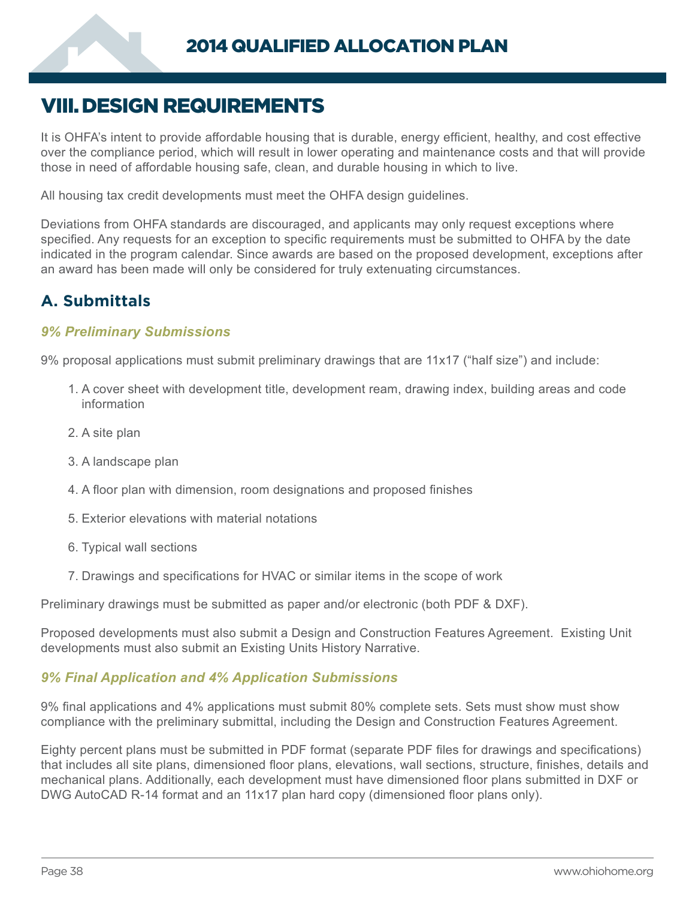# VIII. DESIGN REQUIREMENTS

It is OHFA's intent to provide affordable housing that is durable, energy efficient, healthy, and cost effective over the compliance period, which will result in lower operating and maintenance costs and that will provide those in need of affordable housing safe, clean, and durable housing in which to live.

All housing tax credit developments must meet the OHFA design guidelines.

Deviations from OHFA standards are discouraged, and applicants may only request exceptions where specified. Any requests for an exception to specific requirements must be submitted to OHFA by the date indicated in the program calendar. Since awards are based on the proposed development, exceptions after an award has been made will only be considered for truly extenuating circumstances.

## A. Submittals

### *9% Preliminary Submissions*

9% proposal applications must submit preliminary drawings that are 11x17 ("half size") and include:

1. A cover sheet with development title, development ream, drawing index, building areas and code information
2. A site plan
3. A landscape plan
4. A floor plan with dimension, room designations and proposed finishes
5. Exterior elevations with material notations
6. Typical wall sections
7. Drawings and specifications for HVAC or similar items in the scope of work

Preliminary drawings must be submitted as paper and/or electronic (both PDF & DXF).

Proposed developments must also submit a Design and Construction Features Agreement. Existing Unit developments must also submit an Existing Units History Narrative.

### *9% Final Application and 4% Application Submissions*

9% final applications and 4% applications must submit 80% complete sets. Sets must show must show compliance with the preliminary submittal, including the Design and Construction Features Agreement.

Eighty percent plans must be submitted in PDF format (separate PDF files for drawings and specifications) that includes all site plans, dimensioned floor plans, elevations, wall sections, structure, finishes, details and mechanical plans. Additionally, each development must have dimensioned floor plans submitted in DXF or DWG AutoCAD R-14 format and an 11x17 plan hard copy (dimensioned floor plans only).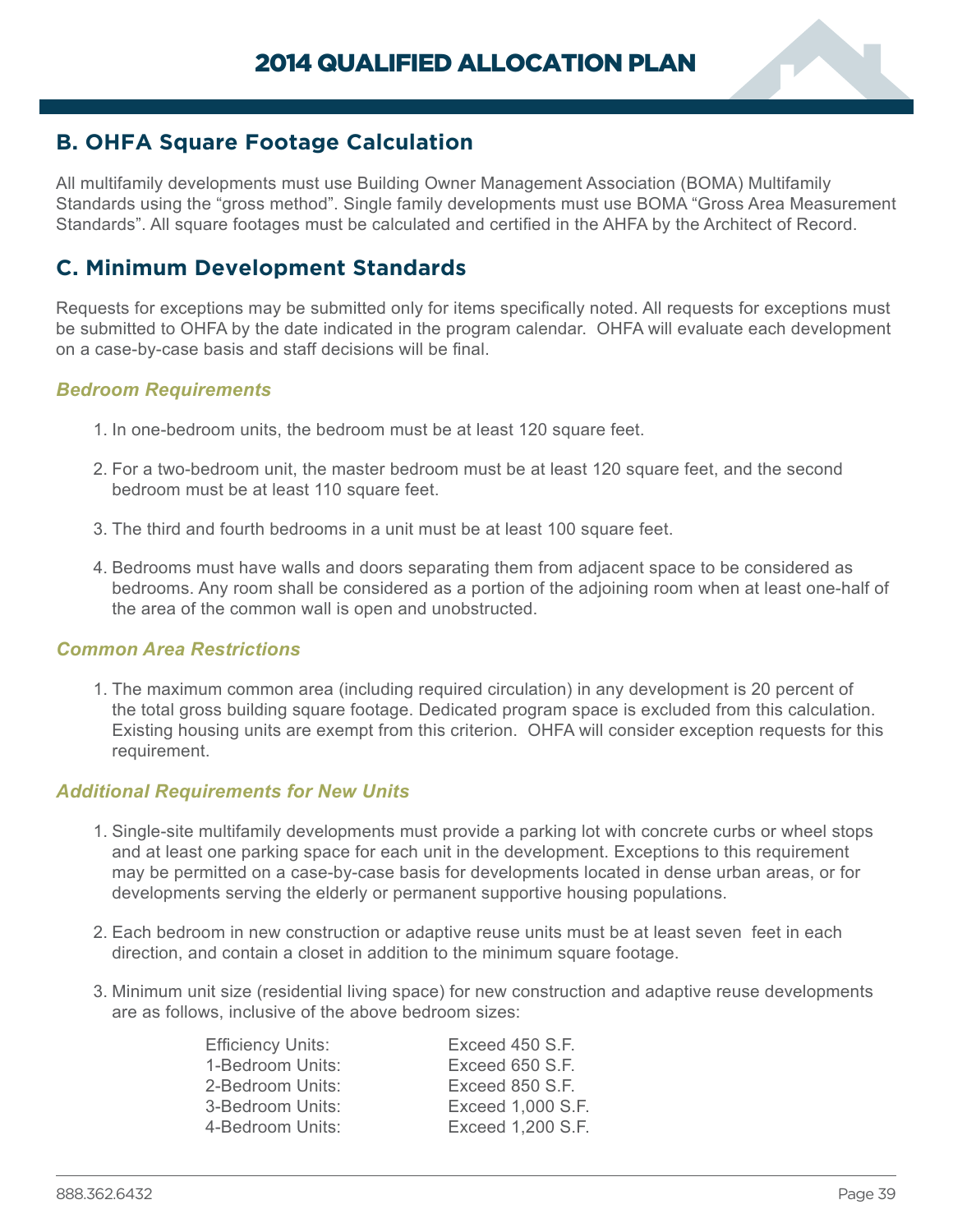## B. OHFA Square Footage Calculation

All multifamily developments must use Building Owner Management Association (BOMA) Multifamily Standards using the "gross method". Single family developments must use BOMA "Gross Area Measurement Standards". All square footages must be calculated and certified in the AHFA by the Architect of Record.

## C. Minimum Development Standards

Requests for exceptions may be submitted only for items specifically noted. All requests for exceptions must be submitted to OHFA by the date indicated in the program calendar. OHFA will evaluate each development on a case-by-case basis and staff decisions will be final.

### *Bedroom Requirements*

1. In one-bedroom units, the bedroom must be at least 120 square feet.
2. For a two-bedroom unit, the master bedroom must be at least 120 square feet, and the second bedroom must be at least 110 square feet.
3. The third and fourth bedrooms in a unit must be at least 100 square feet.
4. Bedrooms must have walls and doors separating them from adjacent space to be considered as bedrooms. Any room shall be considered as a portion of the adjoining room when at least one-half of the area of the common wall is open and unobstructed.

### *Common Area Restrictions*

1. The maximum common area (including required circulation) in any development is 20 percent of the total gross building square footage. Dedicated program space is excluded from this calculation. Existing housing units are exempt from this criterion. OHFA will consider exception requests for this requirement.

### *Additional Requirements for New Units*

1. Single-site multifamily developments must provide a parking lot with concrete curbs or wheel stops and at least one parking space for each unit in the development. Exceptions to this requirement may be permitted on a case-by-case basis for developments located in dense urban areas, or for developments serving the elderly or permanent supportive housing populations.
2. Each bedroom in new construction or adaptive reuse units must be at least seven feet in each direction, and contain a closet in addition to the minimum square footage.
3. Minimum unit size (residential living space) for new construction and adaptive reuse developments are as follows, inclusive of the above bedroom sizes:

| | |
|---|---|
| Efficiency Units: | Exceed 450 S.F. |
| 1-Bedroom Units: | Exceed 650 S.F. |
| 2-Bedroom Units: | Exceed 850 S.F. |
| 3-Bedroom Units: | Exceed 1,000 S.F. |
| 4-Bedroom Units: | Exceed 1,200 S.F. |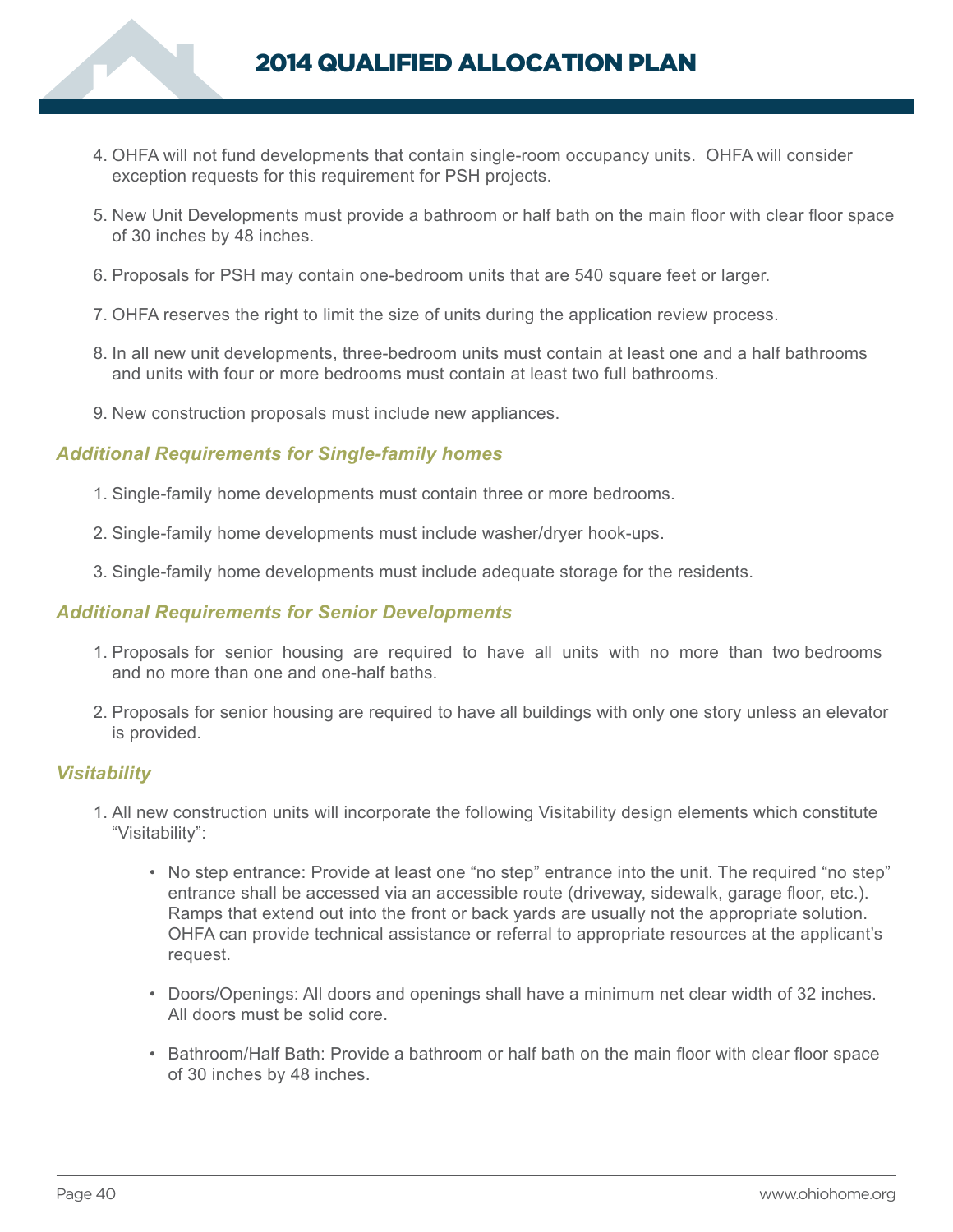4. OHFA will not fund developments that contain single-room occupancy units. OHFA will consider exception requests for this requirement for PSH projects.

5. New Unit Developments must provide a bathroom or half bath on the main floor with clear floor space of 30 inches by 48 inches.

6. Proposals for PSH may contain one-bedroom units that are 540 square feet or larger.

7. OHFA reserves the right to limit the size of units during the application review process.

8. In all new unit developments, three-bedroom units must contain at least one and a half bathrooms and units with four or more bedrooms must contain at least two full bathrooms.

9. New construction proposals must include new appliances.

### *Additional Requirements for Single-family homes*

1. Single-family home developments must contain three or more bedrooms.

2. Single-family home developments must include washer/dryer hook-ups.

3. Single-family home developments must include adequate storage for the residents.

### *Additional Requirements for Senior Developments*

1. Proposals for senior housing are required to have all units with no more than two bedrooms and no more than one and one-half baths.

2. Proposals for senior housing are required to have all buildings with only one story unless an elevator is provided.

### *Visitability*

1. All new construction units will incorporate the following Visitability design elements which constitute "Visitability":

    - No step entrance: Provide at least one "no step" entrance into the unit. The required "no step" entrance shall be accessed via an accessible route (driveway, sidewalk, garage floor, etc.). Ramps that extend out into the front or back yards are usually not the appropriate solution. OHFA can provide technical assistance or referral to appropriate resources at the applicant's request.

    - Doors/Openings: All doors and openings shall have a minimum net clear width of 32 inches. All doors must be solid core.

    - Bathroom/Half Bath: Provide a bathroom or half bath on the main floor with clear floor space of 30 inches by 48 inches.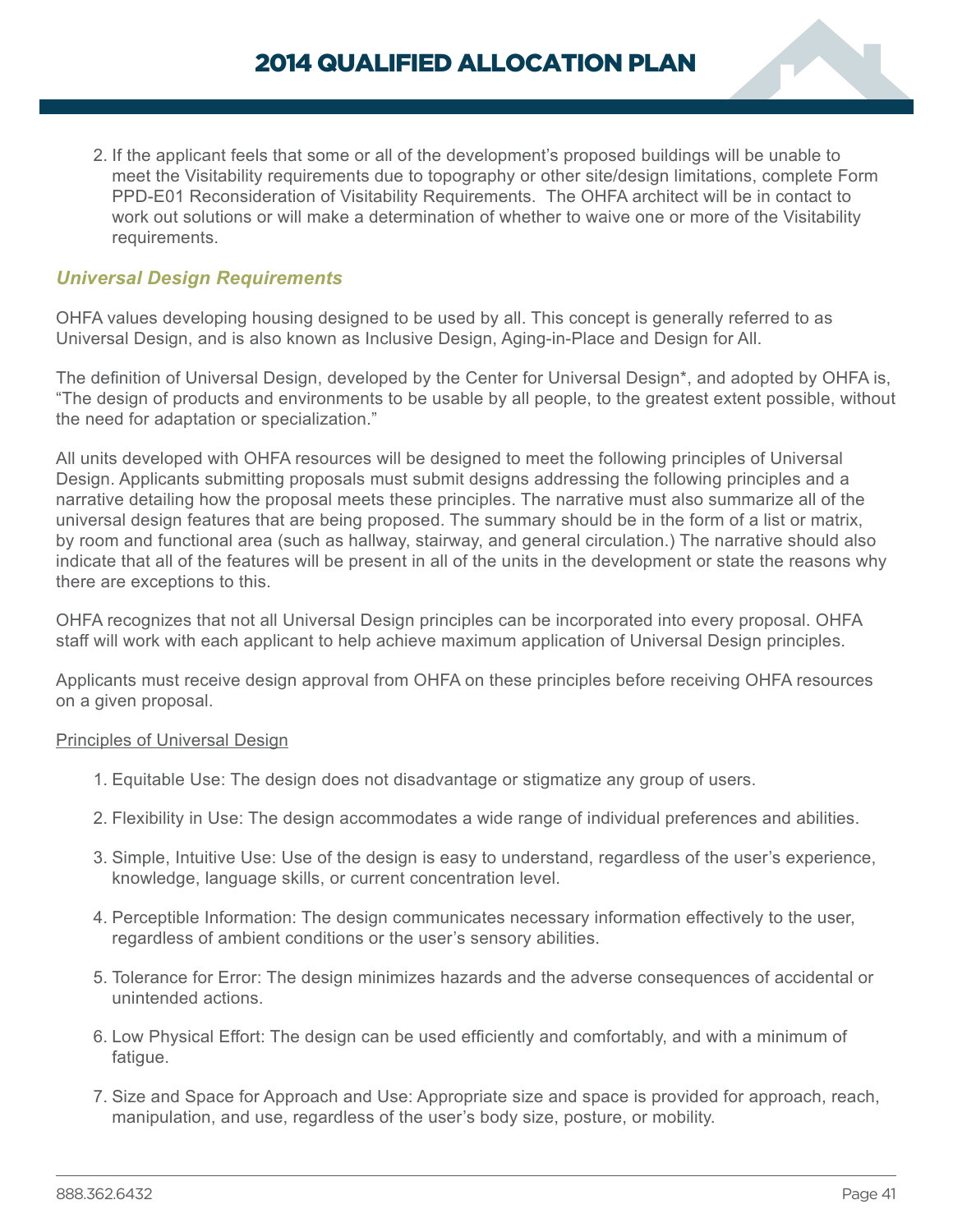2. If the applicant feels that some or all of the development's proposed buildings will be unable to meet the Visitability requirements due to topography or other site/design limitations, complete Form PPD-E01 Reconsideration of Visitability Requirements. The OHFA architect will be in contact to work out solutions or will make a determination of whether to waive one or more of the Visitability requirements.

### *Universal Design Requirements*

OHFA values developing housing designed to be used by all. This concept is generally referred to as Universal Design, and is also known as Inclusive Design, Aging-in-Place and Design for All.

The definition of Universal Design, developed by the Center for Universal Design*, and adopted by OHFA is, "The design of products and environments to be usable by all people, to the greatest extent possible, without the need for adaptation or specialization."

All units developed with OHFA resources will be designed to meet the following principles of Universal Design. Applicants submitting proposals must submit designs addressing the following principles and a narrative detailing how the proposal meets these principles. The narrative must also summarize all of the universal design features that are being proposed. The summary should be in the form of a list or matrix, by room and functional area (such as hallway, stairway, and general circulation.) The narrative should also indicate that all of the features will be present in all of the units in the development or state the reasons why there are exceptions to this.

OHFA recognizes that not all Universal Design principles can be incorporated into every proposal. OHFA staff will work with each applicant to help achieve maximum application of Universal Design principles.

Applicants must receive design approval from OHFA on these principles before receiving OHFA resources on a given proposal.

<u>Principles of Universal Design</u>

1. Equitable Use: The design does not disadvantage or stigmatize any group of users.
2. Flexibility in Use: The design accommodates a wide range of individual preferences and abilities.
3. Simple, Intuitive Use: Use of the design is easy to understand, regardless of the user's experience, knowledge, language skills, or current concentration level.
4. Perceptible Information: The design communicates necessary information effectively to the user, regardless of ambient conditions or the user's sensory abilities.
5. Tolerance for Error: The design minimizes hazards and the adverse consequences of accidental or unintended actions.
6. Low Physical Effort: The design can be used efficiently and comfortably, and with a minimum of fatigue.
7. Size and Space for Approach and Use: Appropriate size and space is provided for approach, reach, manipulation, and use, regardless of the user's body size, posture, or mobility.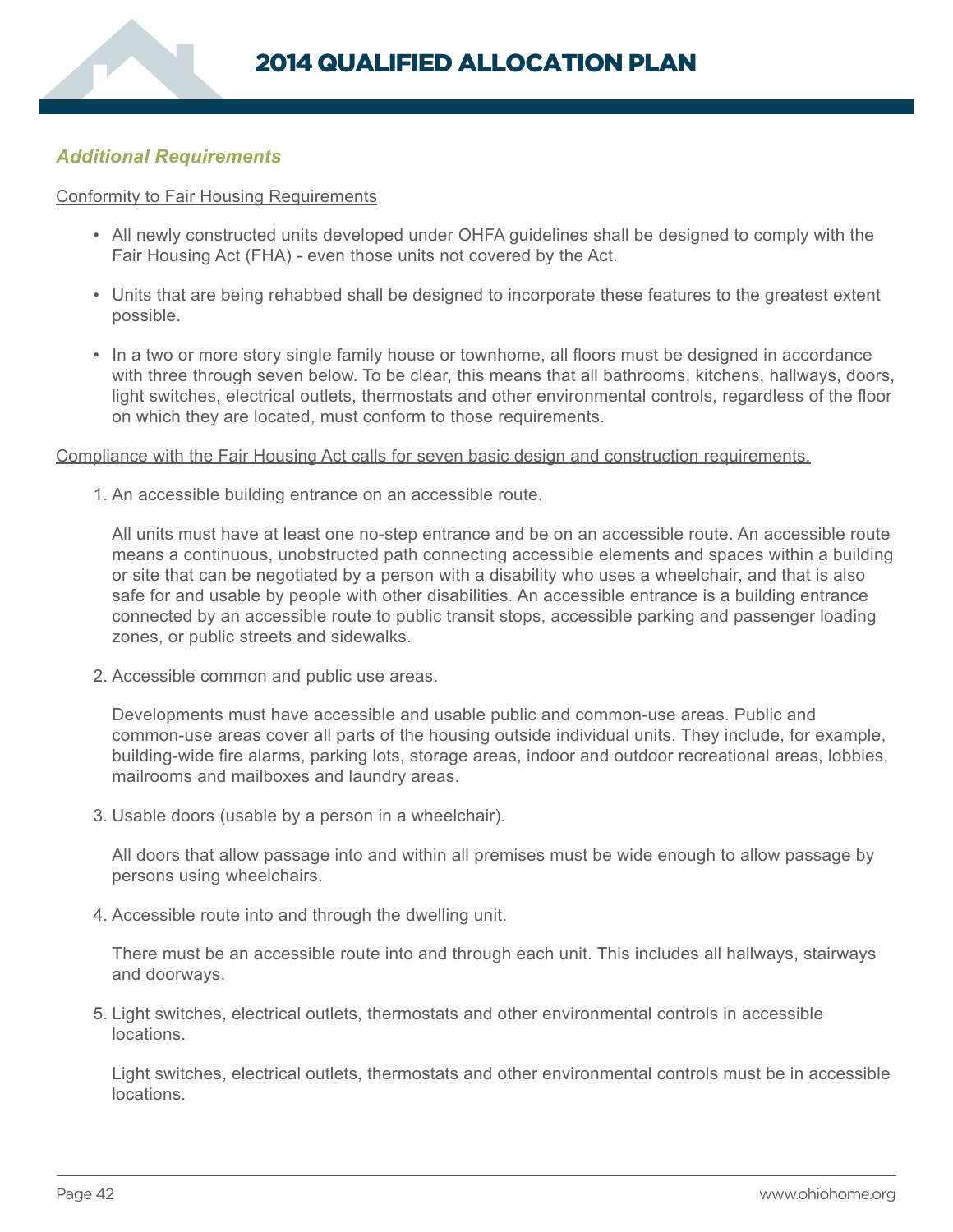### *Additional Requirements*

Conformity to Fair Housing Requirements

- All newly constructed units developed under OHFA guidelines shall be designed to comply with the Fair Housing Act (FHA) - even those units not covered by the Act.
- Units that are being rehabbed shall be designed to incorporate these features to the greatest extent possible.
- In a two or more story single family house or townhome, all floors must be designed in accordance with three through seven below. To be clear, this means that all bathrooms, kitchens, hallways, doors, light switches, electrical outlets, thermostats and other environmental controls, regardless of the floor on which they are located, must conform to those requirements.

Compliance with the Fair Housing Act calls for seven basic design and construction requirements.

1. An accessible building entrance on an accessible route.

   All units must have at least one no-step entrance and be on an accessible route. An accessible route means a continuous, unobstructed path connecting accessible elements and spaces within a building or site that can be negotiated by a person with a disability who uses a wheelchair, and that is also safe for and usable by people with other disabilities. An accessible entrance is a building entrance connected by an accessible route to public transit stops, accessible parking and passenger loading zones, or public streets and sidewalks.

2. Accessible common and public use areas.

   Developments must have accessible and usable public and common-use areas. Public and common-use areas cover all parts of the housing outside individual units. They include, for example, building-wide fire alarms, parking lots, storage areas, indoor and outdoor recreational areas, lobbies, mailrooms and mailboxes and laundry areas.

3. Usable doors (usable by a person in a wheelchair).

   All doors that allow passage into and within all premises must be wide enough to allow passage by persons using wheelchairs.

4. Accessible route into and through the dwelling unit.

   There must be an accessible route into and through each unit. This includes all hallways, stairways and doorways.

5. Light switches, electrical outlets, thermostats and other environmental controls in accessible locations.

   Light switches, electrical outlets, thermostats and other environmental controls must be in accessible locations.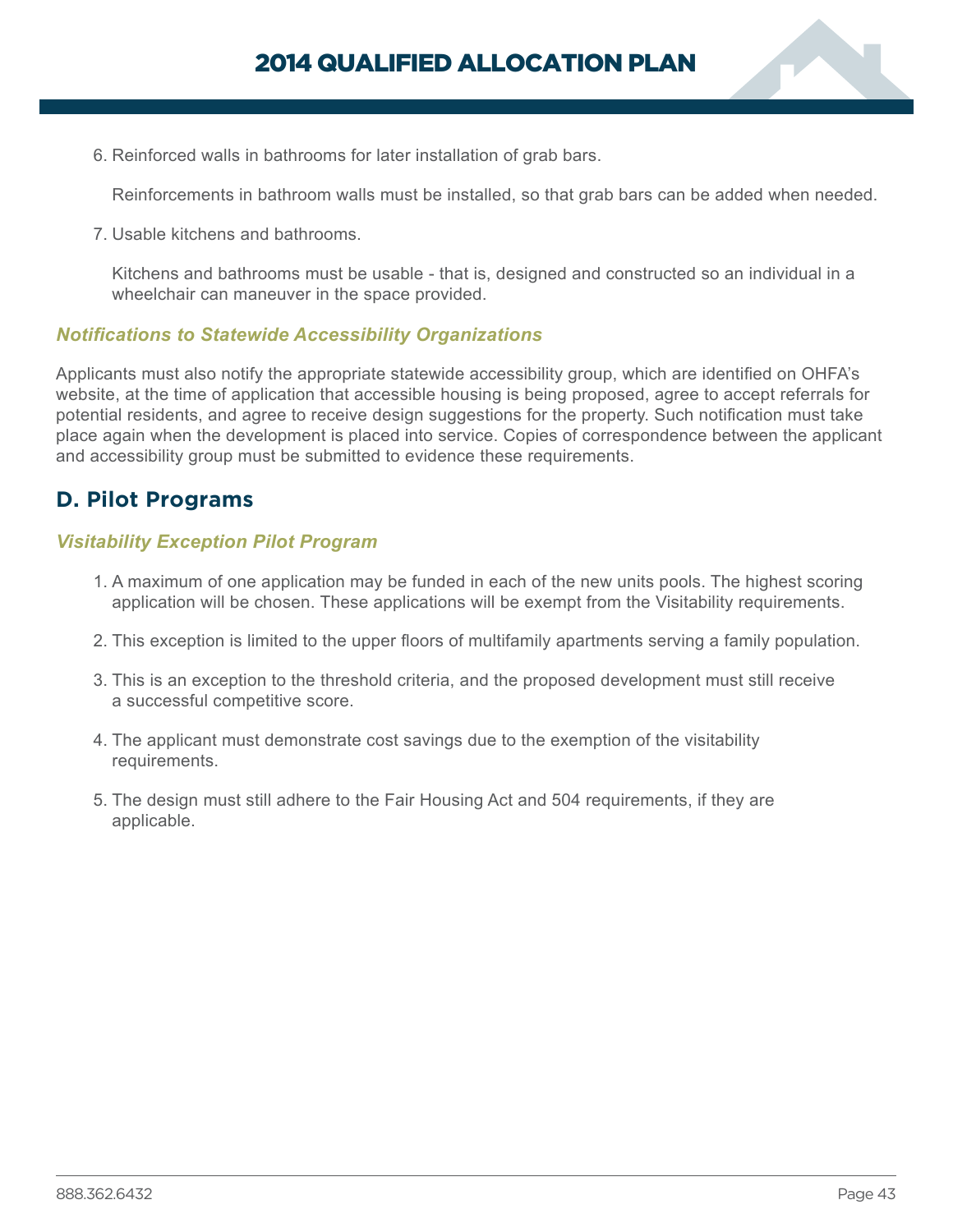6. Reinforced walls in bathrooms for later installation of grab bars.

   Reinforcements in bathroom walls must be installed, so that grab bars can be added when needed.

7. Usable kitchens and bathrooms.

   Kitchens and bathrooms must be usable - that is, designed and constructed so an individual in a wheelchair can maneuver in the space provided.

### *Notifications to Statewide Accessibility Organizations*

Applicants must also notify the appropriate statewide accessibility group, which are identified on OHFA's website, at the time of application that accessible housing is being proposed, agree to accept referrals for potential residents, and agree to receive design suggestions for the property. Such notification must take place again when the development is placed into service. Copies of correspondence between the applicant and accessibility group must be submitted to evidence these requirements.

## D. Pilot Programs

### *Visitability Exception Pilot Program*

1. A maximum of one application may be funded in each of the new units pools. The highest scoring application will be chosen. These applications will be exempt from the Visitability requirements.

2. This exception is limited to the upper floors of multifamily apartments serving a family population.

3. This is an exception to the threshold criteria, and the proposed development must still receive a successful competitive score.

4. The applicant must demonstrate cost savings due to the exemption of the visitability requirements.

5. The design must still adhere to the Fair Housing Act and 504 requirements, if they are applicable.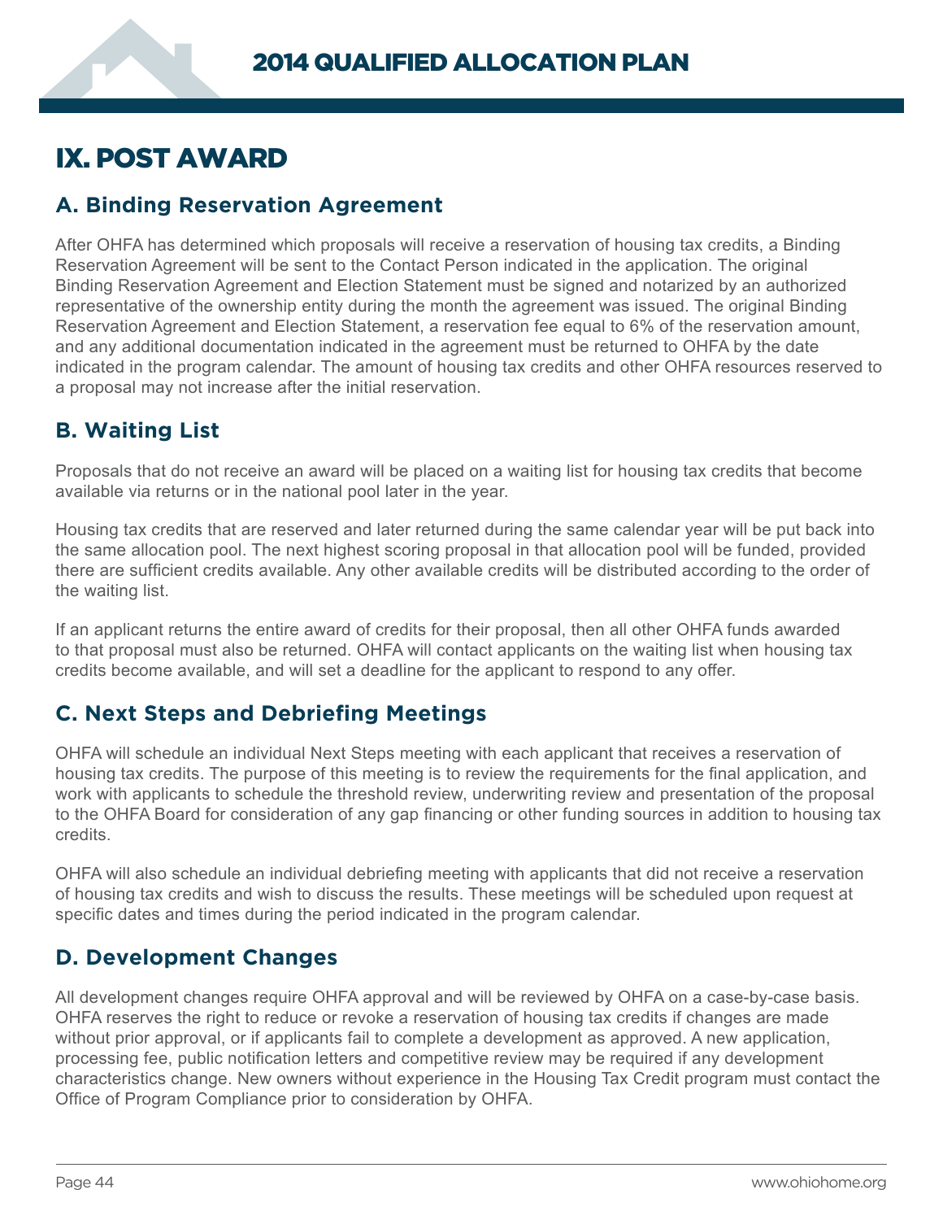# IX. POST AWARD

## A. Binding Reservation Agreement

After OHFA has determined which proposals will receive a reservation of housing tax credits, a Binding Reservation Agreement will be sent to the Contact Person indicated in the application. The original Binding Reservation Agreement and Election Statement must be signed and notarized by an authorized representative of the ownership entity during the month the agreement was issued. The original Binding Reservation Agreement and Election Statement, a reservation fee equal to 6% of the reservation amount, and any additional documentation indicated in the agreement must be returned to OHFA by the date indicated in the program calendar. The amount of housing tax credits and other OHFA resources reserved to a proposal may not increase after the initial reservation.

## B. Waiting List

Proposals that do not receive an award will be placed on a waiting list for housing tax credits that become available via returns or in the national pool later in the year.

Housing tax credits that are reserved and later returned during the same calendar year will be put back into the same allocation pool. The next highest scoring proposal in that allocation pool will be funded, provided there are sufficient credits available. Any other available credits will be distributed according to the order of the waiting list.

If an applicant returns the entire award of credits for their proposal, then all other OHFA funds awarded to that proposal must also be returned. OHFA will contact applicants on the waiting list when housing tax credits become available, and will set a deadline for the applicant to respond to any offer.

## C. Next Steps and Debriefing Meetings

OHFA will schedule an individual Next Steps meeting with each applicant that receives a reservation of housing tax credits. The purpose of this meeting is to review the requirements for the final application, and work with applicants to schedule the threshold review, underwriting review and presentation of the proposal to the OHFA Board for consideration of any gap financing or other funding sources in addition to housing tax credits.

OHFA will also schedule an individual debriefing meeting with applicants that did not receive a reservation of housing tax credits and wish to discuss the results. These meetings will be scheduled upon request at specific dates and times during the period indicated in the program calendar.

## D. Development Changes

All development changes require OHFA approval and will be reviewed by OHFA on a case-by-case basis. OHFA reserves the right to reduce or revoke a reservation of housing tax credits if changes are made without prior approval, or if applicants fail to complete a development as approved. A new application, processing fee, public notification letters and competitive review may be required if any development characteristics change. New owners without experience in the Housing Tax Credit program must contact the Office of Program Compliance prior to consideration by OHFA.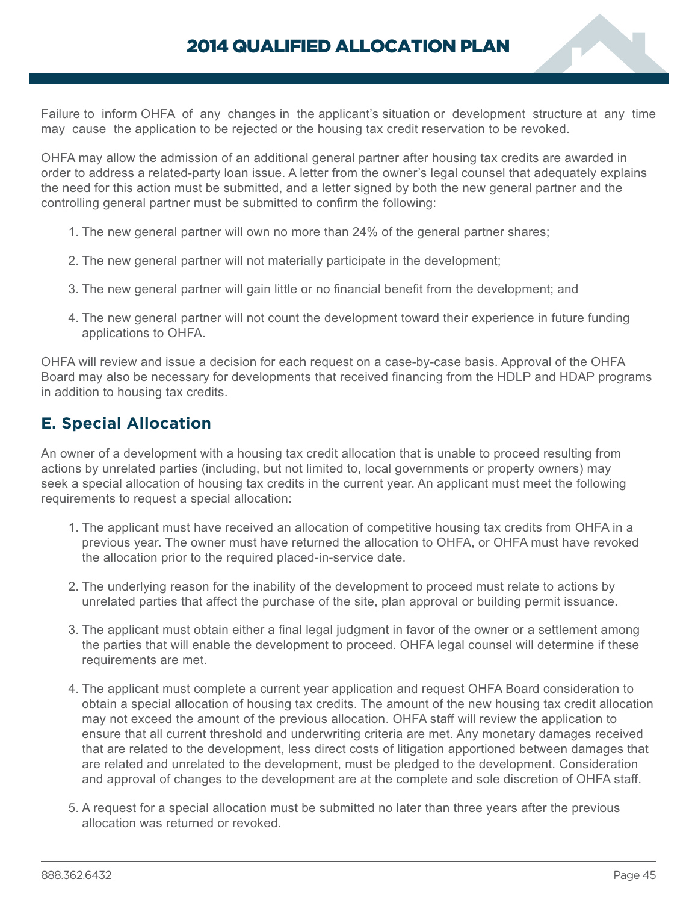Failure to inform OHFA of any changes in the applicant's situation or development structure at any time may cause the application to be rejected or the housing tax credit reservation to be revoked.

OHFA may allow the admission of an additional general partner after housing tax credits are awarded in order to address a related-party loan issue. A letter from the owner's legal counsel that adequately explains the need for this action must be submitted, and a letter signed by both the new general partner and the controlling general partner must be submitted to confirm the following:

1. The new general partner will own no more than 24% of the general partner shares;
2. The new general partner will not materially participate in the development;
3. The new general partner will gain little or no financial benefit from the development; and
4. The new general partner will not count the development toward their experience in future funding applications to OHFA.

OHFA will review and issue a decision for each request on a case-by-case basis. Approval of the OHFA Board may also be necessary for developments that received financing from the HDLP and HDAP programs in addition to housing tax credits.

## E. Special Allocation

An owner of a development with a housing tax credit allocation that is unable to proceed resulting from actions by unrelated parties (including, but not limited to, local governments or property owners) may seek a special allocation of housing tax credits in the current year. An applicant must meet the following requirements to request a special allocation:

1. The applicant must have received an allocation of competitive housing tax credits from OHFA in a previous year. The owner must have returned the allocation to OHFA, or OHFA must have revoked the allocation prior to the required placed-in-service date.
2. The underlying reason for the inability of the development to proceed must relate to actions by unrelated parties that affect the purchase of the site, plan approval or building permit issuance.
3. The applicant must obtain either a final legal judgment in favor of the owner or a settlement among the parties that will enable the development to proceed. OHFA legal counsel will determine if these requirements are met.
4. The applicant must complete a current year application and request OHFA Board consideration to obtain a special allocation of housing tax credits. The amount of the new housing tax credit allocation may not exceed the amount of the previous allocation. OHFA staff will review the application to ensure that all current threshold and underwriting criteria are met. Any monetary damages received that are related to the development, less direct costs of litigation apportioned between damages that are related and unrelated to the development, must be pledged to the development. Consideration and approval of changes to the development are at the complete and sole discretion of OHFA staff.
5. A request for a special allocation must be submitted no later than three years after the previous allocation was returned or revoked.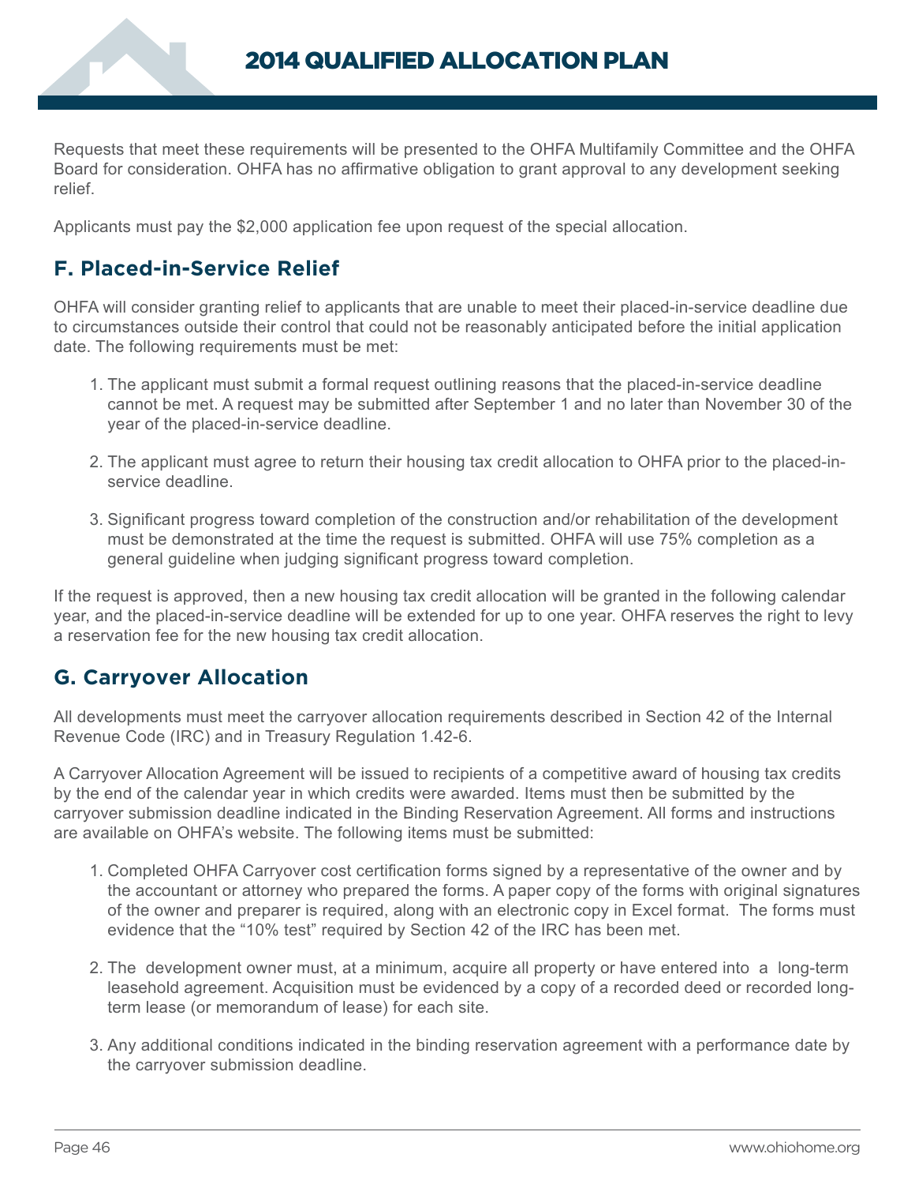Requests that meet these requirements will be presented to the OHFA Multifamily Committee and the OHFA Board for consideration. OHFA has no affirmative obligation to grant approval to any development seeking relief.

Applicants must pay the $2,000 application fee upon request of the special allocation.

## F. Placed-in-Service Relief

OHFA will consider granting relief to applicants that are unable to meet their placed-in-service deadline due to circumstances outside their control that could not be reasonably anticipated before the initial application date. The following requirements must be met:

1. The applicant must submit a formal request outlining reasons that the placed-in-service deadline cannot be met. A request may be submitted after September 1 and no later than November 30 of the year of the placed-in-service deadline.

2. The applicant must agree to return their housing tax credit allocation to OHFA prior to the placed-in-service deadline.

3. Significant progress toward completion of the construction and/or rehabilitation of the development must be demonstrated at the time the request is submitted. OHFA will use 75% completion as a general guideline when judging significant progress toward completion.

If the request is approved, then a new housing tax credit allocation will be granted in the following calendar year, and the placed-in-service deadline will be extended for up to one year. OHFA reserves the right to levy a reservation fee for the new housing tax credit allocation.

## G. Carryover Allocation

All developments must meet the carryover allocation requirements described in Section 42 of the Internal Revenue Code (IRC) and in Treasury Regulation 1.42-6.

A Carryover Allocation Agreement will be issued to recipients of a competitive award of housing tax credits by the end of the calendar year in which credits were awarded. Items must then be submitted by the carryover submission deadline indicated in the Binding Reservation Agreement. All forms and instructions are available on OHFA's website. The following items must be submitted:

1. Completed OHFA Carryover cost certification forms signed by a representative of the owner and by the accountant or attorney who prepared the forms. A paper copy of the forms with original signatures of the owner and preparer is required, along with an electronic copy in Excel format. The forms must evidence that the "10% test" required by Section 42 of the IRC has been met.

2. The development owner must, at a minimum, acquire all property or have entered into a long-term leasehold agreement. Acquisition must be evidenced by a copy of a recorded deed or recorded long-term lease (or memorandum of lease) for each site.

3. Any additional conditions indicated in the binding reservation agreement with a performance date by the carryover submission deadline.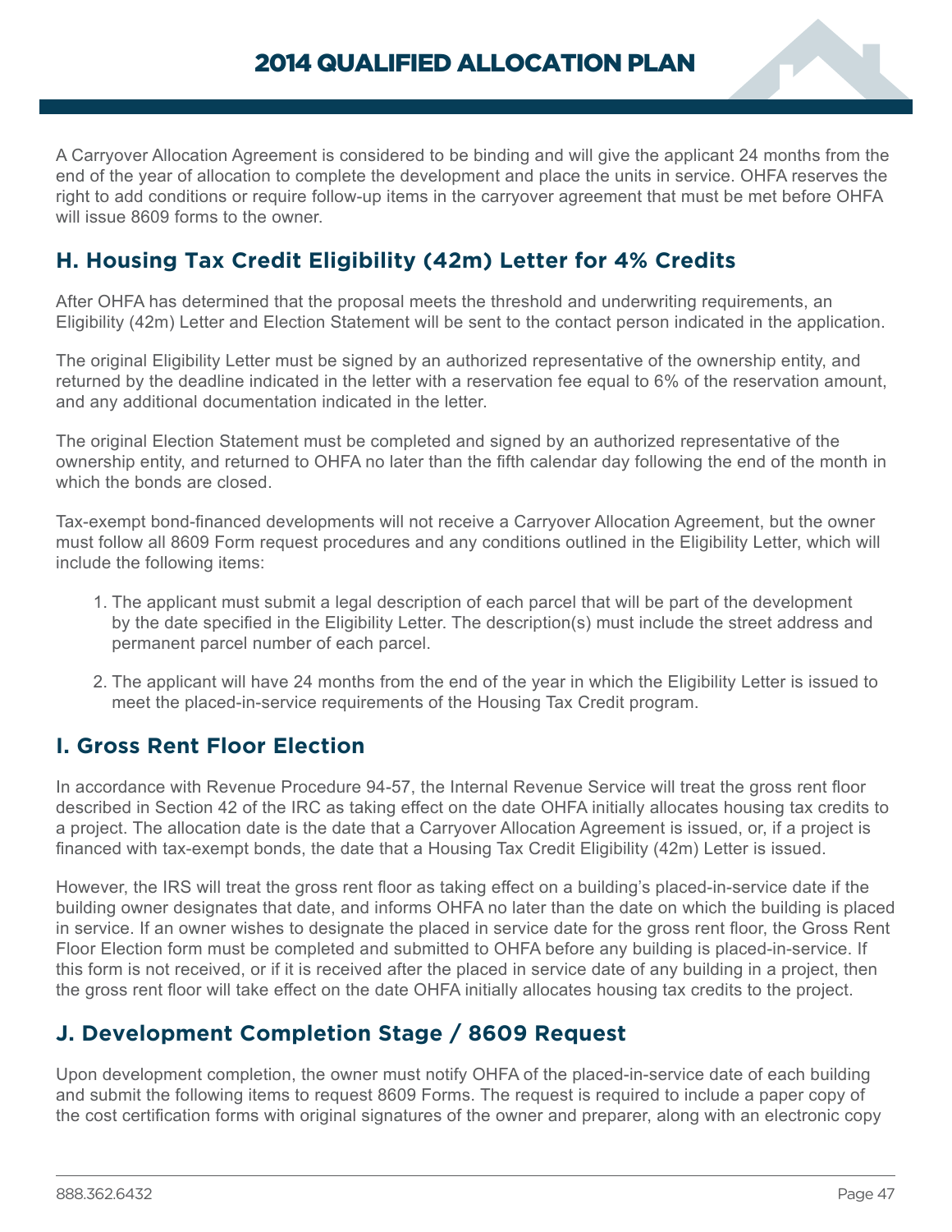A Carryover Allocation Agreement is considered to be binding and will give the applicant 24 months from the end of the year of allocation to complete the development and place the units in service. OHFA reserves the right to add conditions or require follow-up items in the carryover agreement that must be met before OHFA will issue 8609 forms to the owner.

## H. Housing Tax Credit Eligibility (42m) Letter for 4% Credits

After OHFA has determined that the proposal meets the threshold and underwriting requirements, an Eligibility (42m) Letter and Election Statement will be sent to the contact person indicated in the application.

The original Eligibility Letter must be signed by an authorized representative of the ownership entity, and returned by the deadline indicated in the letter with a reservation fee equal to 6% of the reservation amount, and any additional documentation indicated in the letter.

The original Election Statement must be completed and signed by an authorized representative of the ownership entity, and returned to OHFA no later than the fifth calendar day following the end of the month in which the bonds are closed.

Tax-exempt bond-financed developments will not receive a Carryover Allocation Agreement, but the owner must follow all 8609 Form request procedures and any conditions outlined in the Eligibility Letter, which will include the following items:

1. The applicant must submit a legal description of each parcel that will be part of the development by the date specified in the Eligibility Letter. The description(s) must include the street address and permanent parcel number of each parcel.
2. The applicant will have 24 months from the end of the year in which the Eligibility Letter is issued to meet the placed-in-service requirements of the Housing Tax Credit program.

## I. Gross Rent Floor Election

In accordance with Revenue Procedure 94-57, the Internal Revenue Service will treat the gross rent floor described in Section 42 of the IRC as taking effect on the date OHFA initially allocates housing tax credits to a project. The allocation date is the date that a Carryover Allocation Agreement is issued, or, if a project is financed with tax-exempt bonds, the date that a Housing Tax Credit Eligibility (42m) Letter is issued.

However, the IRS will treat the gross rent floor as taking effect on a building's placed-in-service date if the building owner designates that date, and informs OHFA no later than the date on which the building is placed in service. If an owner wishes to designate the placed in service date for the gross rent floor, the Gross Rent Floor Election form must be completed and submitted to OHFA before any building is placed-in-service. If this form is not received, or if it is received after the placed in service date of any building in a project, then the gross rent floor will take effect on the date OHFA initially allocates housing tax credits to the project.

## J. Development Completion Stage / 8609 Request

Upon development completion, the owner must notify OHFA of the placed-in-service date of each building and submit the following items to request 8609 Forms. The request is required to include a paper copy of the cost certification forms with original signatures of the owner and preparer, along with an electronic copy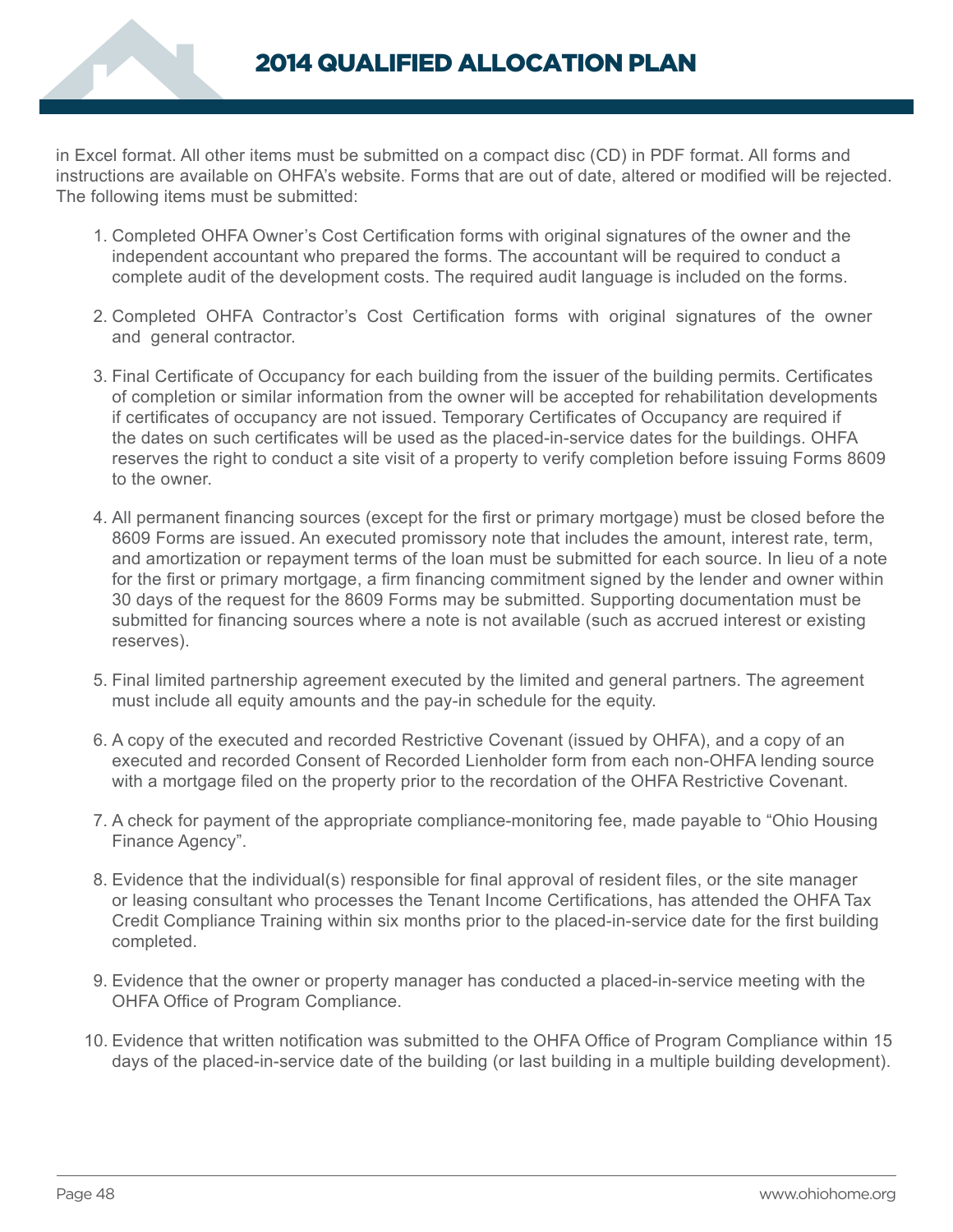in Excel format. All other items must be submitted on a compact disc (CD) in PDF format. All forms and instructions are available on OHFA's website. Forms that are out of date, altered or modified will be rejected. The following items must be submitted:

1. Completed OHFA Owner's Cost Certification forms with original signatures of the owner and the independent accountant who prepared the forms. The accountant will be required to conduct a complete audit of the development costs. The required audit language is included on the forms.

2. Completed OHFA Contractor's Cost Certification forms with original signatures of the owner and general contractor.

3. Final Certificate of Occupancy for each building from the issuer of the building permits. Certificates of completion or similar information from the owner will be accepted for rehabilitation developments if certificates of occupancy are not issued. Temporary Certificates of Occupancy are required if the dates on such certificates will be used as the placed-in-service dates for the buildings. OHFA reserves the right to conduct a site visit of a property to verify completion before issuing Forms 8609 to the owner.

4. All permanent financing sources (except for the first or primary mortgage) must be closed before the 8609 Forms are issued. An executed promissory note that includes the amount, interest rate, term, and amortization or repayment terms of the loan must be submitted for each source. In lieu of a note for the first or primary mortgage, a firm financing commitment signed by the lender and owner within 30 days of the request for the 8609 Forms may be submitted. Supporting documentation must be submitted for financing sources where a note is not available (such as accrued interest or existing reserves).

5. Final limited partnership agreement executed by the limited and general partners. The agreement must include all equity amounts and the pay-in schedule for the equity.

6. A copy of the executed and recorded Restrictive Covenant (issued by OHFA), and a copy of an executed and recorded Consent of Recorded Lienholder form from each non-OHFA lending source with a mortgage filed on the property prior to the recordation of the OHFA Restrictive Covenant.

7. A check for payment of the appropriate compliance-monitoring fee, made payable to "Ohio Housing Finance Agency".

8. Evidence that the individual(s) responsible for final approval of resident files, or the site manager or leasing consultant who processes the Tenant Income Certifications, has attended the OHFA Tax Credit Compliance Training within six months prior to the placed-in-service date for the first building completed.

9. Evidence that the owner or property manager has conducted a placed-in-service meeting with the OHFA Office of Program Compliance.

10. Evidence that written notification was submitted to the OHFA Office of Program Compliance within 15 days of the placed-in-service date of the building (or last building in a multiple building development).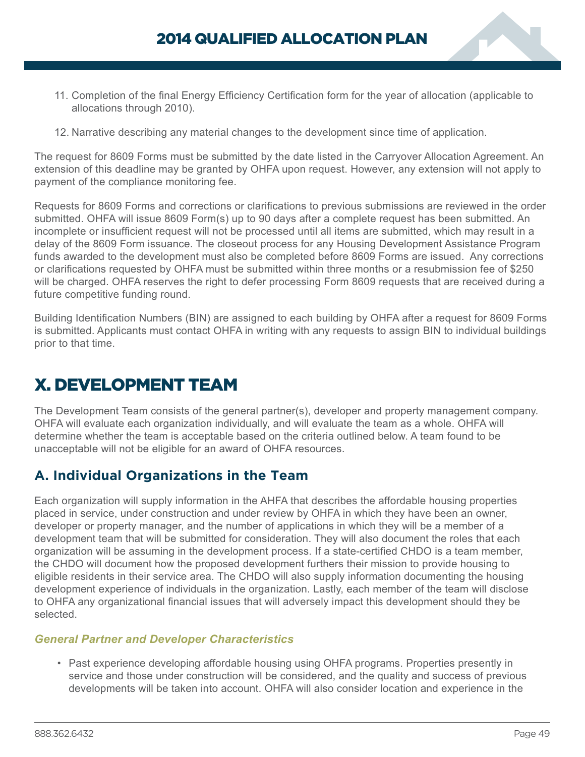11. Completion of the final Energy Efficiency Certification form for the year of allocation (applicable to allocations through 2010).

12. Narrative describing any material changes to the development since time of application.

The request for 8609 Forms must be submitted by the date listed in the Carryover Allocation Agreement. An extension of this deadline may be granted by OHFA upon request. However, any extension will not apply to payment of the compliance monitoring fee.

Requests for 8609 Forms and corrections or clarifications to previous submissions are reviewed in the order submitted. OHFA will issue 8609 Form(s) up to 90 days after a complete request has been submitted. An incomplete or insufficient request will not be processed until all items are submitted, which may result in a delay of the 8609 Form issuance. The closeout process for any Housing Development Assistance Program funds awarded to the development must also be completed before 8609 Forms are issued. Any corrections or clarifications requested by OHFA must be submitted within three months or a resubmission fee of $250 will be charged. OHFA reserves the right to defer processing Form 8609 requests that are received during a future competitive funding round.

Building Identification Numbers (BIN) are assigned to each building by OHFA after a request for 8609 Forms is submitted. Applicants must contact OHFA in writing with any requests to assign BIN to individual buildings prior to that time.

# X. DEVELOPMENT TEAM

The Development Team consists of the general partner(s), developer and property management company. OHFA will evaluate each organization individually, and will evaluate the team as a whole. OHFA will determine whether the team is acceptable based on the criteria outlined below. A team found to be unacceptable will not be eligible for an award of OHFA resources.

## A. Individual Organizations in the Team

Each organization will supply information in the AHFA that describes the affordable housing properties placed in service, under construction and under review by OHFA in which they have been an owner, developer or property manager, and the number of applications in which they will be a member of a development team that will be submitted for consideration. They will also document the roles that each organization will be assuming in the development process. If a state-certified CHDO is a team member, the CHDO will document how the proposed development furthers their mission to provide housing to eligible residents in their service area. The CHDO will also supply information documenting the housing development experience of individuals in the organization. Lastly, each member of the team will disclose to OHFA any organizational financial issues that will adversely impact this development should they be selected.

### *General Partner and Developer Characteristics*

- Past experience developing affordable housing using OHFA programs. Properties presently in service and those under construction will be considered, and the quality and success of previous developments will be taken into account. OHFA will also consider location and experience in the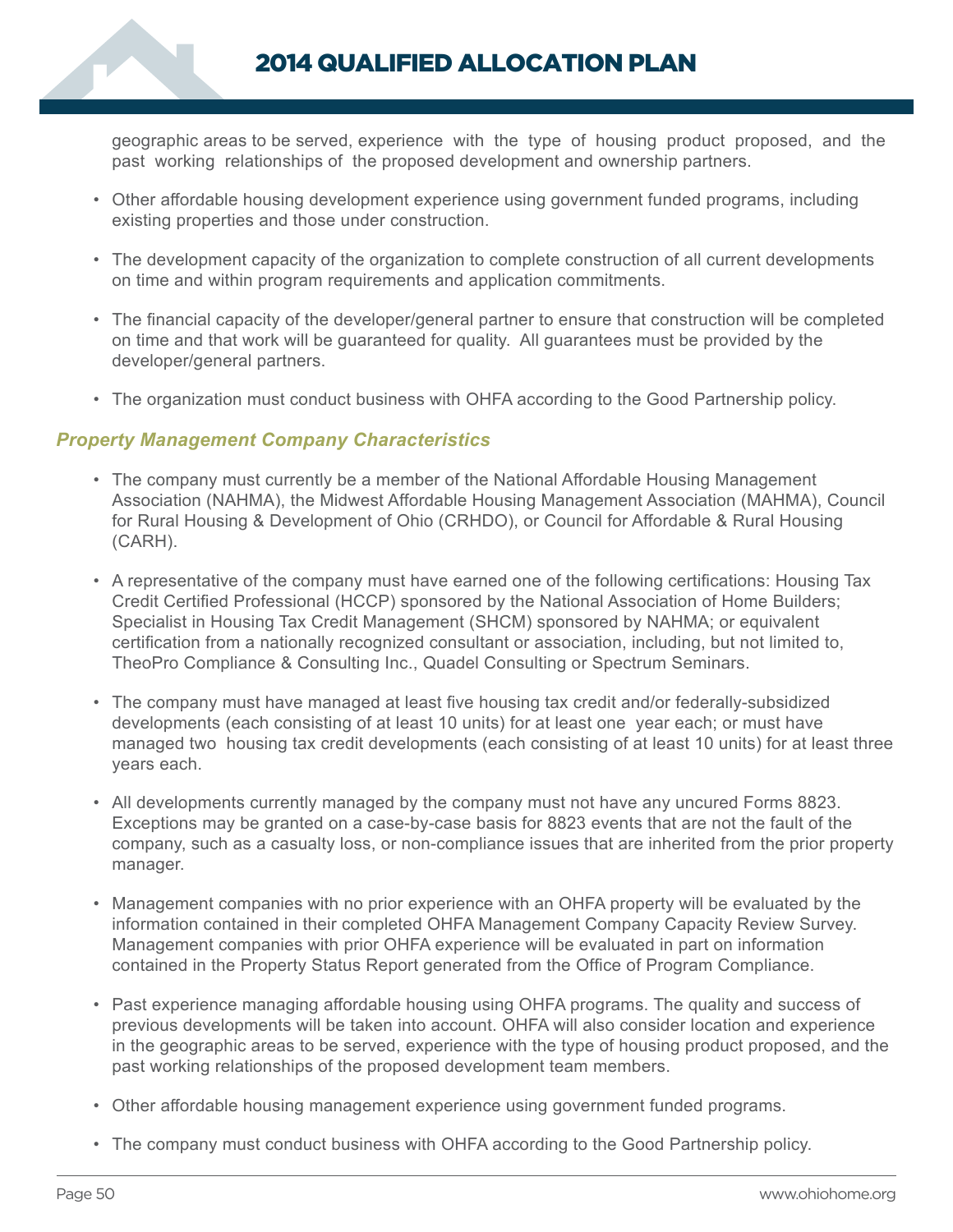geographic areas to be served, experience with the type of housing product proposed, and the past working relationships of the proposed development and ownership partners.

- Other affordable housing development experience using government funded programs, including existing properties and those under construction.
- The development capacity of the organization to complete construction of all current developments on time and within program requirements and application commitments.
- The financial capacity of the developer/general partner to ensure that construction will be completed on time and that work will be guaranteed for quality. All guarantees must be provided by the developer/general partners.
- The organization must conduct business with OHFA according to the Good Partnership policy.

### *Property Management Company Characteristics*

- The company must currently be a member of the National Affordable Housing Management Association (NAHMA), the Midwest Affordable Housing Management Association (MAHMA), Council for Rural Housing & Development of Ohio (CRHDO), or Council for Affordable & Rural Housing (CARH).
- A representative of the company must have earned one of the following certifications: Housing Tax Credit Certified Professional (HCCP) sponsored by the National Association of Home Builders; Specialist in Housing Tax Credit Management (SHCM) sponsored by NAHMA; or equivalent certification from a nationally recognized consultant or association, including, but not limited to, TheoPro Compliance & Consulting Inc., Quadel Consulting or Spectrum Seminars.
- The company must have managed at least five housing tax credit and/or federally-subsidized developments (each consisting of at least 10 units) for at least one year each; or must have managed two housing tax credit developments (each consisting of at least 10 units) for at least three years each.
- All developments currently managed by the company must not have any uncured Forms 8823. Exceptions may be granted on a case-by-case basis for 8823 events that are not the fault of the company, such as a casualty loss, or non-compliance issues that are inherited from the prior property manager.
- Management companies with no prior experience with an OHFA property will be evaluated by the information contained in their completed OHFA Management Company Capacity Review Survey. Management companies with prior OHFA experience will be evaluated in part on information contained in the Property Status Report generated from the Office of Program Compliance.
- Past experience managing affordable housing using OHFA programs. The quality and success of previous developments will be taken into account. OHFA will also consider location and experience in the geographic areas to be served, experience with the type of housing product proposed, and the past working relationships of the proposed development team members.
- Other affordable housing management experience using government funded programs.
- The company must conduct business with OHFA according to the Good Partnership policy.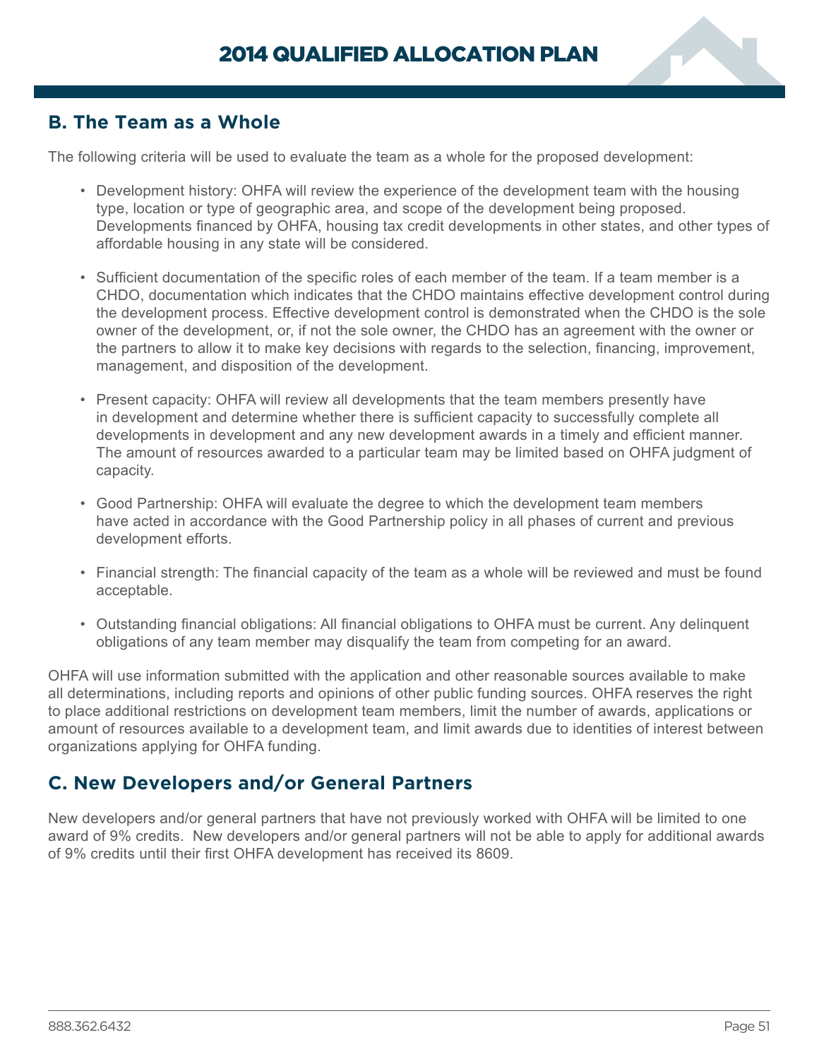## B. The Team as a Whole

The following criteria will be used to evaluate the team as a whole for the proposed development:

- Development history: OHFA will review the experience of the development team with the housing type, location or type of geographic area, and scope of the development being proposed. Developments financed by OHFA, housing tax credit developments in other states, and other types of affordable housing in any state will be considered.
- Sufficient documentation of the specific roles of each member of the team. If a team member is a CHDO, documentation which indicates that the CHDO maintains effective development control during the development process. Effective development control is demonstrated when the CHDO is the sole owner of the development, or, if not the sole owner, the CHDO has an agreement with the owner or the partners to allow it to make key decisions with regards to the selection, financing, improvement, management, and disposition of the development.
- Present capacity: OHFA will review all developments that the team members presently have in development and determine whether there is sufficient capacity to successfully complete all developments in development and any new development awards in a timely and efficient manner. The amount of resources awarded to a particular team may be limited based on OHFA judgment of capacity.
- Good Partnership: OHFA will evaluate the degree to which the development team members have acted in accordance with the Good Partnership policy in all phases of current and previous development efforts.
- Financial strength: The financial capacity of the team as a whole will be reviewed and must be found acceptable.
- Outstanding financial obligations: All financial obligations to OHFA must be current. Any delinquent obligations of any team member may disqualify the team from competing for an award.

OHFA will use information submitted with the application and other reasonable sources available to make all determinations, including reports and opinions of other public funding sources. OHFA reserves the right to place additional restrictions on development team members, limit the number of awards, applications or amount of resources available to a development team, and limit awards due to identities of interest between organizations applying for OHFA funding.

## C. New Developers and/or General Partners

New developers and/or general partners that have not previously worked with OHFA will be limited to one award of 9% credits. New developers and/or general partners will not be able to apply for additional awards of 9% credits until their first OHFA development has received its 8609.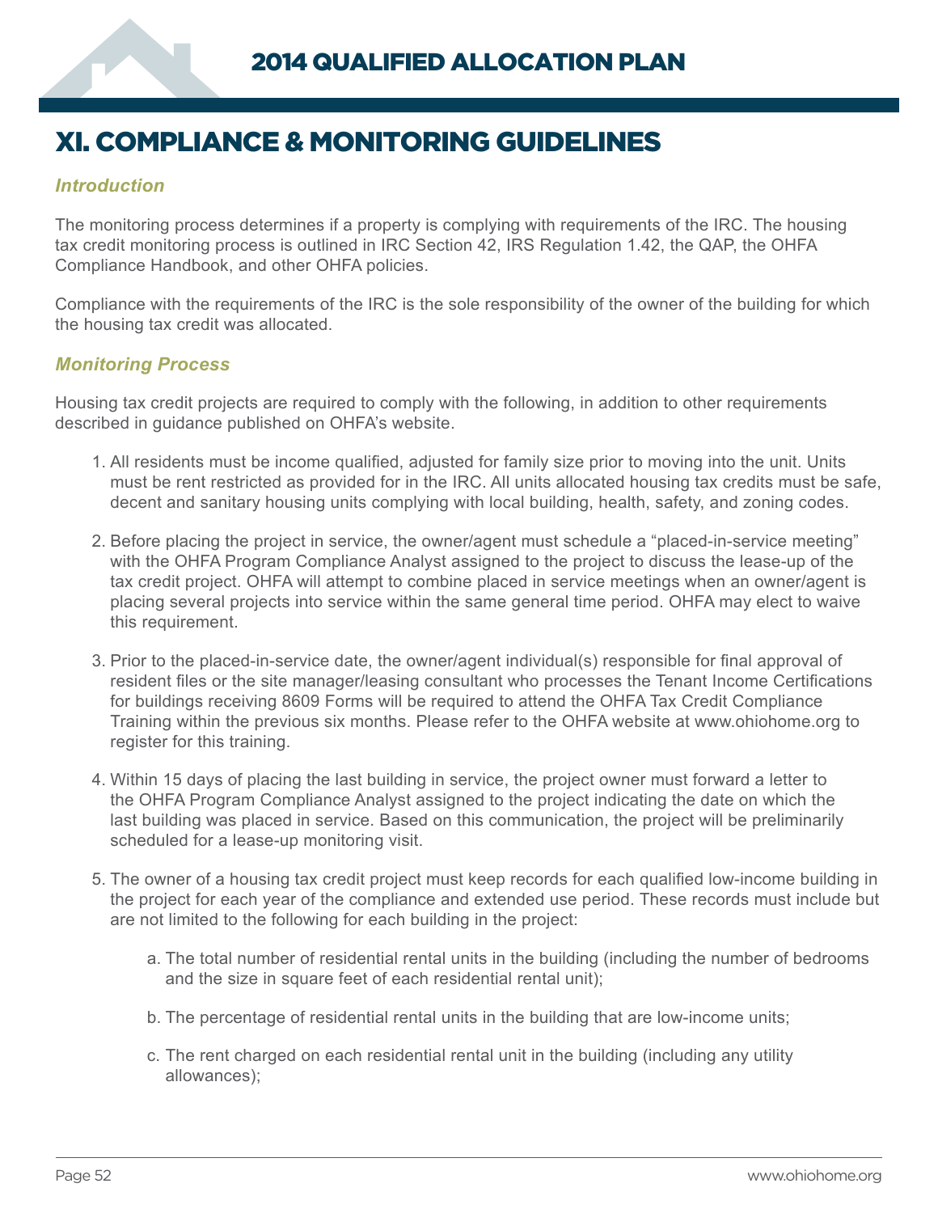# XI. COMPLIANCE & MONITORING GUIDELINES

### *Introduction*

The monitoring process determines if a property is complying with requirements of the IRC. The housing tax credit monitoring process is outlined in IRC Section 42, IRS Regulation 1.42, the QAP, the OHFA Compliance Handbook, and other OHFA policies.

Compliance with the requirements of the IRC is the sole responsibility of the owner of the building for which the housing tax credit was allocated.

### *Monitoring Process*

Housing tax credit projects are required to comply with the following, in addition to other requirements described in guidance published on OHFA's website.

1. All residents must be income qualified, adjusted for family size prior to moving into the unit. Units must be rent restricted as provided for in the IRC. All units allocated housing tax credits must be safe, decent and sanitary housing units complying with local building, health, safety, and zoning codes.

2. Before placing the project in service, the owner/agent must schedule a "placed-in-service meeting" with the OHFA Program Compliance Analyst assigned to the project to discuss the lease-up of the tax credit project. OHFA will attempt to combine placed in service meetings when an owner/agent is placing several projects into service within the same general time period. OHFA may elect to waive this requirement.

3. Prior to the placed-in-service date, the owner/agent individual(s) responsible for final approval of resident files or the site manager/leasing consultant who processes the Tenant Income Certifications for buildings receiving 8609 Forms will be required to attend the OHFA Tax Credit Compliance Training within the previous six months. Please refer to the OHFA website at www.ohiohome.org to register for this training.

4. Within 15 days of placing the last building in service, the project owner must forward a letter to the OHFA Program Compliance Analyst assigned to the project indicating the date on which the last building was placed in service. Based on this communication, the project will be preliminarily scheduled for a lease-up monitoring visit.

5. The owner of a housing tax credit project must keep records for each qualified low-income building in the project for each year of the compliance and extended use period. These records must include but are not limited to the following for each building in the project:

    a. The total number of residential rental units in the building (including the number of bedrooms and the size in square feet of each residential rental unit);

    b. The percentage of residential rental units in the building that are low-income units;

    c. The rent charged on each residential rental unit in the building (including any utility allowances);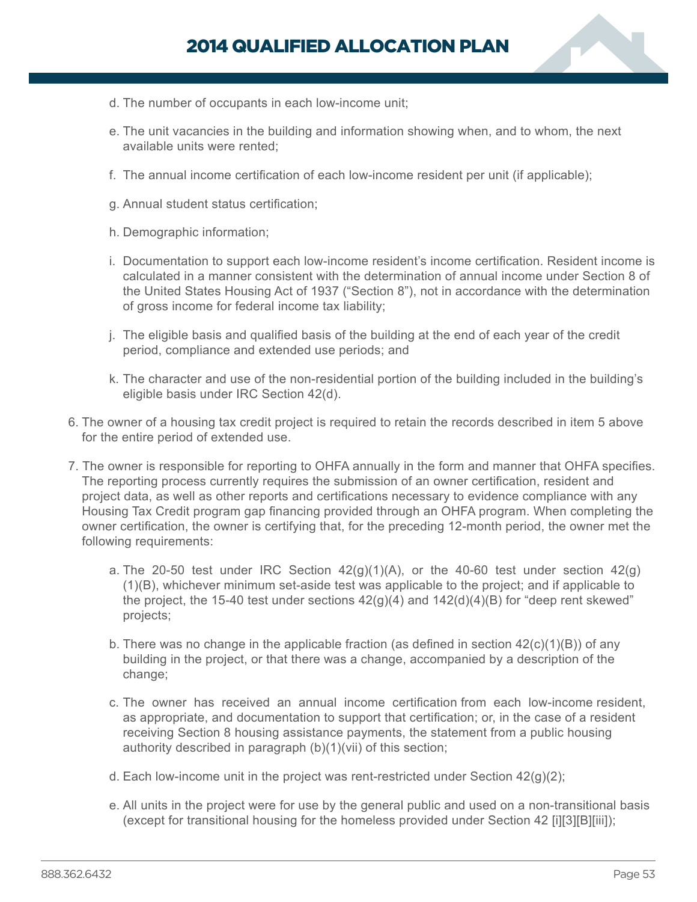d. The number of occupants in each low-income unit;

e. The unit vacancies in the building and information showing when, and to whom, the next available units were rented;

f. The annual income certification of each low-income resident per unit (if applicable);

g. Annual student status certification;

h. Demographic information;

i. Documentation to support each low-income resident's income certification. Resident income is calculated in a manner consistent with the determination of annual income under Section 8 of the United States Housing Act of 1937 ("Section 8"), not in accordance with the determination of gross income for federal income tax liability;

j. The eligible basis and qualified basis of the building at the end of each year of the credit period, compliance and extended use periods; and

k. The character and use of the non-residential portion of the building included in the building's eligible basis under IRC Section 42(d).

6. The owner of a housing tax credit project is required to retain the records described in item 5 above for the entire period of extended use.

7. The owner is responsible for reporting to OHFA annually in the form and manner that OHFA specifies. The reporting process currently requires the submission of an owner certification, resident and project data, as well as other reports and certifications necessary to evidence compliance with any Housing Tax Credit program gap financing provided through an OHFA program. When completing the owner certification, the owner is certifying that, for the preceding 12-month period, the owner met the following requirements:

   a. The 20-50 test under IRC Section 42(g)(1)(A), or the 40-60 test under section 42(g)(1)(B), whichever minimum set-aside test was applicable to the project; and if applicable to the project, the 15-40 test under sections 42(g)(4) and 142(d)(4)(B) for "deep rent skewed" projects;

   b. There was no change in the applicable fraction (as defined in section 42(c)(1)(B)) of any building in the project, or that there was a change, accompanied by a description of the change;

   c. The owner has received an annual income certification from each low-income resident, as appropriate, and documentation to support that certification; or, in the case of a resident receiving Section 8 housing assistance payments, the statement from a public housing authority described in paragraph (b)(1)(vii) of this section;

   d. Each low-income unit in the project was rent-restricted under Section 42(g)(2);

   e. All units in the project were for use by the general public and used on a non-transitional basis (except for transitional housing for the homeless provided under Section 42 [i][3][B][iii]);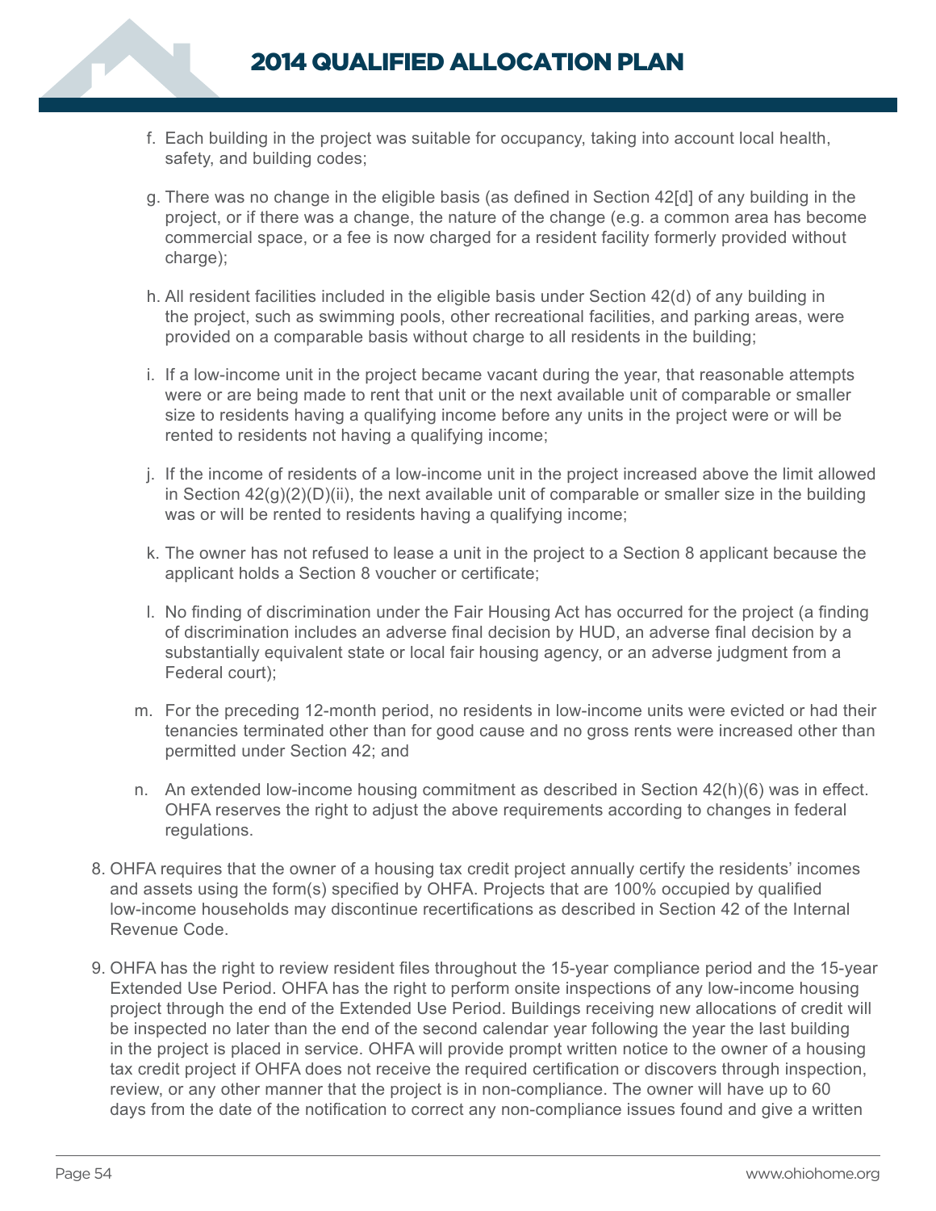f. Each building in the project was suitable for occupancy, taking into account local health, safety, and building codes;

g. There was no change in the eligible basis (as defined in Section 42[d] of any building in the project, or if there was a change, the nature of the change (e.g. a common area has become commercial space, or a fee is now charged for a resident facility formerly provided without charge);

h. All resident facilities included in the eligible basis under Section 42(d) of any building in the project, such as swimming pools, other recreational facilities, and parking areas, were provided on a comparable basis without charge to all residents in the building;

i. If a low-income unit in the project became vacant during the year, that reasonable attempts were or are being made to rent that unit or the next available unit of comparable or smaller size to residents having a qualifying income before any units in the project were or will be rented to residents not having a qualifying income;

j. If the income of residents of a low-income unit in the project increased above the limit allowed in Section 42(g)(2)(D)(ii), the next available unit of comparable or smaller size in the building was or will be rented to residents having a qualifying income;

k. The owner has not refused to lease a unit in the project to a Section 8 applicant because the applicant holds a Section 8 voucher or certificate;

l. No finding of discrimination under the Fair Housing Act has occurred for the project (a finding of discrimination includes an adverse final decision by HUD, an adverse final decision by a substantially equivalent state or local fair housing agency, or an adverse judgment from a Federal court);

m. For the preceding 12-month period, no residents in low-income units were evicted or had their tenancies terminated other than for good cause and no gross rents were increased other than permitted under Section 42; and

n. An extended low-income housing commitment as described in Section 42(h)(6) was in effect. OHFA reserves the right to adjust the above requirements according to changes in federal regulations.

8. OHFA requires that the owner of a housing tax credit project annually certify the residents' incomes and assets using the form(s) specified by OHFA. Projects that are 100% occupied by qualified low-income households may discontinue recertifications as described in Section 42 of the Internal Revenue Code.

9. OHFA has the right to review resident files throughout the 15-year compliance period and the 15-year Extended Use Period. OHFA has the right to perform onsite inspections of any low-income housing project through the end of the Extended Use Period. Buildings receiving new allocations of credit will be inspected no later than the end of the second calendar year following the year the last building in the project is placed in service. OHFA will provide prompt written notice to the owner of a housing tax credit project if OHFA does not receive the required certification or discovers through inspection, review, or any other manner that the project is in non-compliance. The owner will have up to 60 days from the date of the notification to correct any non-compliance issues found and give a written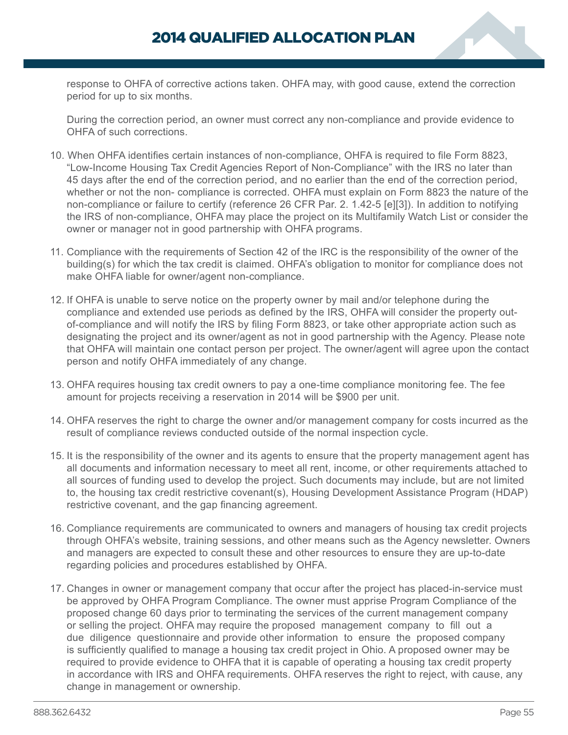response to OHFA of corrective actions taken. OHFA may, with good cause, extend the correction period for up to six months.

During the correction period, an owner must correct any non-compliance and provide evidence to OHFA of such corrections.

10. When OHFA identifies certain instances of non-compliance, OHFA is required to file Form 8823, "Low-Income Housing Tax Credit Agencies Report of Non-Compliance" with the IRS no later than 45 days after the end of the correction period, and no earlier than the end of the correction period, whether or not the non- compliance is corrected. OHFA must explain on Form 8823 the nature of the non-compliance or failure to certify (reference 26 CFR Par. 2. 1.42-5 [e][3]). In addition to notifying the IRS of non-compliance, OHFA may place the project on its Multifamily Watch List or consider the owner or manager not in good partnership with OHFA programs.

11. Compliance with the requirements of Section 42 of the IRC is the responsibility of the owner of the building(s) for which the tax credit is claimed. OHFA's obligation to monitor for compliance does not make OHFA liable for owner/agent non-compliance.

12. If OHFA is unable to serve notice on the property owner by mail and/or telephone during the compliance and extended use periods as defined by the IRS, OHFA will consider the property out-of-compliance and will notify the IRS by filing Form 8823, or take other appropriate action such as designating the project and its owner/agent as not in good partnership with the Agency. Please note that OHFA will maintain one contact person per project. The owner/agent will agree upon the contact person and notify OHFA immediately of any change.

13. OHFA requires housing tax credit owners to pay a one-time compliance monitoring fee. The fee amount for projects receiving a reservation in 2014 will be $900 per unit.

14. OHFA reserves the right to charge the owner and/or management company for costs incurred as the result of compliance reviews conducted outside of the normal inspection cycle.

15. It is the responsibility of the owner and its agents to ensure that the property management agent has all documents and information necessary to meet all rent, income, or other requirements attached to all sources of funding used to develop the project. Such documents may include, but are not limited to, the housing tax credit restrictive covenant(s), Housing Development Assistance Program (HDAP) restrictive covenant, and the gap financing agreement.

16. Compliance requirements are communicated to owners and managers of housing tax credit projects through OHFA's website, training sessions, and other means such as the Agency newsletter. Owners and managers are expected to consult these and other resources to ensure they are up-to-date regarding policies and procedures established by OHFA.

17. Changes in owner or management company that occur after the project has placed-in-service must be approved by OHFA Program Compliance. The owner must apprise Program Compliance of the proposed change 60 days prior to terminating the services of the current management company or selling the project. OHFA may require the proposed management company to fill out a due diligence questionnaire and provide other information to ensure the proposed company is sufficiently qualified to manage a housing tax credit project in Ohio. A proposed owner may be required to provide evidence to OHFA that it is capable of operating a housing tax credit property in accordance with IRS and OHFA requirements. OHFA reserves the right to reject, with cause, any change in management or ownership.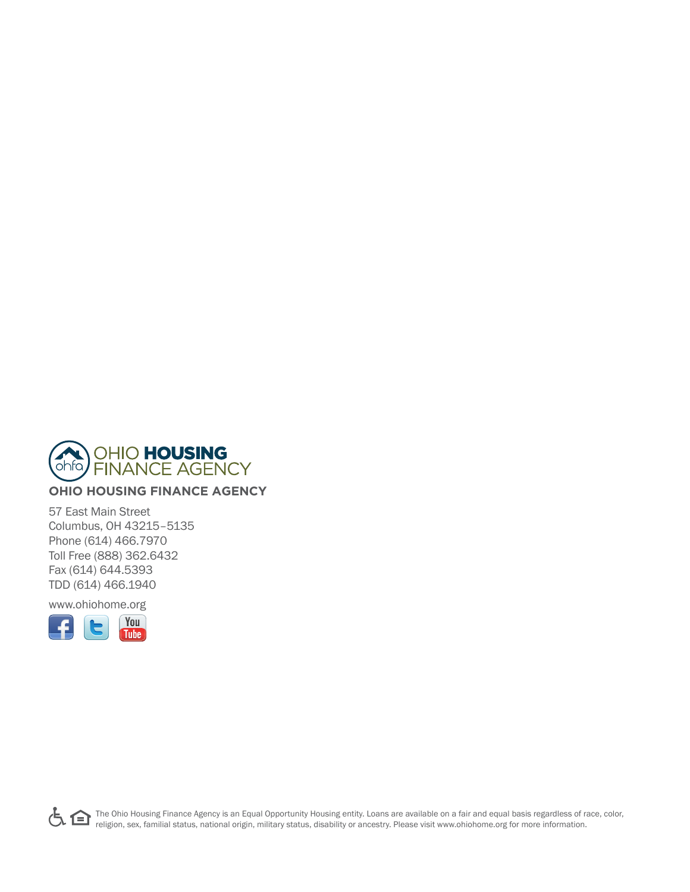OHIO **HOUSING**
FINANCE AGENCY

**OHIO HOUSING FINANCE AGENCY**

57 East Main Street
Columbus, OH 43215–5135
Phone (614) 466.7970
Toll Free (888) 362.6432
Fax (614) 644.5393
TDD (614) 466.1940

www.ohiohome.org

The Ohio Housing Finance Agency is an Equal Opportunity Housing entity. Loans are available on a fair and equal basis regardless of race, color, religion, sex, familial status, national origin, military status, disability or ancestry. Please visit www.ohiohome.org for more information.